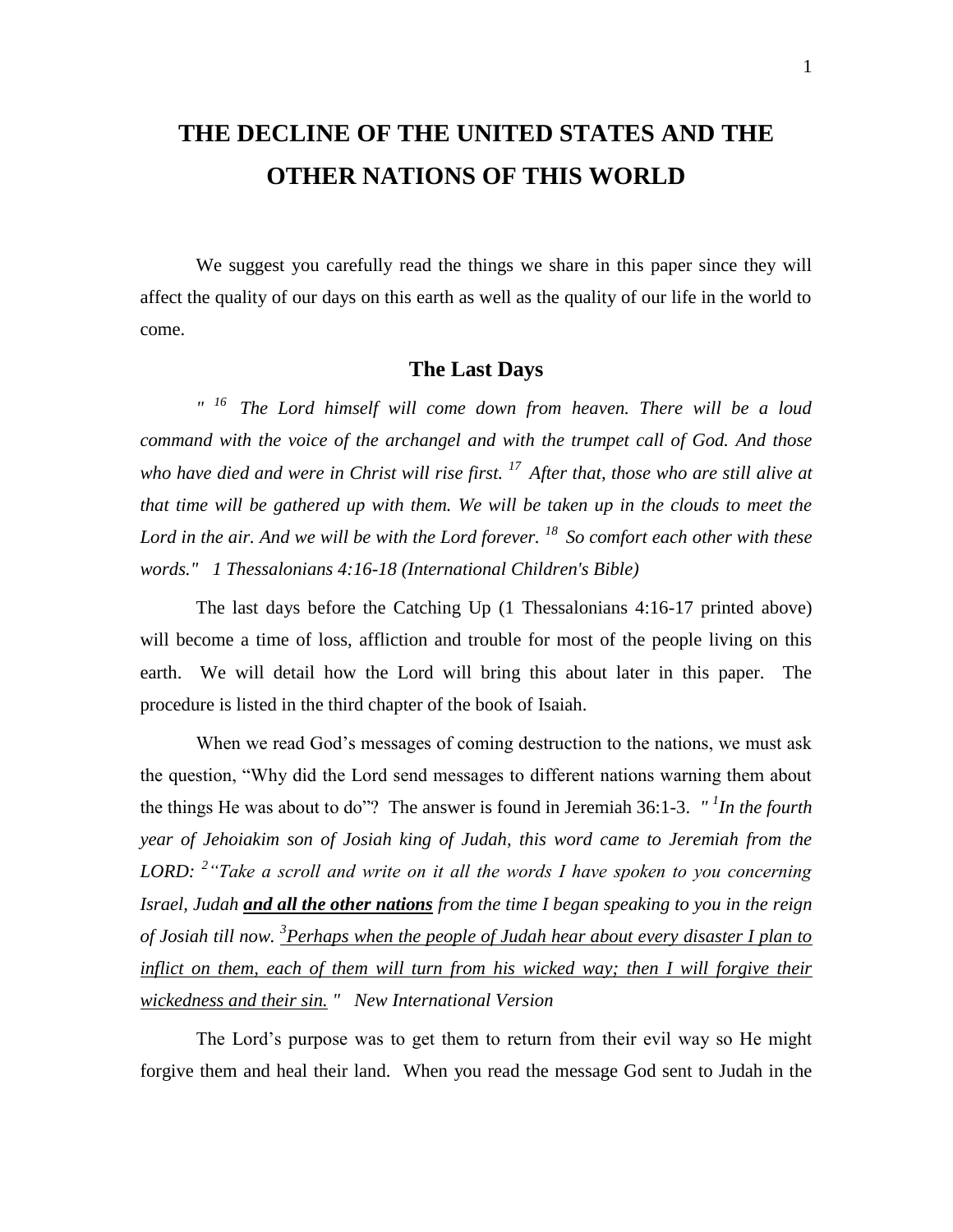# THE DECLINE OF THE UNITED STATES AND THE OTHER NATIONS OF THIS WORLD

We suggest you carefully read the things we share in this paper since they will affect the quality of our days on this earth as well as the quality of our life in the world to come.

## The Last Days

*" [16] The Lord himself will come down from heaven. There will be a loud command with the voice of the archangel and with the trumpet call of God. And those who have died and were in Christ will rise first. [17] After that, those who are still alive at that time will be gathered up with them. We will be taken up in the clouds to meet the Lord in the air. And we will be with the Lord forever. [18] So comfort each other with these words." 1 Thessalonians 4:16-18 (International Children's Bible)*

The last days before the Catching Up (1 Thessalonians 4:16-17 printed above) will become a time of loss, affliction and trouble for most of the people living on this earth. We will detail how the Lord will bring this about later in this paper. The procedure is listed in the third chapter of the book of Isaiah.

When we read God's messages of coming destruction to the nations, we must ask the question, "Why did the Lord send messages to different nations warning them about the things He was about to do"? The answer is found in Jeremiah 36:1-3. *" [1]In the fourth year of Jehoiakim son of Josiah king of Judah, this word came to Jeremiah from the LORD: [2]"Take a scroll and write on it all the words I have spoken to you concerning Israel, Judah* ***<u>and all the other nations</u>*** *from the time I began speaking to you in the reign of Josiah till now. [3]<u>Perhaps when the people of Judah hear about every disaster I plan to inflict on them, each of them will turn from his wicked way; then I will forgive their wickedness and their sin.</u> " New International Version*

The Lord's purpose was to get them to return from their evil way so He might forgive them and heal their land. When you read the message God sent to Judah in the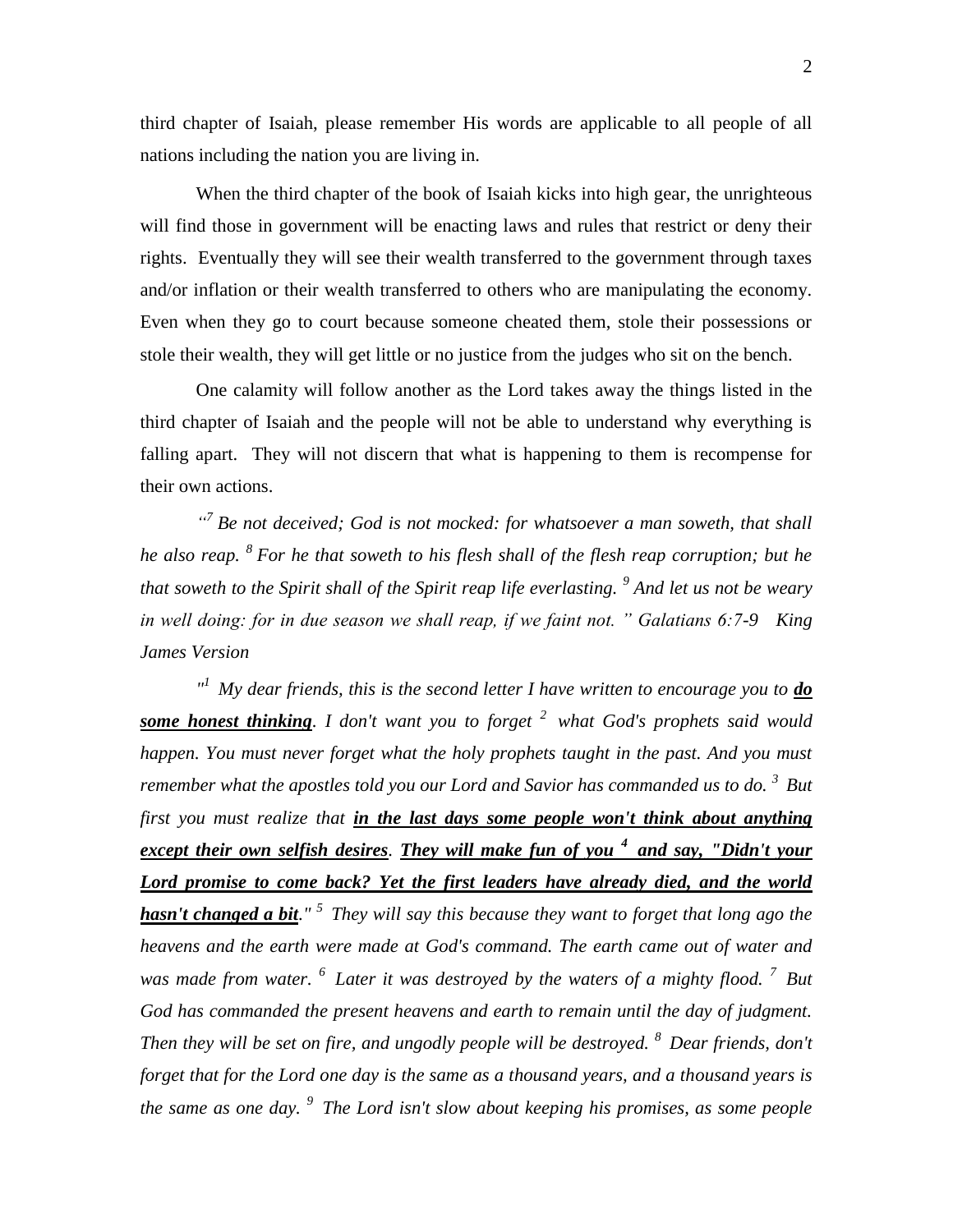third chapter of Isaiah, please remember His words are applicable to all people of all nations including the nation you are living in.

When the third chapter of the book of Isaiah kicks into high gear, the unrighteous will find those in government will be enacting laws and rules that restrict or deny their rights. Eventually they will see their wealth transferred to the government through taxes and/or inflation or their wealth transferred to others who are manipulating the economy. Even when they go to court because someone cheated them, stole their possessions or stole their wealth, they will get little or no justice from the judges who sit on the bench.

One calamity will follow another as the Lord takes away the things listed in the third chapter of Isaiah and the people will not be able to understand why everything is falling apart. They will not discern that what is happening to them is recompense for their own actions.

*"[7] Be not deceived; God is not mocked: for whatsoever a man soweth, that shall he also reap. [8] For he that soweth to his flesh shall of the flesh reap corruption; but he that soweth to the Spirit shall of the Spirit reap life everlasting. [9] And let us not be weary in well doing: for in due season we shall reap, if we faint not." Galatians 6:7-9 King James Version*

*"[1] My dear friends, this is the second letter I have written to encourage you to **do some honest thinking**. I don't want you to forget [2] what God's prophets said would happen. You must never forget what the holy prophets taught in the past. And you must remember what the apostles told you our Lord and Savior has commanded us to do. [3] But first you must realize that **in the last days some people won't think about anything except their own selfish desires**. **They will make fun of you [4] and say, "Didn't your Lord promise to come back? Yet the first leaders have already died, and the world hasn't changed a bit**." [5] They will say this because they want to forget that long ago the heavens and the earth were made at God's command. The earth came out of water and was made from water. [6] Later it was destroyed by the waters of a mighty flood. [7] But God has commanded the present heavens and earth to remain until the day of judgment. Then they will be set on fire, and ungodly people will be destroyed. [8] Dear friends, don't forget that for the Lord one day is the same as a thousand years, and a thousand years is the same as one day. [9] The Lord isn't slow about keeping his promises, as some people*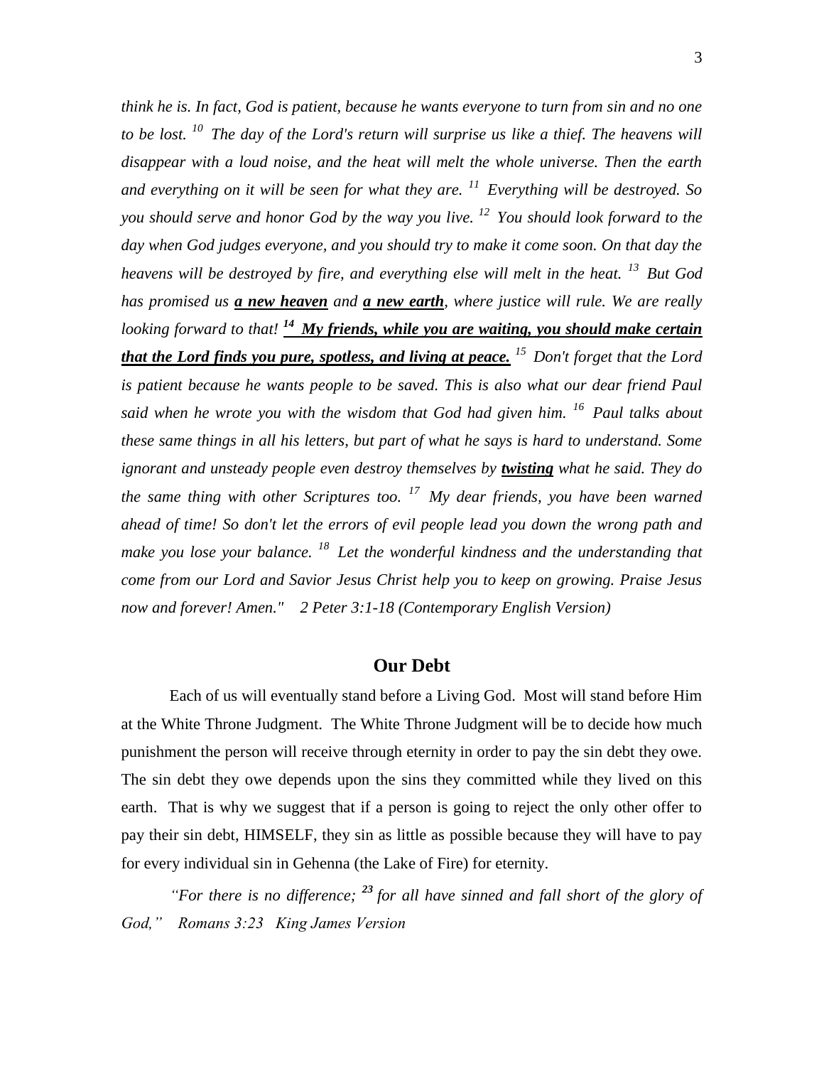*think he is. In fact, God is patient, because he wants everyone to turn from sin and no one to be lost. [10] The day of the Lord's return will surprise us like a thief. The heavens will disappear with a loud noise, and the heat will melt the whole universe. Then the earth and everything on it will be seen for what they are. [11] Everything will be destroyed. So you should serve and honor God by the way you live. [12] You should look forward to the day when God judges everyone, and you should try to make it come soon. On that day the heavens will be destroyed by fire, and everything else will melt in the heat. [13] But God has promised us **a new heaven** and **a new earth**, where justice will rule. We are really looking forward to that! **[14] My friends, while you are waiting, you should make certain that the Lord finds you pure, spotless, and living at peace.** [15] Don't forget that the Lord is patient because he wants people to be saved. This is also what our dear friend Paul said when he wrote you with the wisdom that God had given him. [16] Paul talks about these same things in all his letters, but part of what he says is hard to understand. Some ignorant and unsteady people even destroy themselves by **twisting** what he said. They do the same thing with other Scriptures too. [17] My dear friends, you have been warned ahead of time! So don't let the errors of evil people lead you down the wrong path and make you lose your balance. [18] Let the wonderful kindness and the understanding that come from our Lord and Savior Jesus Christ help you to keep on growing. Praise Jesus now and forever! Amen." 2 Peter 3:1-18 (Contemporary English Version)*

## Our Debt

Each of us will eventually stand before a Living God. Most will stand before Him at the White Throne Judgment. The White Throne Judgment will be to decide how much punishment the person will receive through eternity in order to pay the sin debt they owe. The sin debt they owe depends upon the sins they committed while they lived on this earth. That is why we suggest that if a person is going to reject the only other offer to pay their sin debt, HIMSELF, they sin as little as possible because they will have to pay for every individual sin in Gehenna (the Lake of Fire) for eternity.

*"For there is no difference; [23] for all have sinned and fall short of the glory of God," Romans 3:23 King James Version*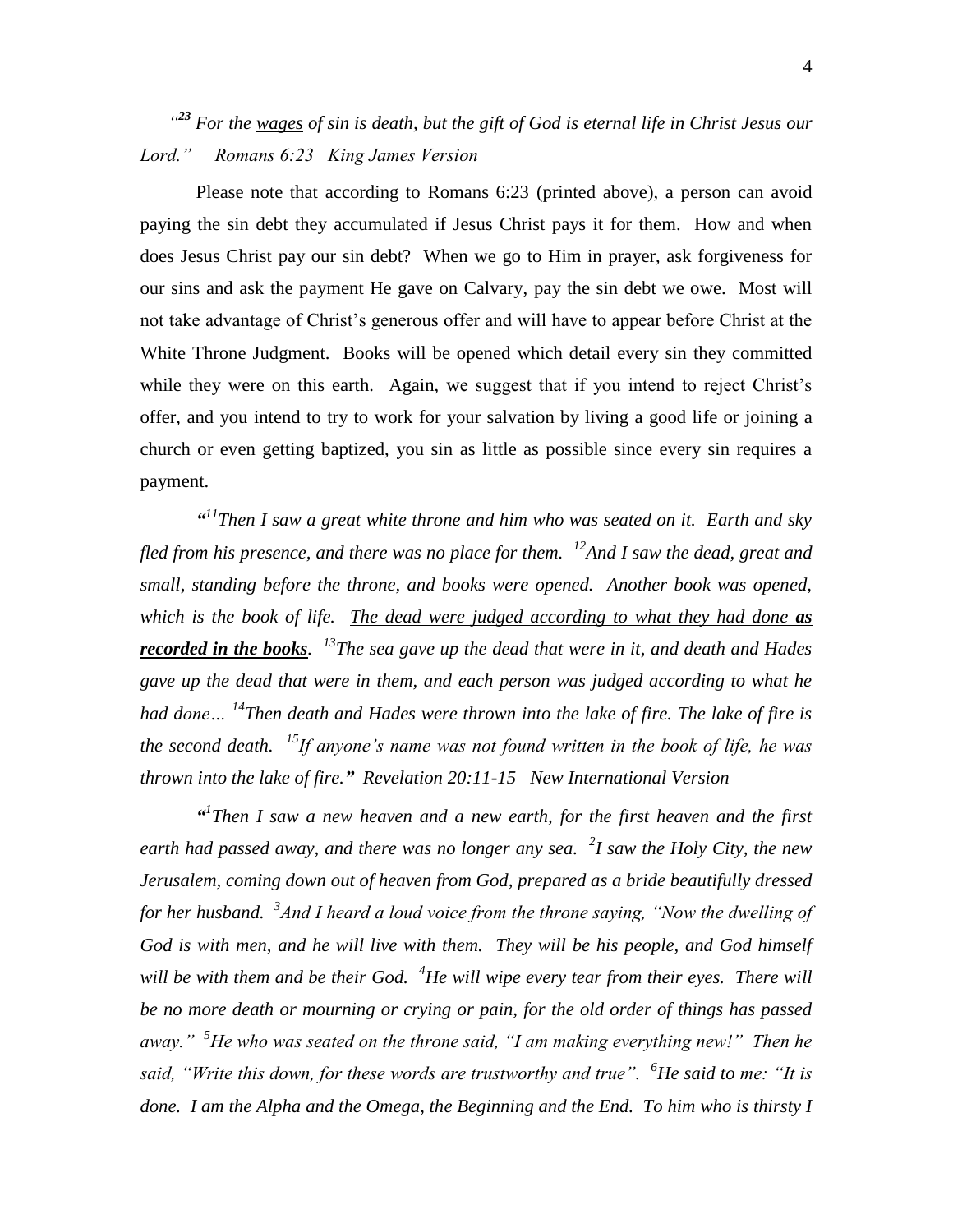*"[23] For the <u>wages</u> of sin is death, but the gift of God is eternal life in Christ Jesus our Lord."  Romans 6:23  King James Version*

Please note that according to Romans 6:23 (printed above), a person can avoid paying the sin debt they accumulated if Jesus Christ pays it for them. How and when does Jesus Christ pay our sin debt? When we go to Him in prayer, ask forgiveness for our sins and ask the payment He gave on Calvary, pay the sin debt we owe. Most will not take advantage of Christ's generous offer and will have to appear before Christ at the White Throne Judgment. Books will be opened which detail every sin they committed while they were on this earth. Again, we suggest that if you intend to reject Christ's offer, and you intend to try to work for your salvation by living a good life or joining a church or even getting baptized, you sin as little as possible since every sin requires a payment.

*"[11]Then I saw a great white throne and him who was seated on it. Earth and sky fled from his presence, and there was no place for them. [12]And I saw the dead, great and small, standing before the throne, and books were opened. Another book was opened, which is the book of life. <u>The dead were judged according to what they had done **as recorded in the books**</u>. [13]The sea gave up the dead that were in it, and death and Hades gave up the dead that were in them, and each person was judged according to what he had done… [14]Then death and Hades were thrown into the lake of fire. The lake of fire is the second death. [15]If anyone's name was not found written in the book of life, he was thrown into the lake of fire." Revelation 20:11-15  New International Version*

*"[1]Then I saw a new heaven and a new earth, for the first heaven and the first earth had passed away, and there was no longer any sea. [2]I saw the Holy City, the new Jerusalem, coming down out of heaven from God, prepared as a bride beautifully dressed for her husband. [3]And I heard a loud voice from the throne saying, "Now the dwelling of God is with men, and he will live with them. They will be his people, and God himself will be with them and be their God. [4]He will wipe every tear from their eyes. There will be no more death or mourning or crying or pain, for the old order of things has passed away." [5]He who was seated on the throne said, "I am making everything new!" Then he said, "Write this down, for these words are trustworthy and true". [6]He said to me: "It is done. I am the Alpha and the Omega, the Beginning and the End. To him who is thirsty I*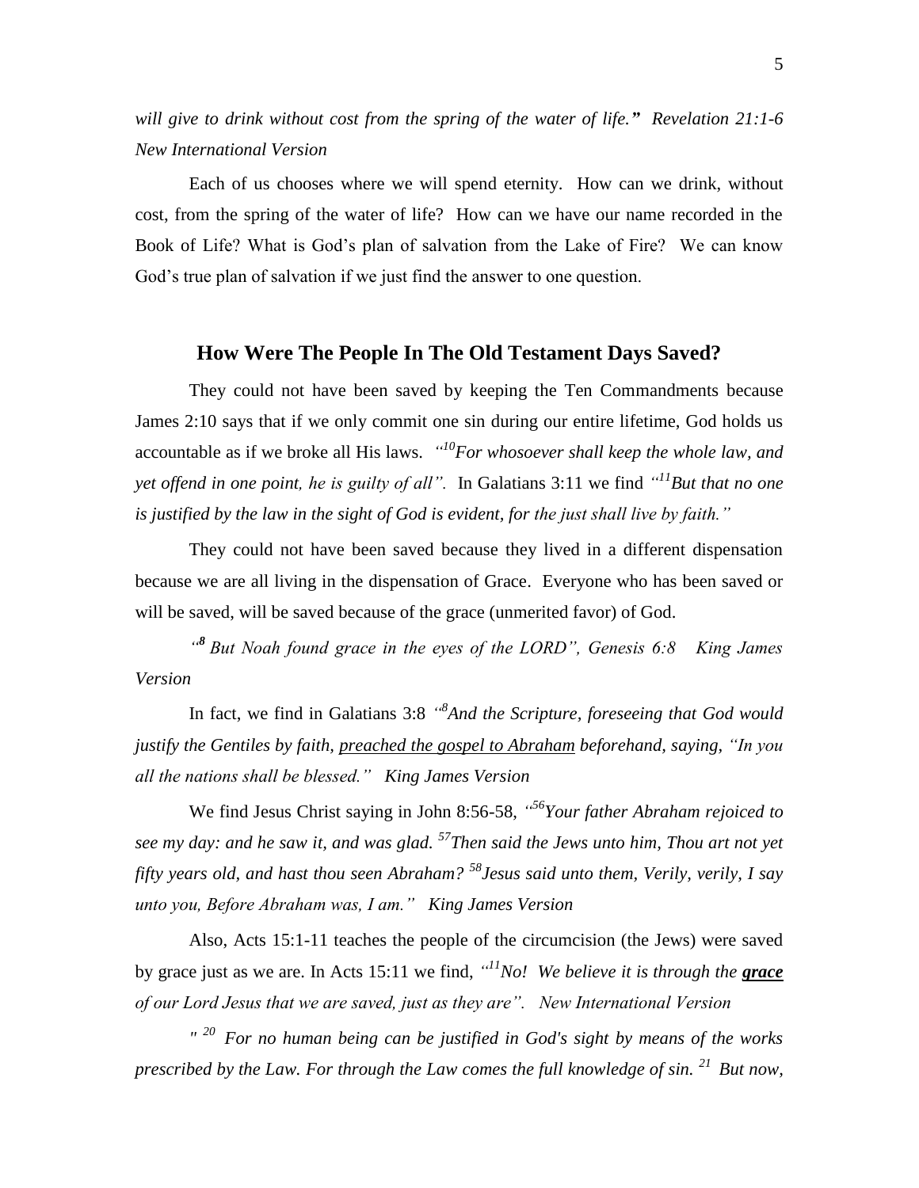*will give to drink without cost from the spring of the water of life.***"** *Revelation 21:1-6 New International Version*

Each of us chooses where we will spend eternity. How can we drink, without cost, from the spring of the water of life? How can we have our name recorded in the Book of Life? What is God's plan of salvation from the Lake of Fire? We can know God's true plan of salvation if we just find the answer to one question.

## How Were The People In The Old Testament Days Saved?

They could not have been saved by keeping the Ten Commandments because James 2:10 says that if we only commit one sin during our entire lifetime, God holds us accountable as if we broke all His laws. *"[10]For whosoever shall keep the whole law, and yet offend in one point, he is guilty of all".* In Galatians 3:11 we find *"[11]But that no one is justified by the law in the sight of God is evident, for the just shall live by faith."*

They could not have been saved because they lived in a different dispensation because we are all living in the dispensation of Grace. Everyone who has been saved or will be saved, will be saved because of the grace (unmerited favor) of God.

*"**[8]** But Noah found grace in the eyes of the LORD", Genesis 6:8 King James Version*

In fact, we find in Galatians 3:8 *"[8]And the Scripture, foreseeing that God would justify the Gentiles by faith, <u>preached the gospel to Abraham</u> beforehand, saying, "In you all the nations shall be blessed." King James Version*

We find Jesus Christ saying in John 8:56-58, *"[56]Your father Abraham rejoiced to see my day: and he saw it, and was glad. [57]Then said the Jews unto him, Thou art not yet fifty years old, and hast thou seen Abraham? [58]Jesus said unto them, Verily, verily, I say unto you, Before Abraham was, I am." King James Version*

Also, Acts 15:1-11 teaches the people of the circumcision (the Jews) were saved by grace just as we are. In Acts 15:11 we find, *"[11]No! We believe it is through the **<u>grace</u>** of our Lord Jesus that we are saved, just as they are". New International Version*

*" [20] For no human being can be justified in God's sight by means of the works prescribed by the Law. For through the Law comes the full knowledge of sin. [21] But now,*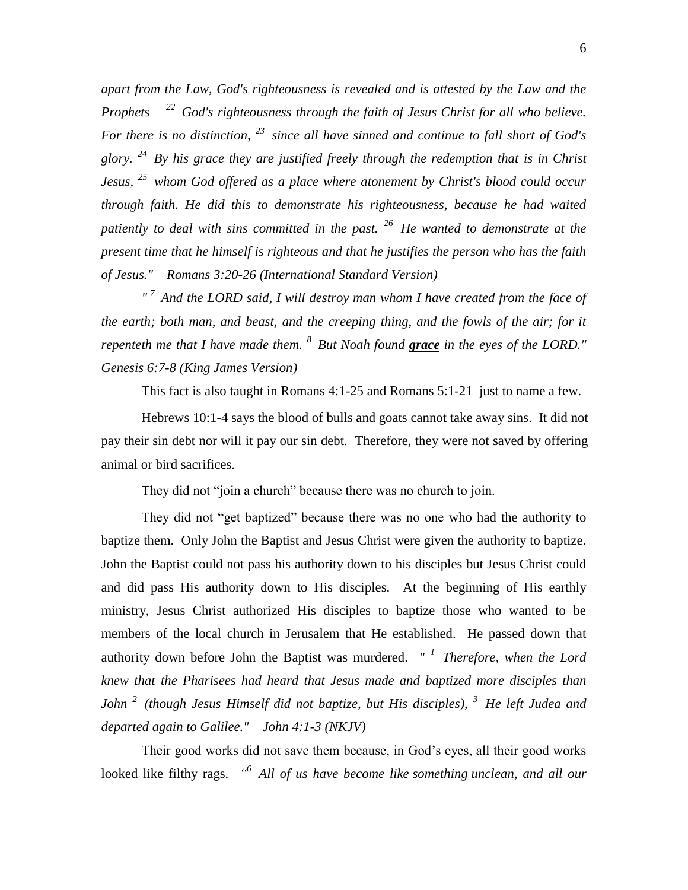*apart from the Law, God's righteousness is revealed and is attested by the Law and the Prophets— [22] God's righteousness through the faith of Jesus Christ for all who believe. For there is no distinction, [23] since all have sinned and continue to fall short of God's glory. [24] By his grace they are justified freely through the redemption that is in Christ Jesus, [25] whom God offered as a place where atonement by Christ's blood could occur through faith. He did this to demonstrate his righteousness, because he had waited patiently to deal with sins committed in the past. [26] He wanted to demonstrate at the present time that he himself is righteous and that he justifies the person who has the faith of Jesus."  Romans 3:20-26 (International Standard Version)*

*" [7] And the LORD said, I will destroy man whom I have created from the face of the earth; both man, and beast, and the creeping thing, and the fowls of the air; for it repenteth me that I have made them. [8] But Noah found **grace** in the eyes of the LORD." Genesis 6:7-8 (King James Version)*

This fact is also taught in Romans 4:1-25 and Romans 5:1-21 just to name a few.

Hebrews 10:1-4 says the blood of bulls and goats cannot take away sins. It did not pay their sin debt nor will it pay our sin debt. Therefore, they were not saved by offering animal or bird sacrifices.

They did not "join a church" because there was no church to join.

They did not "get baptized" because there was no one who had the authority to baptize them. Only John the Baptist and Jesus Christ were given the authority to baptize. John the Baptist could not pass his authority down to his disciples but Jesus Christ could and did pass His authority down to His disciples. At the beginning of His earthly ministry, Jesus Christ authorized His disciples to baptize those who wanted to be members of the local church in Jerusalem that He established. He passed down that authority down before John the Baptist was murdered. *" [1] Therefore, when the Lord knew that the Pharisees had heard that Jesus made and baptized more disciples than John [2] (though Jesus Himself did not baptize, but His disciples), [3] He left Judea and departed again to Galilee."  John 4:1-3 (NKJV)*

Their good works did not save them because, in God's eyes, all their good works looked like filthy rags. *"[6] All of us have become like something unclean, and all our*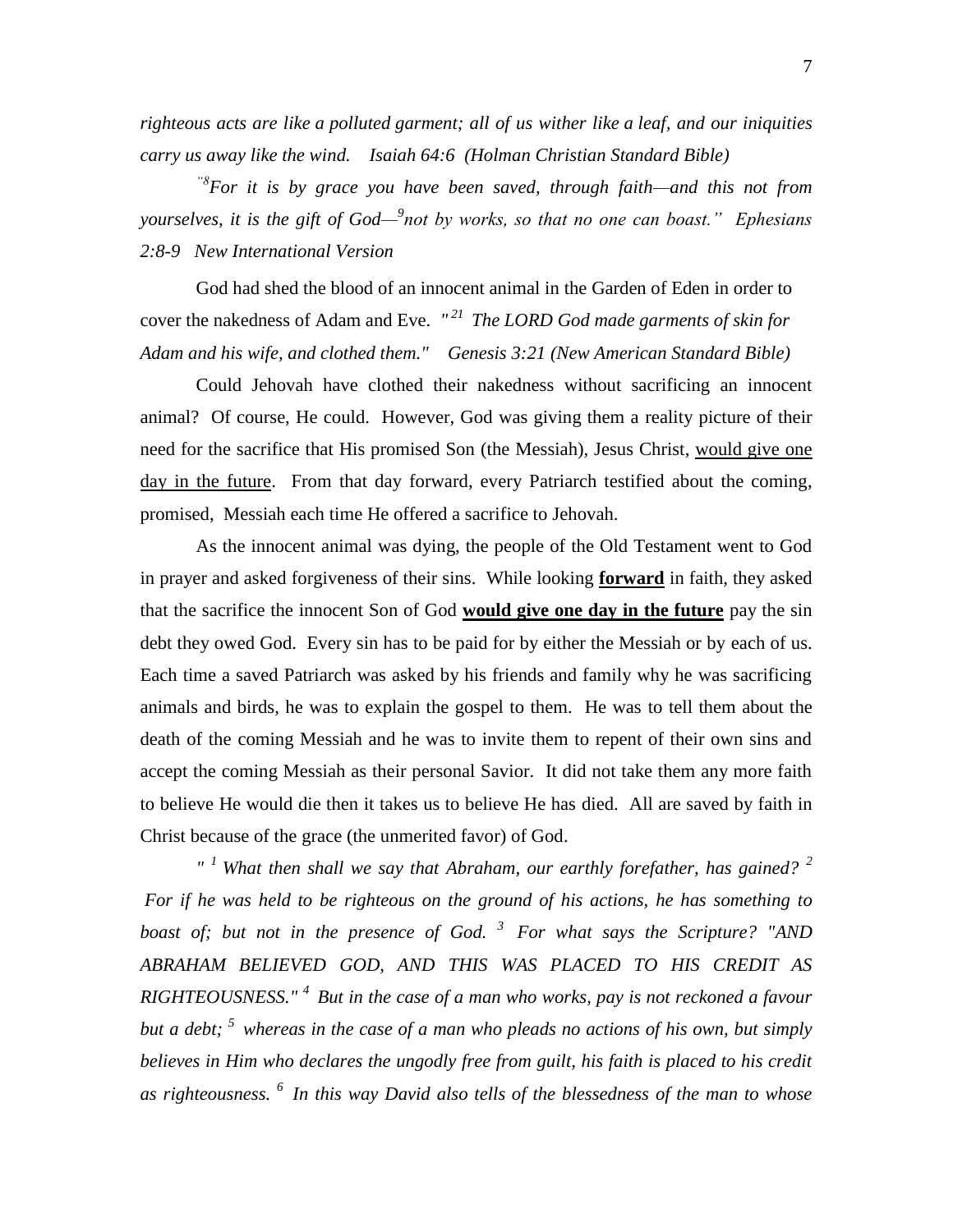*righteous acts are like a polluted garment; all of us wither like a leaf, and our iniquities carry us away like the wind.    Isaiah 64:6  (Holman Christian Standard Bible)*

*"[8]For it is by grace you have been saved, through faith—and this not from yourselves, it is the gift of God—[9]not by works, so that no one can boast."  Ephesians 2:8-9   New International Version*

God had shed the blood of an innocent animal in the Garden of Eden in order to cover the nakedness of Adam and Eve.  *"[21]  The LORD God made garments of skin for Adam and his wife, and clothed them."    Genesis 3:21 (New American Standard Bible)*

Could Jehovah have clothed their nakedness without sacrificing an innocent animal?  Of course, He could.  However, God was giving them a reality picture of their need for the sacrifice that His promised Son (the Messiah), Jesus Christ, <u>would give one day in the future</u>.  From that day forward, every Patriarch testified about the coming, promised,  Messiah each time He offered a sacrifice to Jehovah.

As the innocent animal was dying, the people of the Old Testament went to God in prayer and asked forgiveness of their sins.  While looking <u>**forward**</u> in faith, they asked that the sacrifice the innocent Son of God <u>**would give one day in the future**</u> pay the sin debt they owed God.  Every sin has to be paid for by either the Messiah or by each of us.  Each time a saved Patriarch was asked by his friends and family why he was sacrificing animals and birds, he was to explain the gospel to them.  He was to tell them about the death of the coming Messiah and he was to invite them to repent of their own sins and accept the coming Messiah as their personal Savior.  It did not take them any more faith to believe He would die then it takes us to believe He has died.  All are saved by faith in Christ because of the grace (the unmerited favor) of God.

*" [1] What then shall we say that Abraham, our earthly forefather, has gained? [2] For if he was held to be righteous on the ground of his actions, he has something to boast of; but not in the presence of God. [3]  For what says the Scripture? "AND ABRAHAM BELIEVED GOD, AND THIS WAS PLACED TO HIS CREDIT AS RIGHTEOUSNESS." [4]  But in the case of a man who works, pay is not reckoned a favour but a debt; [5]  whereas in the case of a man who pleads no actions of his own, but simply believes in Him who declares the ungodly free from guilt, his faith is placed to his credit as righteousness. [6]  In this way David also tells of the blessedness of the man to whose*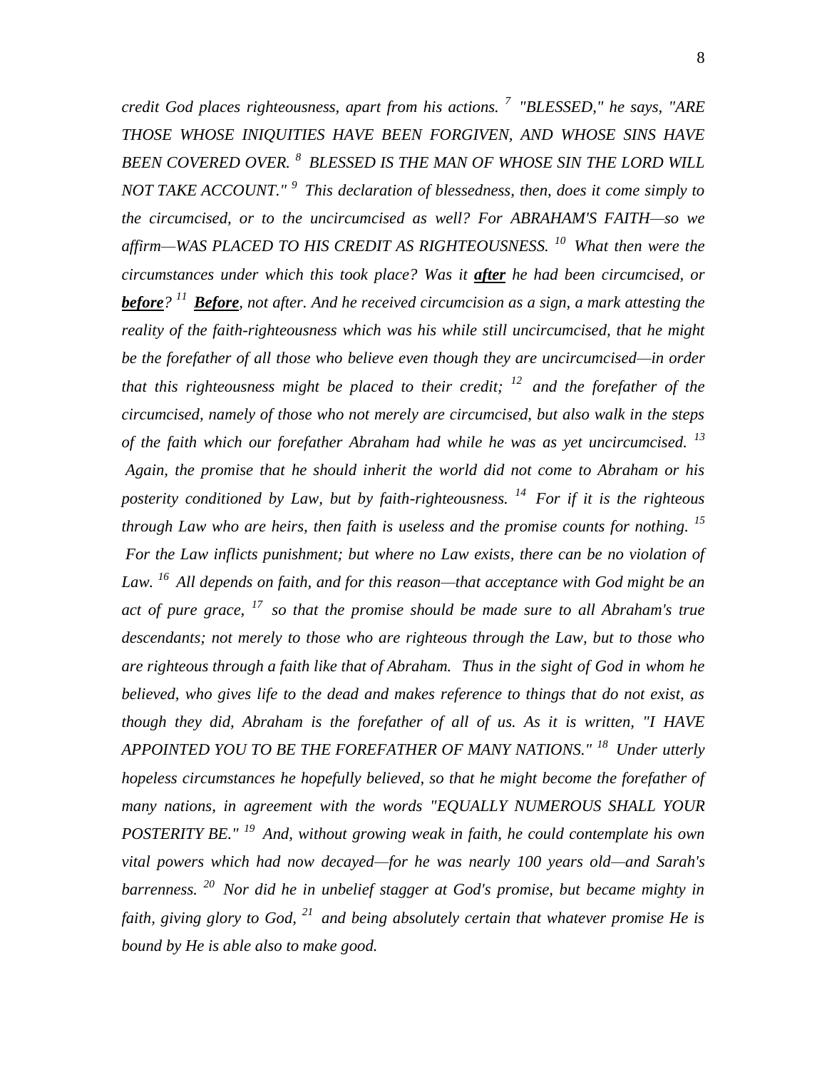*credit God places righteousness, apart from his actions. [7] "BLESSED," he says, "ARE THOSE WHOSE INIQUITIES HAVE BEEN FORGIVEN, AND WHOSE SINS HAVE BEEN COVERED OVER. [8] BLESSED IS THE MAN OF WHOSE SIN THE LORD WILL NOT TAKE ACCOUNT." [9] This declaration of blessedness, then, does it come simply to the circumcised, or to the uncircumcised as well? For ABRAHAM'S FAITH—so we affirm—WAS PLACED TO HIS CREDIT AS RIGHTEOUSNESS. [10] What then were the circumstances under which this took place? Was it **after** he had been circumcised, or **before**? [11] **Before**, not after. And he received circumcision as a sign, a mark attesting the reality of the faith-righteousness which was his while still uncircumcised, that he might be the forefather of all those who believe even though they are uncircumcised—in order that this righteousness might be placed to their credit; [12] and the forefather of the circumcised, namely of those who not merely are circumcised, but also walk in the steps of the faith which our forefather Abraham had while he was as yet uncircumcised. [13] Again, the promise that he should inherit the world did not come to Abraham or his posterity conditioned by Law, but by faith-righteousness. [14] For if it is the righteous through Law who are heirs, then faith is useless and the promise counts for nothing. [15] For the Law inflicts punishment; but where no Law exists, there can be no violation of Law. [16] All depends on faith, and for this reason—that acceptance with God might be an act of pure grace, [17] so that the promise should be made sure to all Abraham's true descendants; not merely to those who are righteous through the Law, but to those who are righteous through a faith like that of Abraham. Thus in the sight of God in whom he believed, who gives life to the dead and makes reference to things that do not exist, as though they did, Abraham is the forefather of all of us. As it is written, "I HAVE APPOINTED YOU TO BE THE FOREFATHER OF MANY NATIONS." [18] Under utterly hopeless circumstances he hopefully believed, so that he might become the forefather of many nations, in agreement with the words "EQUALLY NUMEROUS SHALL YOUR POSTERITY BE." [19] And, without growing weak in faith, he could contemplate his own vital powers which had now decayed—for he was nearly 100 years old—and Sarah's barrenness. [20] Nor did he in unbelief stagger at God's promise, but became mighty in faith, giving glory to God, [21] and being absolutely certain that whatever promise He is bound by He is able also to make good.*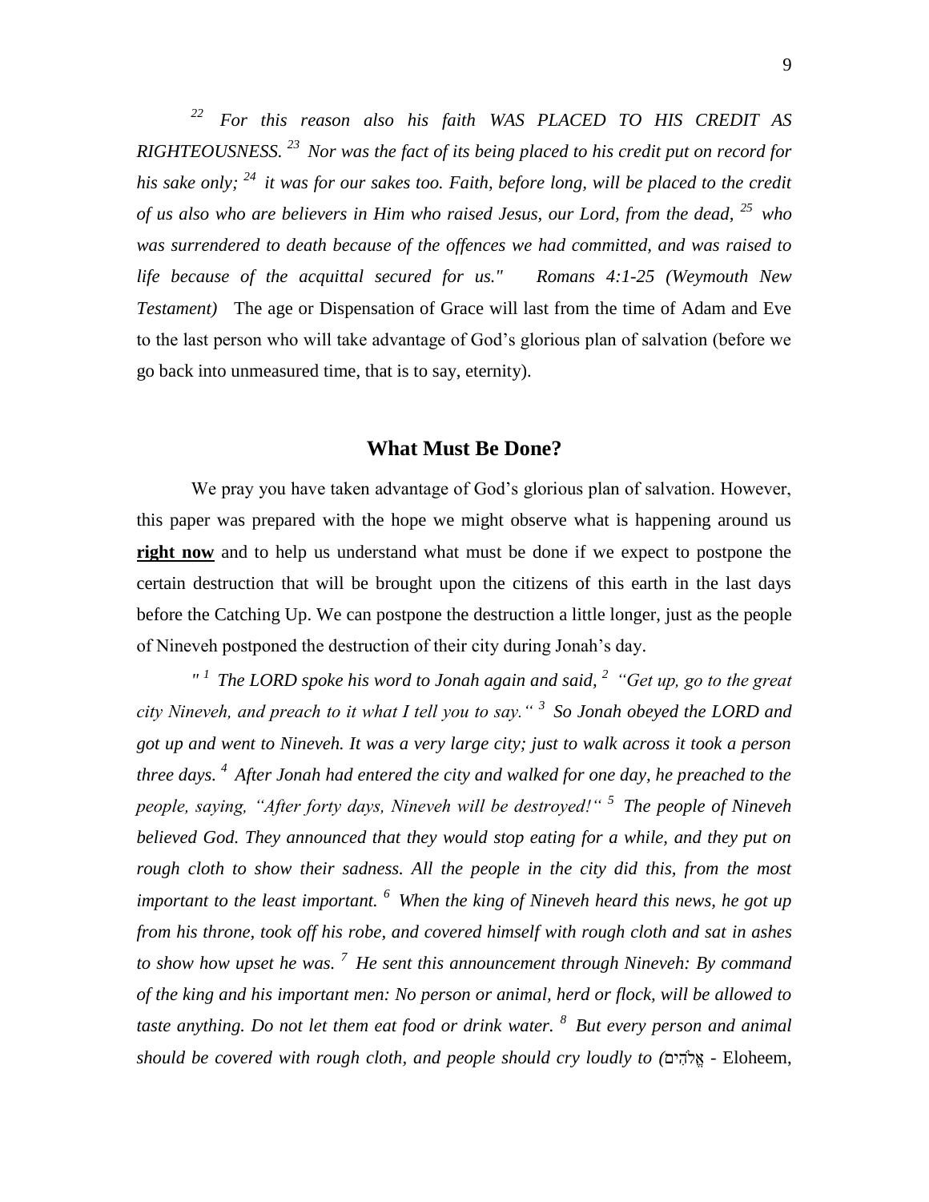*[22] For this reason also his faith WAS PLACED TO HIS CREDIT AS RIGHTEOUSNESS. [23] Nor was the fact of its being placed to his credit put on record for his sake only; [24] it was for our sakes too. Faith, before long, will be placed to the credit of us also who are believers in Him who raised Jesus, our Lord, from the dead, [25] who was surrendered to death because of the offences we had committed, and was raised to life because of the acquittal secured for us." Romans 4:1-25 (Weymouth New Testament)* The age or Dispensation of Grace will last from the time of Adam and Eve to the last person who will take advantage of God's glorious plan of salvation (before we go back into unmeasured time, that is to say, eternity).

## What Must Be Done?

We pray you have taken advantage of God's glorious plan of salvation. However, this paper was prepared with the hope we might observe what is happening around us **right now** and to help us understand what must be done if we expect to postpone the certain destruction that will be brought upon the citizens of this earth in the last days before the Catching Up. We can postpone the destruction a little longer, just as the people of Nineveh postponed the destruction of their city during Jonah's day.

*" [1] The LORD spoke his word to Jonah again and said, [2] "Get up, go to the great city Nineveh, and preach to it what I tell you to say." [3] So Jonah obeyed the LORD and got up and went to Nineveh. It was a very large city; just to walk across it took a person three days. [4] After Jonah had entered the city and walked for one day, he preached to the people, saying, "After forty days, Nineveh will be destroyed!" [5] The people of Nineveh believed God. They announced that they would stop eating for a while, and they put on rough cloth to show their sadness. All the people in the city did this, from the most important to the least important. [6] When the king of Nineveh heard this news, he got up from his throne, took off his robe, and covered himself with rough cloth and sat in ashes to show how upset he was. [7] He sent this announcement through Nineveh: By command of the king and his important men: No person or animal, herd or flock, will be allowed to taste anything. Do not let them eat food or drink water. [8] But every person and animal should be covered with rough cloth, and people should cry loudly to (*אֱלֹהִים - Eloheem,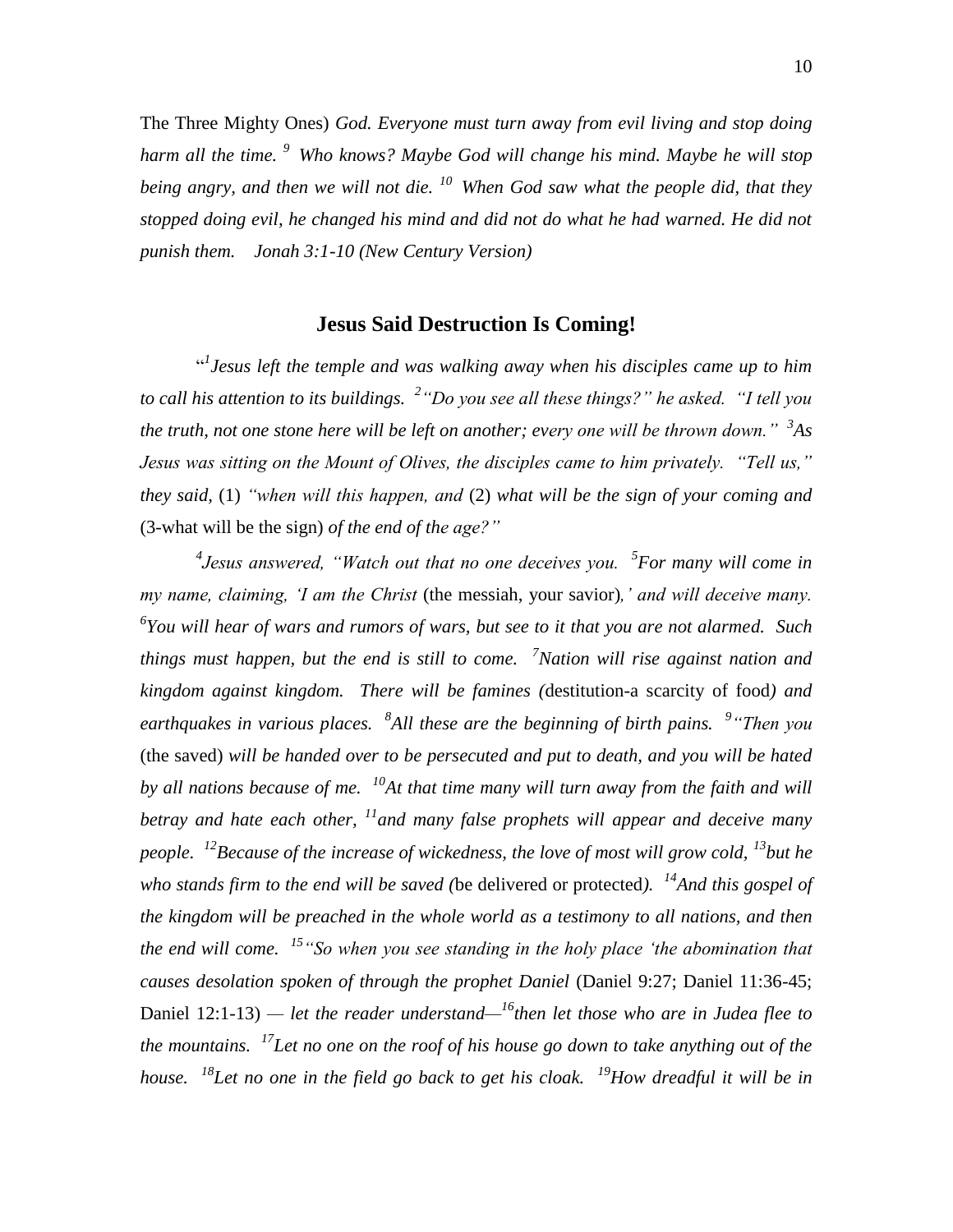The Three Mighty Ones) *God. Everyone must turn away from evil living and stop doing harm all the time.* [9] *Who knows? Maybe God will change his mind. Maybe he will stop being angry, and then we will not die.* [10] *When God saw what the people did, that they stopped doing evil, he changed his mind and did not do what he had warned. He did not punish them. Jonah 3:1-10 (New Century Version)*

## Jesus Said Destruction Is Coming!

"[1]*Jesus left the temple and was walking away when his disciples came up to him to call his attention to its buildings.* [2]*"Do you see all these things?" he asked. "I tell you the truth, not one stone here will be left on another; every one will be thrown down."* [3]*As Jesus was sitting on the Mount of Olives, the disciples came to him privately. "Tell us," they said,* (1) *"when will this happen, and* (2) *what will be the sign of your coming and* (3-what will be the sign) *of the end of the age?"*

[4]*Jesus answered, "Watch out that no one deceives you.* [5]*For many will come in my name, claiming, 'I am the Christ* (the messiah, your savior)*,' and will deceive many.* [6]*You will hear of wars and rumors of wars, but see to it that you are not alarmed. Such things must happen, but the end is still to come.* [7]*Nation will rise against nation and kingdom against kingdom. There will be famines (*destitution-a scarcity of food*) and earthquakes in various places.* [8]*All these are the beginning of birth pains.* [9]*"Then you* (the saved) *will be handed over to be persecuted and put to death, and you will be hated by all nations because of me.* [10]*At that time many will turn away from the faith and will betray and hate each other,* [11]*and many false prophets will appear and deceive many people.* [12]*Because of the increase of wickedness, the love of most will grow cold,* [13]*but he who stands firm to the end will be saved (*be delivered or protected*).* [14]*And this gospel of the kingdom will be preached in the whole world as a testimony to all nations, and then the end will come.* [15]*"So when you see standing in the holy place 'the abomination that causes desolation spoken of through the prophet Daniel* (Daniel 9:27; Daniel 11:36-45; Daniel 12:1-13) *— let the reader understand—*[16]*then let those who are in Judea flee to the mountains.* [17]*Let no one on the roof of his house go down to take anything out of the house.* [18]*Let no one in the field go back to get his cloak.* [19]*How dreadful it will be in*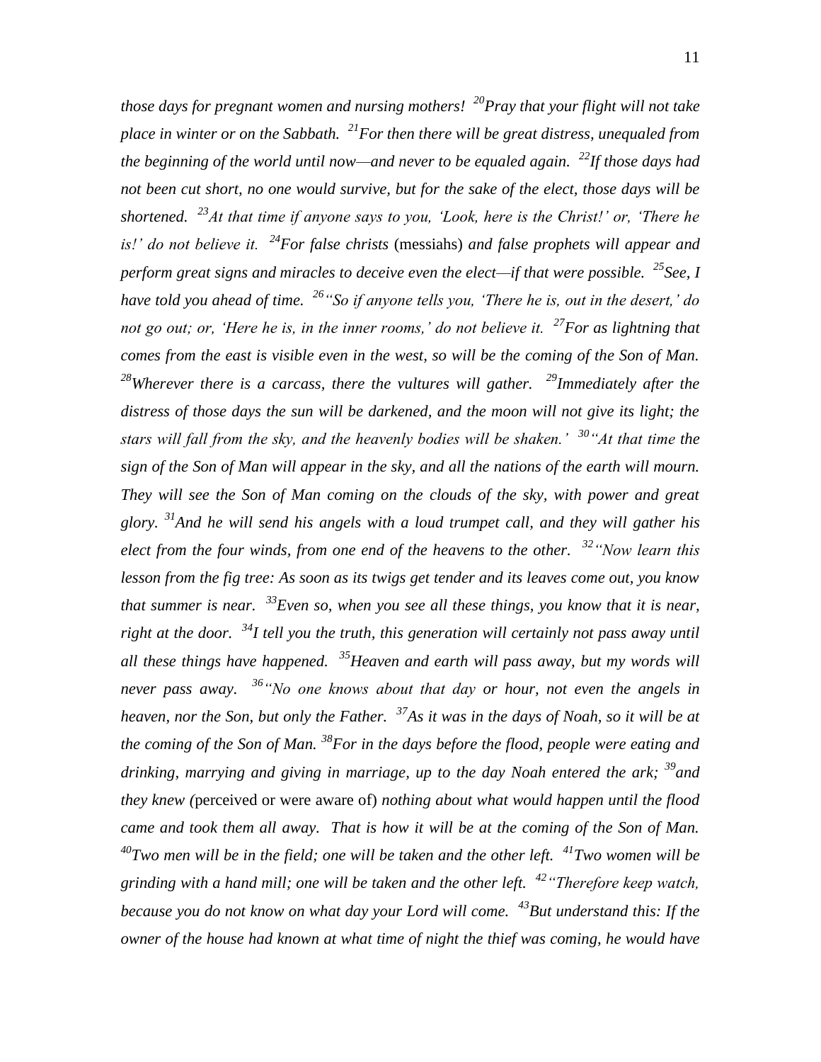*those days for pregnant women and nursing mothers!* [20]*Pray that your flight will not take place in winter or on the Sabbath.* [21]*For then there will be great distress, unequaled from the beginning of the world until now—and never to be equaled again.* [22]*If those days had not been cut short, no one would survive, but for the sake of the elect, those days will be shortened.* [23]*At that time if anyone says to you, 'Look, here is the Christ!' or, 'There he is!' do not believe it.* [24]*For false christs* (messiahs) *and false prophets will appear and perform great signs and miracles to deceive even the elect—if that were possible.* [25]*See, I have told you ahead of time.* [26]*"So if anyone tells you, 'There he is, out in the desert,' do not go out; or, 'Here he is, in the inner rooms,' do not believe it.* [27]*For as lightning that comes from the east is visible even in the west, so will be the coming of the Son of Man.* [28]*Wherever there is a carcass, there the vultures will gather.* [29]*Immediately after the distress of those days the sun will be darkened, and the moon will not give its light; the stars will fall from the sky, and the heavenly bodies will be shaken.'* [30]*"At that time the sign of the Son of Man will appear in the sky, and all the nations of the earth will mourn. They will see the Son of Man coming on the clouds of the sky, with power and great glory.* [31]*And he will send his angels with a loud trumpet call, and they will gather his elect from the four winds, from one end of the heavens to the other.* [32]*"Now learn this lesson from the fig tree: As soon as its twigs get tender and its leaves come out, you know that summer is near.* [33]*Even so, when you see all these things, you know that it is near, right at the door.* [34]*I tell you the truth, this generation will certainly not pass away until all these things have happened.* [35]*Heaven and earth will pass away, but my words will never pass away.* [36]*"No one knows about that day or hour, not even the angels in heaven, nor the Son, but only the Father.* [37]*As it was in the days of Noah, so it will be at the coming of the Son of Man.* [38]*For in the days before the flood, people were eating and drinking, marrying and giving in marriage, up to the day Noah entered the ark;* [39]*and they knew (*perceived or were aware of) *nothing about what would happen until the flood came and took them all away. That is how it will be at the coming of the Son of Man.* [40]*Two men will be in the field; one will be taken and the other left.* [41]*Two women will be grinding with a hand mill; one will be taken and the other left.* [42]*"Therefore keep watch, because you do not know on what day your Lord will come.* [43]*But understand this: If the owner of the house had known at what time of night the thief was coming, he would have*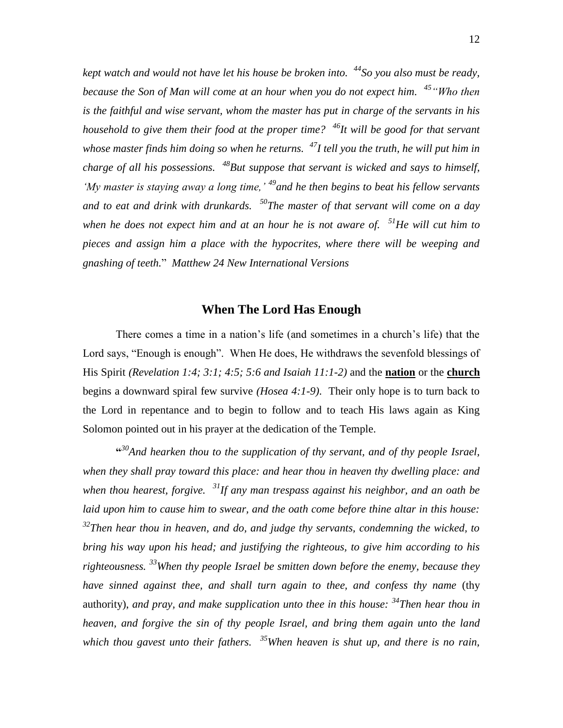*kept watch and would not have let his house be broken into.* [44]*So you also must be ready, because the Son of Man will come at an hour when you do not expect him.* [45]*"Who then is the faithful and wise servant, whom the master has put in charge of the servants in his household to give them their food at the proper time?* [46]*It will be good for that servant whose master finds him doing so when he returns.* [47]*I tell you the truth, he will put him in charge of all his possessions.* [48]*But suppose that servant is wicked and says to himself, 'My master is staying away a long time,'* [49]*and he then begins to beat his fellow servants and to eat and drink with drunkards.* [50]*The master of that servant will come on a day when he does not expect him and at an hour he is not aware of.* [51]*He will cut him to pieces and assign him a place with the hypocrites, where there will be weeping and gnashing of teeth.*" *Matthew 24 New International Versions*

## When The Lord Has Enough

There comes a time in a nation's life (and sometimes in a church's life) that the Lord says, "Enough is enough". When He does, He withdraws the sevenfold blessings of His Spirit *(Revelation 1:4; 3:1; 4:5; 5:6 and Isaiah 11:1-2)* and the **nation** or the **church** begins a downward spiral few survive *(Hosea 4:1-9)*. Their only hope is to turn back to the Lord in repentance and to begin to follow and to teach His laws again as King Solomon pointed out in his prayer at the dedication of the Temple.

**"**[30]*And hearken thou to the supplication of thy servant, and of thy people Israel, when they shall pray toward this place: and hear thou in heaven thy dwelling place: and when thou hearest, forgive.* [31]*If any man trespass against his neighbor, and an oath be laid upon him to cause him to swear, and the oath come before thine altar in this house:* [32]*Then hear thou in heaven, and do, and judge thy servants, condemning the wicked, to bring his way upon his head; and justifying the righteous, to give him according to his righteousness.* [33]*When thy people Israel be smitten down before the enemy, because they have sinned against thee, and shall turn again to thee, and confess thy name* (thy authority), *and pray, and make supplication unto thee in this house:* [34]*Then hear thou in heaven, and forgive the sin of thy people Israel, and bring them again unto the land which thou gavest unto their fathers.* [35]*When heaven is shut up, and there is no rain,*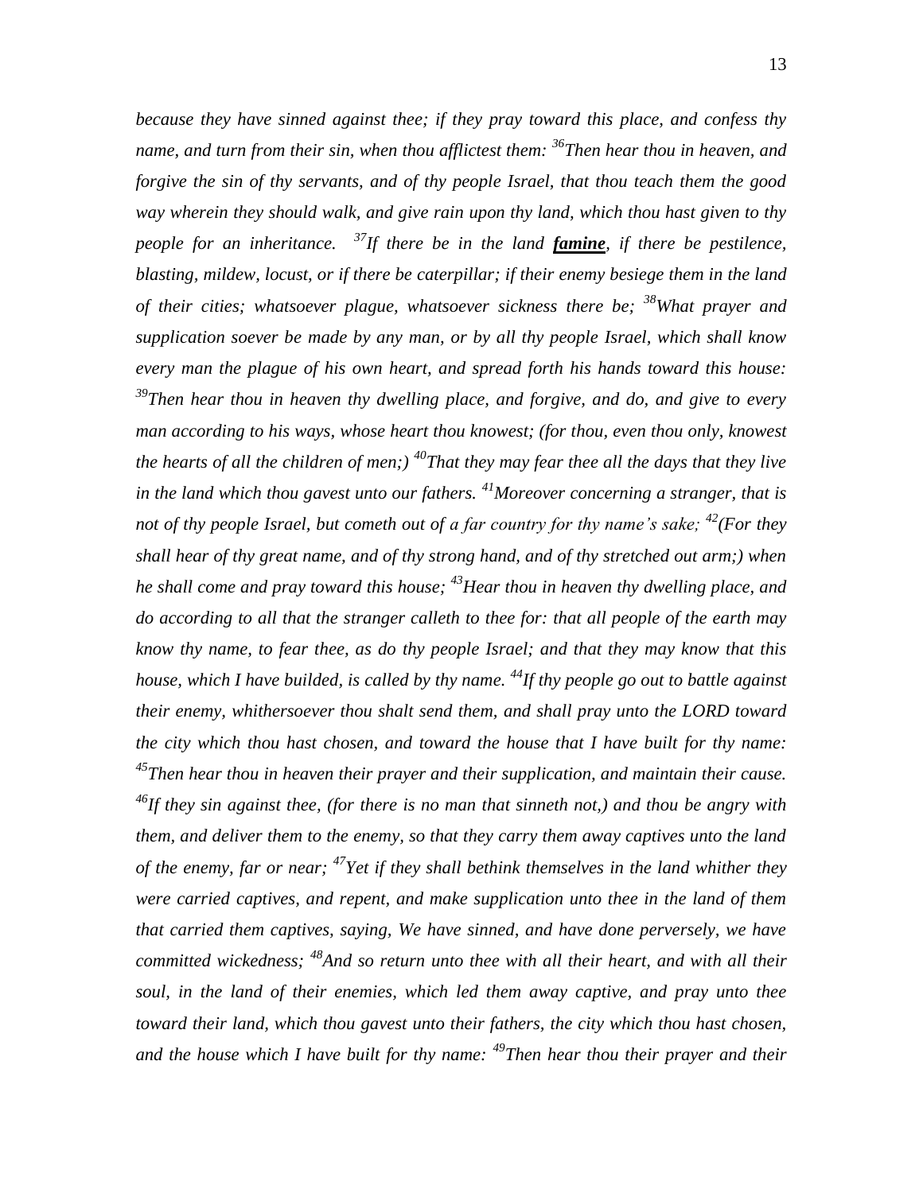*because they have sinned against thee; if they pray toward this place, and confess thy name, and turn from their sin, when thou afflictest them: [36]Then hear thou in heaven, and forgive the sin of thy servants, and of thy people Israel, that thou teach them the good way wherein they should walk, and give rain upon thy land, which thou hast given to thy people for an inheritance. [37]If there be in the land* ***famine****, if there be pestilence, blasting, mildew, locust, or if there be caterpillar; if their enemy besiege them in the land of their cities; whatsoever plague, whatsoever sickness there be; [38]What prayer and supplication soever be made by any man, or by all thy people Israel, which shall know every man the plague of his own heart, and spread forth his hands toward this house: [39]Then hear thou in heaven thy dwelling place, and forgive, and do, and give to every man according to his ways, whose heart thou knowest; (for thou, even thou only, knowest the hearts of all the children of men;) [40]That they may fear thee all the days that they live in the land which thou gavest unto our fathers. [41]Moreover concerning a stranger, that is not of thy people Israel, but cometh out of a far country for thy name's sake; [42](For they shall hear of thy great name, and of thy strong hand, and of thy stretched out arm;) when he shall come and pray toward this house; [43]Hear thou in heaven thy dwelling place, and do according to all that the stranger calleth to thee for: that all people of the earth may know thy name, to fear thee, as do thy people Israel; and that they may know that this house, which I have builded, is called by thy name. [44]If thy people go out to battle against their enemy, whithersoever thou shalt send them, and shall pray unto the LORD toward the city which thou hast chosen, and toward the house that I have built for thy name: [45]Then hear thou in heaven their prayer and their supplication, and maintain their cause. [46]If they sin against thee, (for there is no man that sinneth not,) and thou be angry with them, and deliver them to the enemy, so that they carry them away captives unto the land of the enemy, far or near; [47]Yet if they shall bethink themselves in the land whither they were carried captives, and repent, and make supplication unto thee in the land of them that carried them captives, saying, We have sinned, and have done perversely, we have committed wickedness; [48]And so return unto thee with all their heart, and with all their soul, in the land of their enemies, which led them away captive, and pray unto thee toward their land, which thou gavest unto their fathers, the city which thou hast chosen, and the house which I have built for thy name: [49]Then hear thou their prayer and their*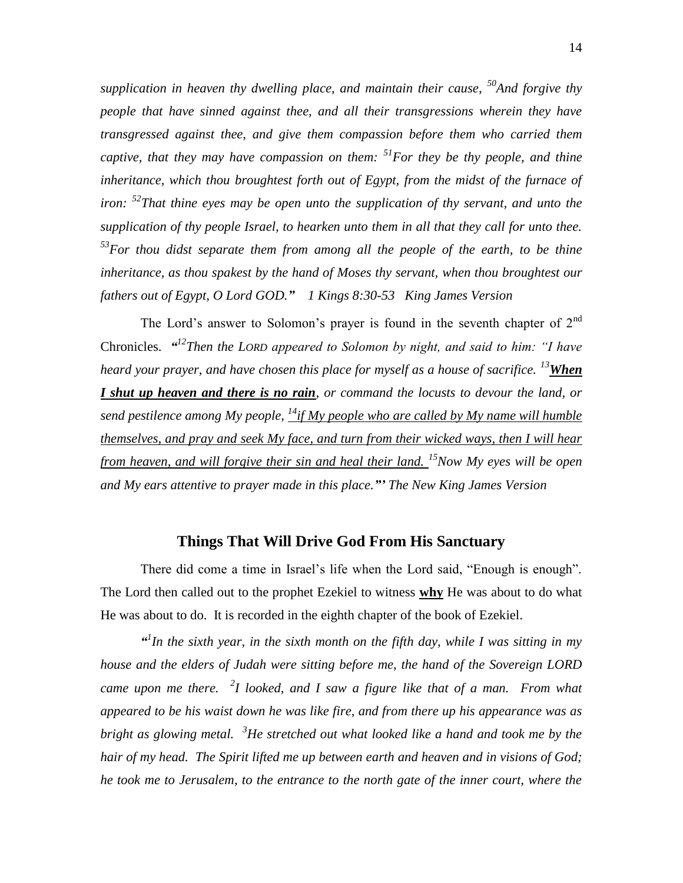*supplication in heaven thy dwelling place, and maintain their cause, [50]And forgive thy people that have sinned against thee, and all their transgressions wherein they have transgressed against thee, and give them compassion before them who carried them captive, that they may have compassion on them: [51]For they be thy people, and thine inheritance, which thou broughtest forth out of Egypt, from the midst of the furnace of iron: [52]That thine eyes may be open unto the supplication of thy servant, and unto the supplication of thy people Israel, to hearken unto them in all that they call for unto thee. [53]For thou didst separate them from among all the people of the earth, to be thine inheritance, as thou spakest by the hand of Moses thy servant, when thou broughtest our fathers out of Egypt, O Lord GOD." 1 Kings 8:30-53 King James Version*

The Lord's answer to Solomon's prayer is found in the seventh chapter of 2nd Chronicles. *"[12]Then the LORD appeared to Solomon by night, and said to him: "I have heard your prayer, and have chosen this place for myself as a house of sacrifice. [13]**<u>When I shut up heaven and there is no rain</u>**, or command the locusts to devour the land, or send pestilence among My people, [14]<u>if My people who are called by My name will humble themselves, and pray and seek My face, and turn from their wicked ways, then I will hear from heaven, and will forgive their sin and heal their land.</u> [15]Now My eyes will be open and My ears attentive to prayer made in this place."' The New King James Version*

## Things That Will Drive God From His Sanctuary

There did come a time in Israel's life when the Lord said, "Enough is enough". The Lord then called out to the prophet Ezekiel to witness **<u>why</u>** He was about to do what He was about to do. It is recorded in the eighth chapter of the book of Ezekiel.

*"[1]In the sixth year, in the sixth month on the fifth day, while I was sitting in my house and the elders of Judah were sitting before me, the hand of the Sovereign LORD came upon me there. [2]I looked, and I saw a figure like that of a man. From what appeared to be his waist down he was like fire, and from there up his appearance was as bright as glowing metal. [3]He stretched out what looked like a hand and took me by the hair of my head. The Spirit lifted me up between earth and heaven and in visions of God; he took me to Jerusalem, to the entrance to the north gate of the inner court, where the*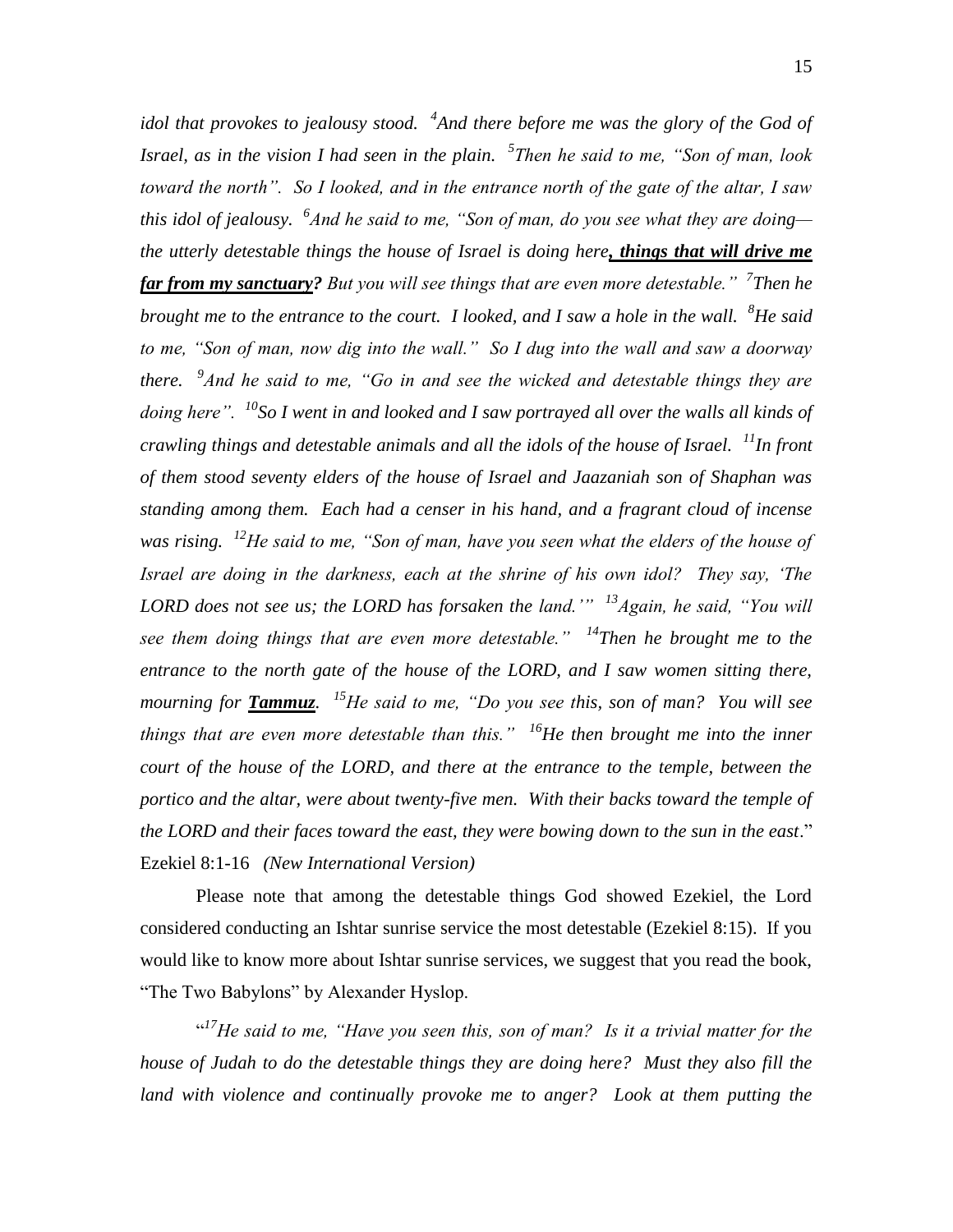*idle that provokes to jealousy stood. [4]And there before me was the glory of the God of Israel, as in the vision I had seen in the plain. [5]Then he said to me, "Son of man, look toward the north". So I looked, and in the entrance north of the gate of the altar, I saw this idol of jealousy. [6]And he said to me, "Son of man, do you see what they are doing—the utterly detestable things the house of Israel is doing here**<u>, things that will drive me far from my sanctuary</u>?** But you will see things that are even more detestable." [7]Then he brought me to the entrance to the court. I looked, and I saw a hole in the wall. [8]He said to me, "Son of man, now dig into the wall." So I dug into the wall and saw a doorway there. [9]And he said to me, "Go in and see the wicked and detestable things they are doing here". [10]So I went in and looked and I saw portrayed all over the walls all kinds of crawling things and detestable animals and all the idols of the house of Israel. [11]In front of them stood seventy elders of the house of Israel and Jaazaniah son of Shaphan was standing among them. Each had a censer in his hand, and a fragrant cloud of incense was rising. [12]He said to me, "Son of man, have you seen what the elders of the house of Israel are doing in the darkness, each at the shrine of his own idol? They say, 'The LORD does not see us; the LORD has forsaken the land.'" [13]Again, he said, "You will see them doing things that are even more detestable." [14]Then he brought me to the entrance to the north gate of the house of the LORD, and I saw women sitting there, mourning for **<u>Tammuz</u>**. [15]He said to me, "Do you see this, son of man? You will see things that are even more detestable than this." [16]He then brought me into the inner court of the house of the LORD, and there at the entrance to the temple, between the portico and the altar, were about twenty-five men. With their backs toward the temple of the LORD and their faces toward the east, they were bowing down to the sun in the east*." Ezekiel 8:1-16 *(New International Version)*

Please note that among the detestable things God showed Ezekiel, the Lord considered conducting an Ishtar sunrise service the most detestable (Ezekiel 8:15). If you would like to know more about Ishtar sunrise services, we suggest that you read the book, "The Two Babylons" by Alexander Hyslop.

"*[17]He said to me, "Have you seen this, son of man? Is it a trivial matter for the house of Judah to do the detestable things they are doing here? Must they also fill the land with violence and continually provoke me to anger? Look at them putting the*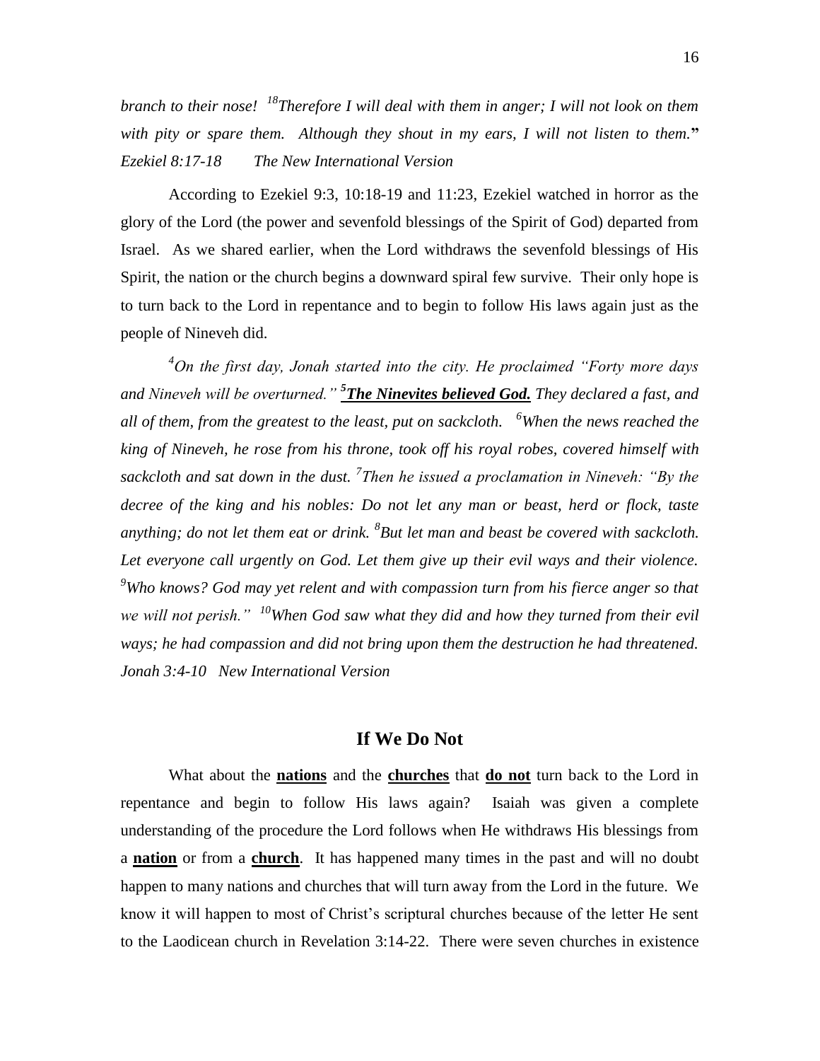*branch to their nose! [18]Therefore I will deal with them in anger; I will not look on them with pity or spare them. Although they shout in my ears, I will not listen to them.*" *Ezekiel 8:17-18 The New International Version*

According to Ezekiel 9:3, 10:18-19 and 11:23, Ezekiel watched in horror as the glory of the Lord (the power and sevenfold blessings of the Spirit of God) departed from Israel. As we shared earlier, when the Lord withdraws the sevenfold blessings of His Spirit, the nation or the church begins a downward spiral few survive. Their only hope is to turn back to the Lord in repentance and to begin to follow His laws again just as the people of Nineveh did.

*[4]On the first day, Jonah started into the city. He proclaimed "Forty more days and Nineveh will be overturned." **[5]The Ninevites believed God.** They declared a fast, and all of them, from the greatest to the least, put on sackcloth. [6]When the news reached the king of Nineveh, he rose from his throne, took off his royal robes, covered himself with sackcloth and sat down in the dust. [7]Then he issued a proclamation in Nineveh: "By the decree of the king and his nobles: Do not let any man or beast, herd or flock, taste anything; do not let them eat or drink. [8]But let man and beast be covered with sackcloth. Let everyone call urgently on God. Let them give up their evil ways and their violence. [9]Who knows? God may yet relent and with compassion turn from his fierce anger so that we will not perish." [10]When God saw what they did and how they turned from their evil ways; he had compassion and did not bring upon them the destruction he had threatened. Jonah 3:4-10 New International Version*

## If We Do Not

What about the **nations** and the **churches** that **do not** turn back to the Lord in repentance and begin to follow His laws again? Isaiah was given a complete understanding of the procedure the Lord follows when He withdraws His blessings from a **nation** or from a **church**. It has happened many times in the past and will no doubt happen to many nations and churches that will turn away from the Lord in the future. We know it will happen to most of Christ's scriptural churches because of the letter He sent to the Laodicean church in Revelation 3:14-22. There were seven churches in existence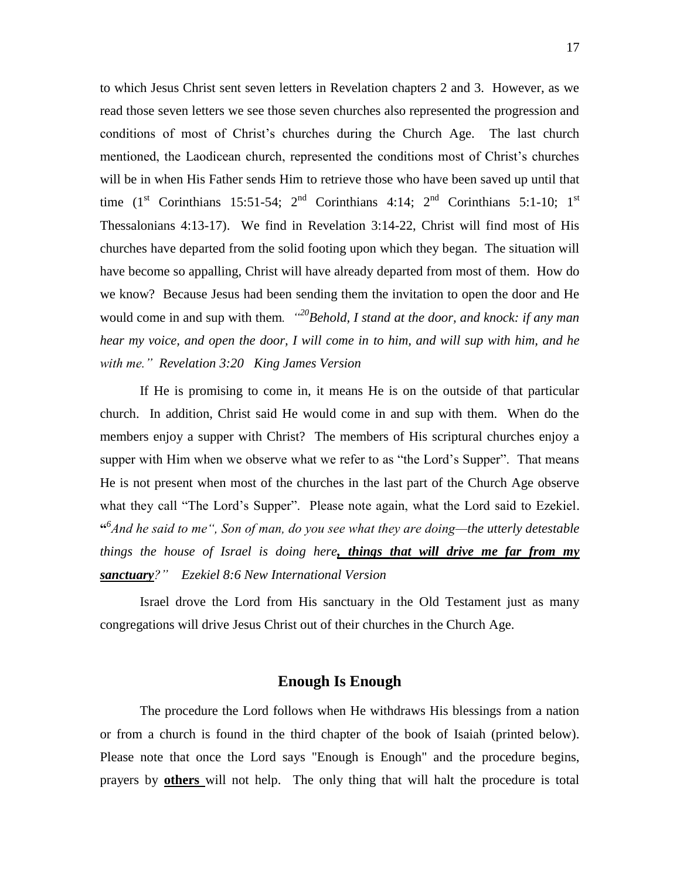to which Jesus Christ sent seven letters in Revelation chapters 2 and 3. However, as we read those seven letters we see those seven churches also represented the progression and conditions of most of Christ's churches during the Church Age. The last church mentioned, the Laodicean church, represented the conditions most of Christ's churches will be in when His Father sends Him to retrieve those who have been saved up until that time (1st Corinthians 15:51-54; 2nd Corinthians 4:14; 2nd Corinthians 5:1-10; 1st Thessalonians 4:13-17). We find in Revelation 3:14-22, Christ will find most of His churches have departed from the solid footing upon which they began. The situation will have become so appalling, Christ will have already departed from most of them. How do we know? Because Jesus had been sending them the invitation to open the door and He would come in and sup with them. *"[20]Behold, I stand at the door, and knock: if any man hear my voice, and open the door, I will come in to him, and will sup with him, and he with me." Revelation 3:20 King James Version*

If He is promising to come in, it means He is on the outside of that particular church. In addition, Christ said He would come in and sup with them. When do the members enjoy a supper with Christ? The members of His scriptural churches enjoy a supper with Him when we observe what we refer to as "the Lord's Supper". That means He is not present when most of the churches in the last part of the Church Age observe what they call "The Lord's Supper". Please note again, what the Lord said to Ezekiel. **"***[6]And he said to me", Son of man, do you see what they are doing—the utterly detestable things the house of Israel is doing here**, things that will drive me far from my sanctuary**?" Ezekiel 8:6 New International Version*

Israel drove the Lord from His sanctuary in the Old Testament just as many congregations will drive Jesus Christ out of their churches in the Church Age.

## Enough Is Enough

The procedure the Lord follows when He withdraws His blessings from a nation or from a church is found in the third chapter of the book of Isaiah (printed below). Please note that once the Lord says "Enough is Enough" and the procedure begins, prayers by **others** will not help. The only thing that will halt the procedure is total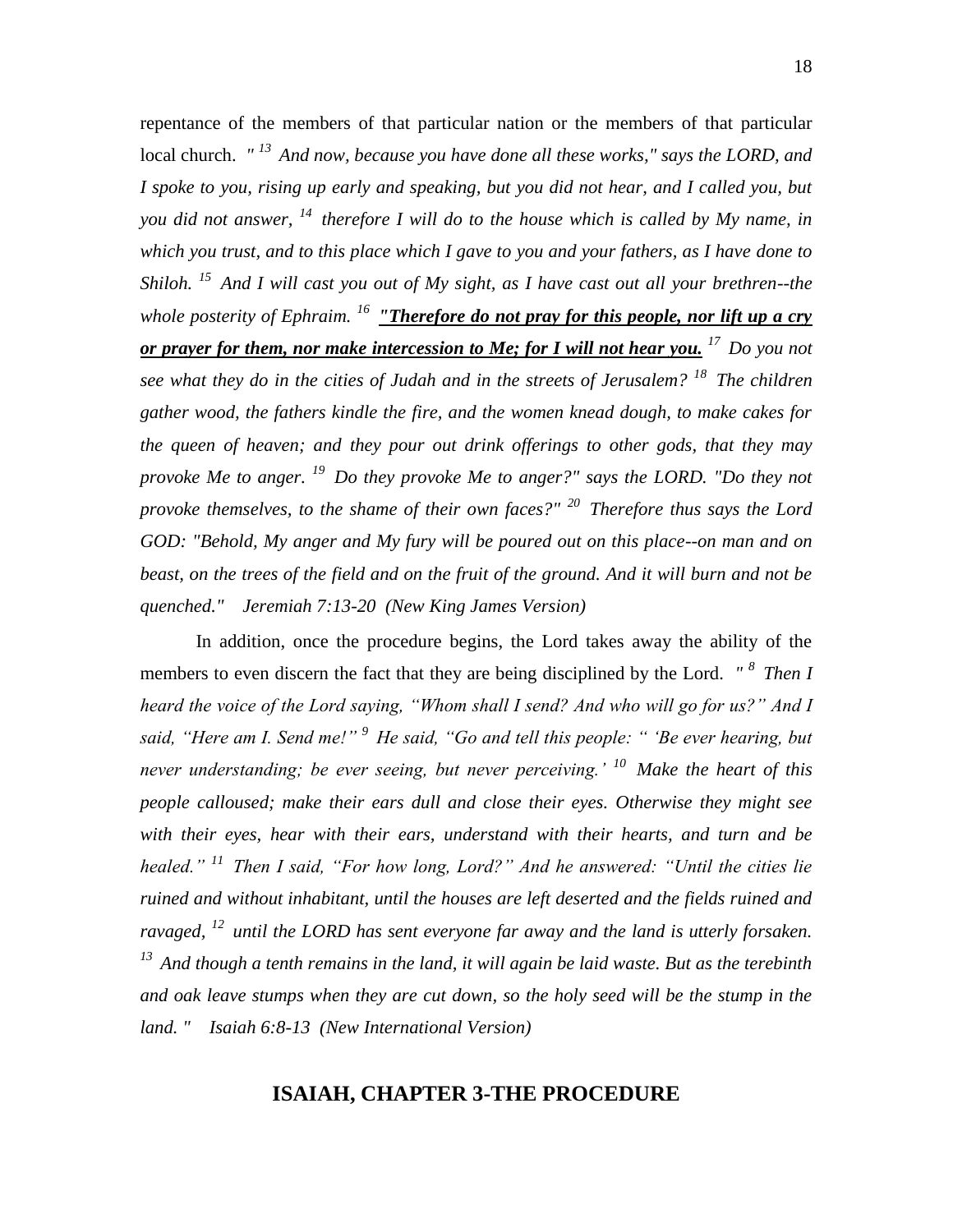repentance of the members of that particular nation or the members of that particular local church. *" [13] And now, because you have done all these works," says the LORD, and I spoke to you, rising up early and speaking, but you did not hear, and I called you, but you did not answer, [14] therefore I will do to the house which is called by My name, in which you trust, and to this place which I gave to you and your fathers, as I have done to Shiloh. [15] And I will cast you out of My sight, as I have cast out all your brethren--the whole posterity of Ephraim. [16]* ***<u>"Therefore do not pray for this people, nor lift up a cry or prayer for them, nor make intercession to Me; for I will not hear you.</u>*** *[17] Do you not see what they do in the cities of Judah and in the streets of Jerusalem? [18] The children gather wood, the fathers kindle the fire, and the women knead dough, to make cakes for the queen of heaven; and they pour out drink offerings to other gods, that they may provoke Me to anger. [19] Do they provoke Me to anger?" says the LORD. "Do they not provoke themselves, to the shame of their own faces?" [20] Therefore thus says the Lord GOD: "Behold, My anger and My fury will be poured out on this place--on man and on beast, on the trees of the field and on the fruit of the ground. And it will burn and not be quenched." Jeremiah 7:13-20 (New King James Version)*

In addition, once the procedure begins, the Lord takes away the ability of the members to even discern the fact that they are being disciplined by the Lord. *" [8] Then I heard the voice of the Lord saying, "Whom shall I send? And who will go for us?" And I said, "Here am I. Send me!" [9] He said, "Go and tell this people: " 'Be ever hearing, but never understanding; be ever seeing, but never perceiving.' [10] Make the heart of this people calloused; make their ears dull and close their eyes. Otherwise they might see with their eyes, hear with their ears, understand with their hearts, and turn and be healed." [11] Then I said, "For how long, Lord?" And he answered: "Until the cities lie ruined and without inhabitant, until the houses are left deserted and the fields ruined and ravaged, [12] until the LORD has sent everyone far away and the land is utterly forsaken. [13] And though a tenth remains in the land, it will again be laid waste. But as the terebinth and oak leave stumps when they are cut down, so the holy seed will be the stump in the land. " Isaiah 6:8-13 (New International Version)*

## ISAIAH, CHAPTER 3-THE PROCEDURE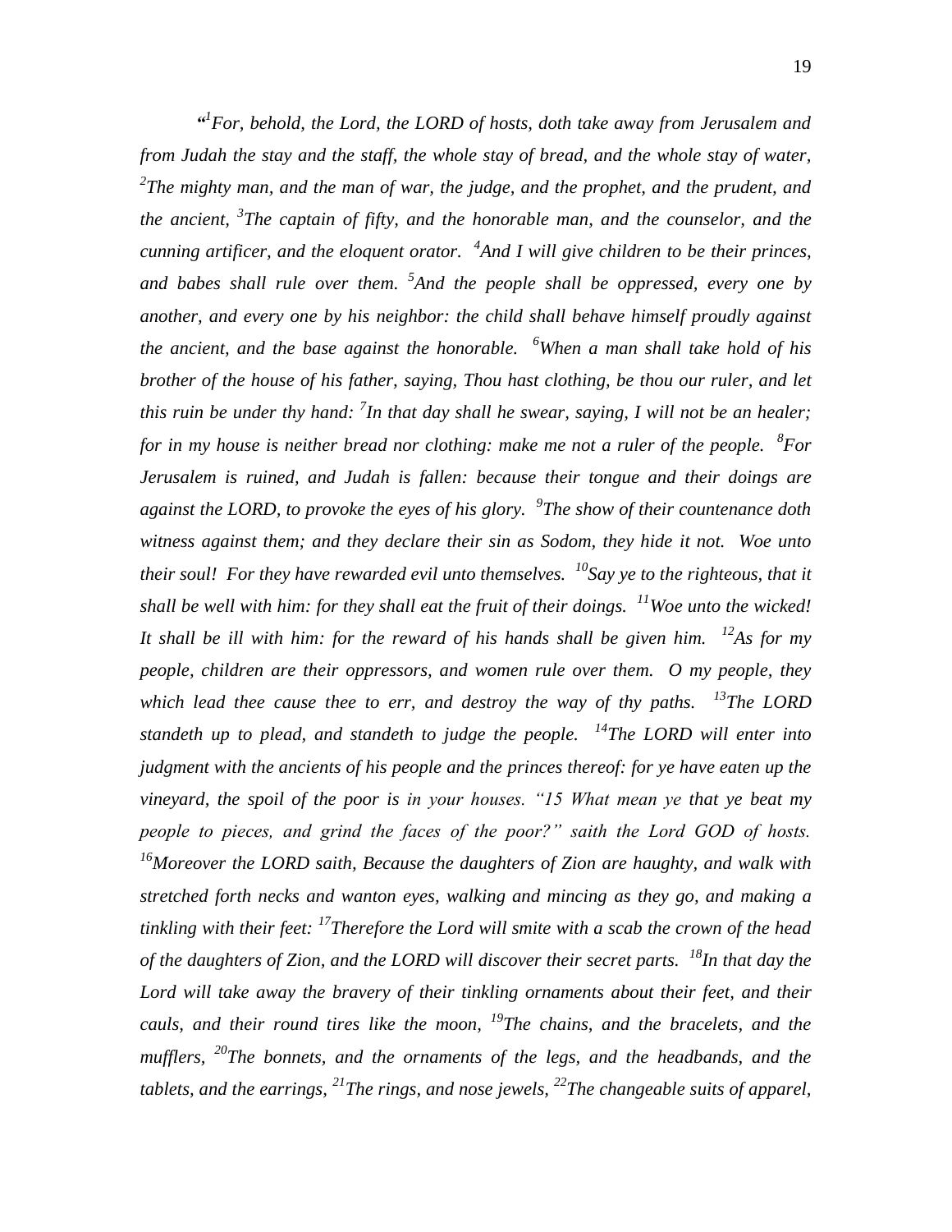*"[1]For, behold, the Lord, the LORD of hosts, doth take away from Jerusalem and from Judah the stay and the staff, the whole stay of bread, and the whole stay of water, [2]The mighty man, and the man of war, the judge, and the prophet, and the prudent, and the ancient, [3]The captain of fifty, and the honorable man, and the counselor, and the cunning artificer, and the eloquent orator. [4]And I will give children to be their princes, and babes shall rule over them. [5]And the people shall be oppressed, every one by another, and every one by his neighbor: the child shall behave himself proudly against the ancient, and the base against the honorable. [6]When a man shall take hold of his brother of the house of his father, saying, Thou hast clothing, be thou our ruler, and let this ruin be under thy hand: [7]In that day shall he swear, saying, I will not be an healer; for in my house is neither bread nor clothing: make me not a ruler of the people. [8]For Jerusalem is ruined, and Judah is fallen: because their tongue and their doings are against the LORD, to provoke the eyes of his glory. [9]The show of their countenance doth witness against them; and they declare their sin as Sodom, they hide it not. Woe unto their soul! For they have rewarded evil unto themselves. [10]Say ye to the righteous, that it shall be well with him: for they shall eat the fruit of their doings. [11]Woe unto the wicked! It shall be ill with him: for the reward of his hands shall be given him. [12]As for my people, children are their oppressors, and women rule over them. O my people, they which lead thee cause thee to err, and destroy the way of thy paths. [13]The LORD standeth up to plead, and standeth to judge the people. [14]The LORD will enter into judgment with the ancients of his people and the princes thereof: for ye have eaten up the vineyard, the spoil of the poor is in your houses. "15 What mean ye that ye beat my people to pieces, and grind the faces of the poor?" saith the Lord GOD of hosts. [16]Moreover the LORD saith, Because the daughters of Zion are haughty, and walk with stretched forth necks and wanton eyes, walking and mincing as they go, and making a tinkling with their feet: [17]Therefore the Lord will smite with a scab the crown of the head of the daughters of Zion, and the LORD will discover their secret parts. [18]In that day the Lord will take away the bravery of their tinkling ornaments about their feet, and their cauls, and their round tires like the moon, [19]The chains, and the bracelets, and the mufflers, [20]The bonnets, and the ornaments of the legs, and the headbands, and the tablets, and the earrings, [21]The rings, and nose jewels, [22]The changeable suits of apparel,*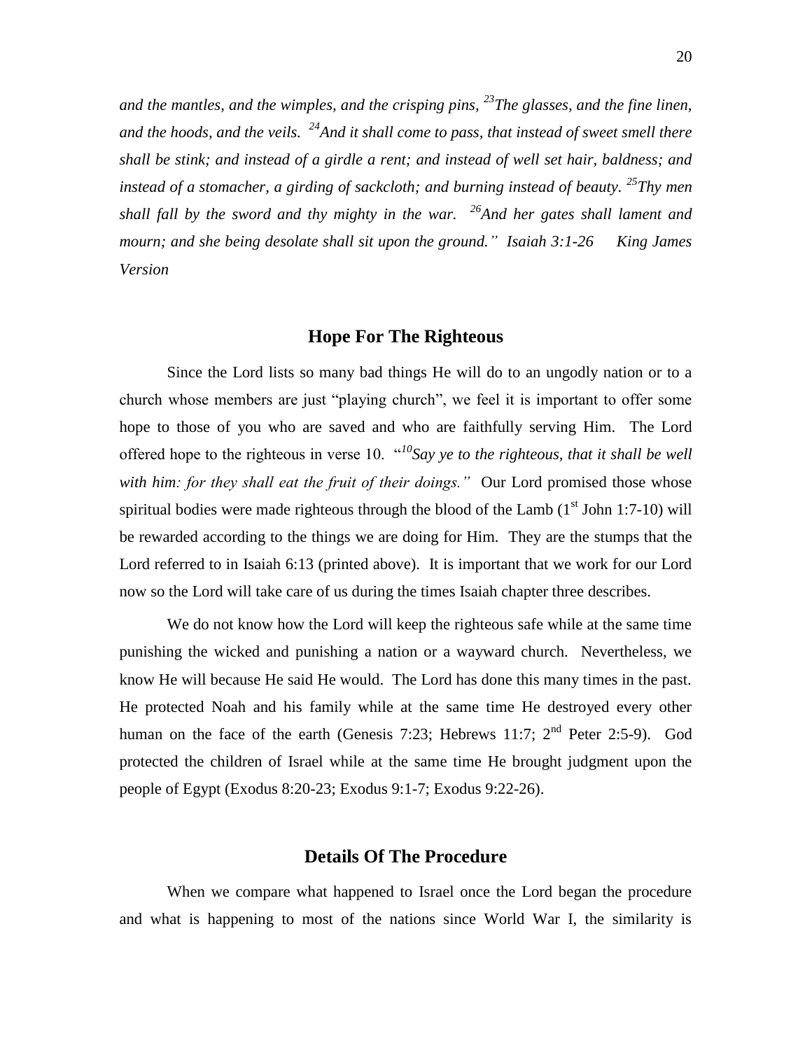*and the mantles, and the wimples, and the crisping pins, [23]The glasses, and the fine linen, and the hoods, and the veils. [24]And it shall come to pass, that instead of sweet smell there shall be stink; and instead of a girdle a rent; and instead of well set hair, baldness; and instead of a stomacher, a girding of sackcloth; and burning instead of beauty. [25]Thy men shall fall by the sword and thy mighty in the war. [26]And her gates shall lament and mourn; and she being desolate shall sit upon the ground." Isaiah 3:1-26 King James Version*

## Hope For The Righteous

Since the Lord lists so many bad things He will do to an ungodly nation or to a church whose members are just "playing church", we feel it is important to offer some hope to those of you who are saved and who are faithfully serving Him. The Lord offered hope to the righteous in verse 10. "*[10]Say ye to the righteous, that it shall be well with him: for they shall eat the fruit of their doings."* Our Lord promised those whose spiritual bodies were made righteous through the blood of the Lamb (1st John 1:7-10) will be rewarded according to the things we are doing for Him. They are the stumps that the Lord referred to in Isaiah 6:13 (printed above). It is important that we work for our Lord now so the Lord will take care of us during the times Isaiah chapter three describes.

We do not know how the Lord will keep the righteous safe while at the same time punishing the wicked and punishing a nation or a wayward church. Nevertheless, we know He will because He said He would. The Lord has done this many times in the past. He protected Noah and his family while at the same time He destroyed every other human on the face of the earth (Genesis 7:23; Hebrews 11:7; 2nd Peter 2:5-9). God protected the children of Israel while at the same time He brought judgment upon the people of Egypt (Exodus 8:20-23; Exodus 9:1-7; Exodus 9:22-26).

## Details Of The Procedure

When we compare what happened to Israel once the Lord began the procedure and what is happening to most of the nations since World War I, the similarity is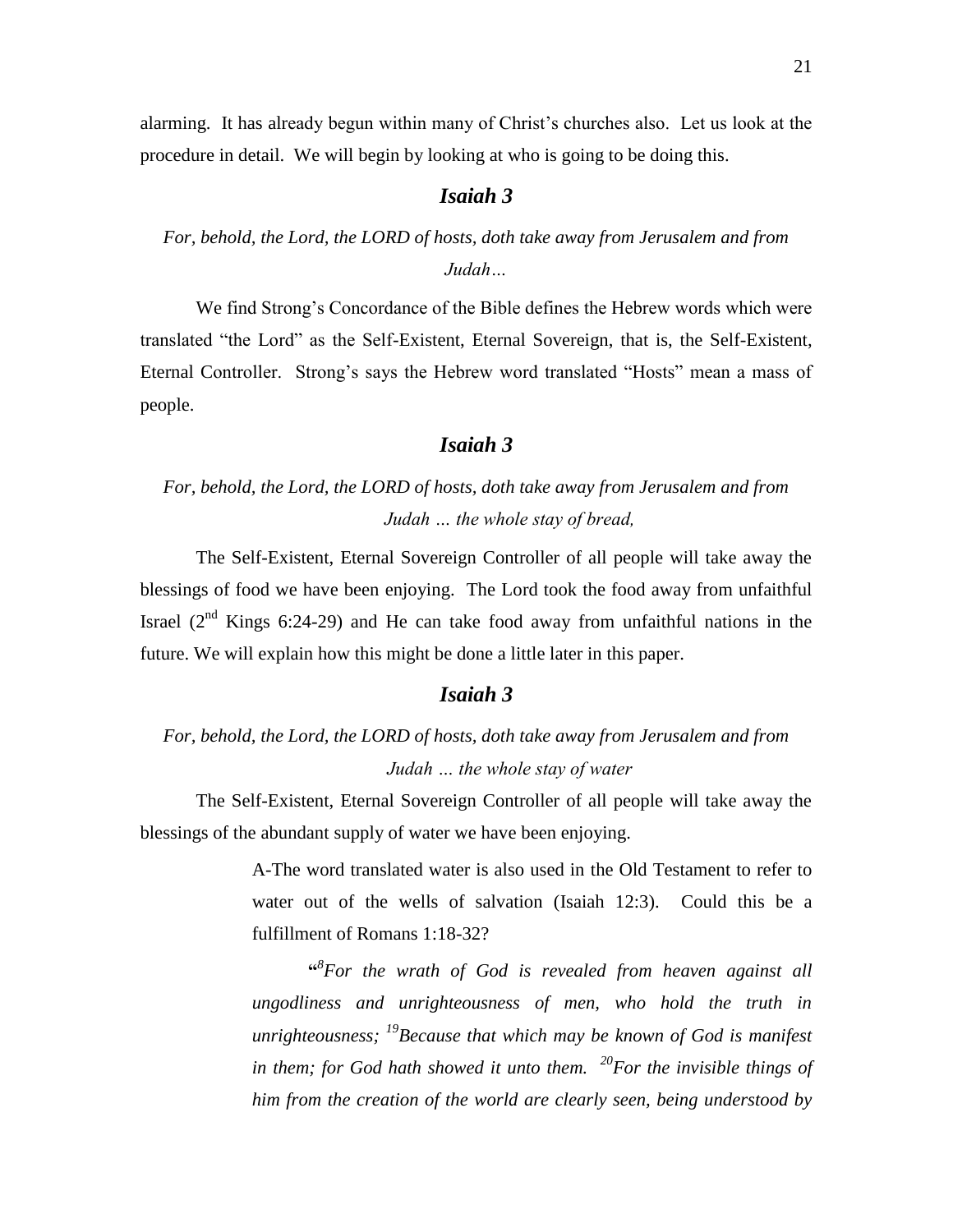alarming. It has already begun within many of Christ's churches also. Let us look at the procedure in detail. We will begin by looking at who is going to be doing this.

### *Isaiah 3*

*For, behold, the Lord, the LORD of hosts, doth take away from Jerusalem and from Judah…*

We find Strong's Concordance of the Bible defines the Hebrew words which were translated "the Lord" as the Self-Existent, Eternal Sovereign, that is, the Self-Existent, Eternal Controller. Strong's says the Hebrew word translated "Hosts" mean a mass of people.

### *Isaiah 3*

*For, behold, the Lord, the LORD of hosts, doth take away from Jerusalem and from Judah … the whole stay of bread,*

The Self-Existent, Eternal Sovereign Controller of all people will take away the blessings of food we have been enjoying. The Lord took the food away from unfaithful Israel (2nd Kings 6:24-29) and He can take food away from unfaithful nations in the future. We will explain how this might be done a little later in this paper.

### *Isaiah 3*

*For, behold, the Lord, the LORD of hosts, doth take away from Jerusalem and from Judah … the whole stay of water*

The Self-Existent, Eternal Sovereign Controller of all people will take away the blessings of the abundant supply of water we have been enjoying.

> A-The word translated water is also used in the Old Testament to refer to water out of the wells of salvation (Isaiah 12:3). Could this be a fulfillment of Romans 1:18-32?
>
> "[8]*For the wrath of God is revealed from heaven against all ungodliness and unrighteousness of men, who hold the truth in unrighteousness;* [19]*Because that which may be known of God is manifest in them; for God hath showed it unto them.* [20]*For the invisible things of him from the creation of the world are clearly seen, being understood by*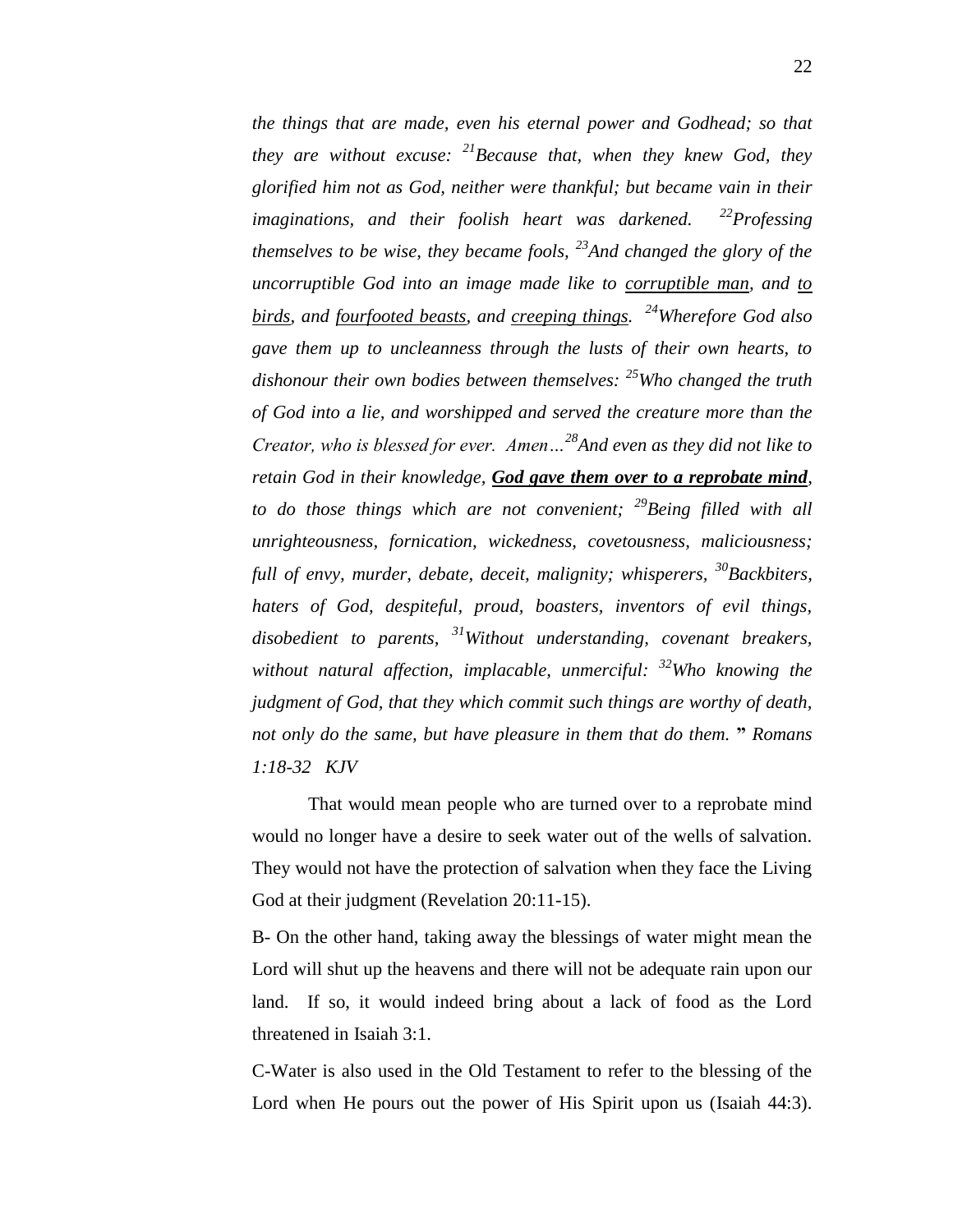*the things that are made, even his eternal power and Godhead; so that they are without excuse:* [21]*Because that, when they knew God, they glorified him not as God, neither were thankful; but became vain in their imaginations, and their foolish heart was darkened.* [22]*Professing themselves to be wise, they became fools,* [23]*And changed the glory of the uncorruptible God into an image made like to* <u>*corruptible man*</u>*, and* <u>*to birds*</u>*, and* <u>*fourfooted beasts*</u>*, and* <u>*creeping things*</u>*.* [24]*Wherefore God also gave them up to uncleanness through the lusts of their own hearts, to dishonour their own bodies between themselves:* [25]*Who changed the truth of God into a lie, and worshipped and served the creature more than the Creator, who is blessed for ever. Amen…*[28]*And even as they did not like to retain God in their knowledge,* ***<u>God gave them over to a reprobate mind</u>****, to do those things which are not convenient;* [29]*Being filled with all unrighteousness, fornication, wickedness, covetousness, maliciousness; full of envy, murder, debate, deceit, malignity; whisperers,* [30]*Backbiters, haters of God, despiteful, proud, boasters, inventors of evil things, disobedient to parents,* [31]*Without understanding, covenant breakers, without natural affection, implacable, unmerciful:* [32]*Who knowing the judgment of God, that they which commit such things are worthy of death, not only do the same, but have pleasure in them that do them.* **"** *Romans 1:18-32 KJV*

That would mean people who are turned over to a reprobate mind would no longer have a desire to seek water out of the wells of salvation. They would not have the protection of salvation when they face the Living God at their judgment (Revelation 20:11-15).

B- On the other hand, taking away the blessings of water might mean the Lord will shut up the heavens and there will not be adequate rain upon our land. If so, it would indeed bring about a lack of food as the Lord threatened in Isaiah 3:1.

C-Water is also used in the Old Testament to refer to the blessing of the Lord when He pours out the power of His Spirit upon us (Isaiah 44:3).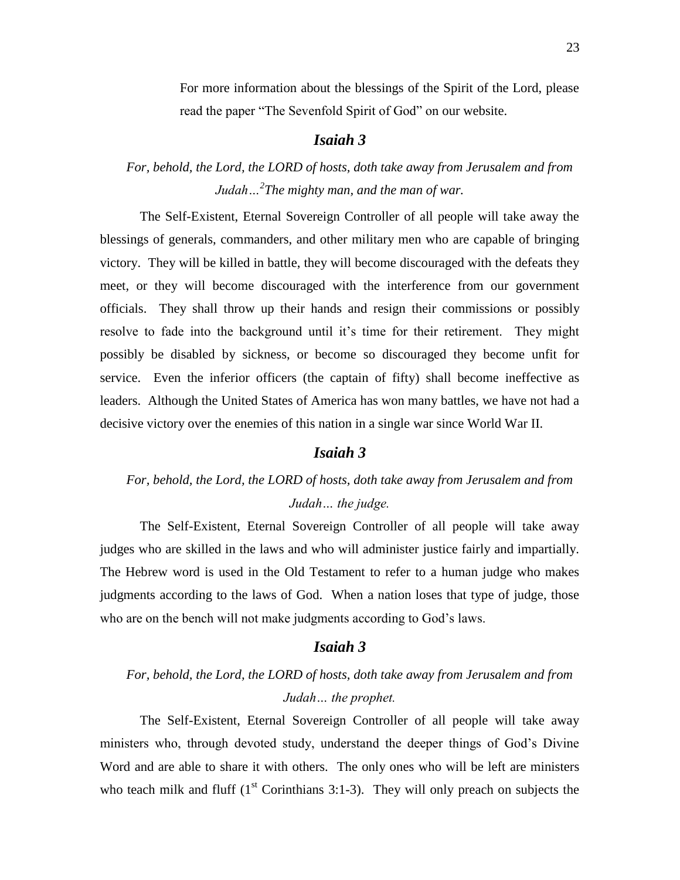For more information about the blessings of the Spirit of the Lord, please read the paper "The Sevenfold Spirit of God" on our website.

### *Isaiah 3*

*For, behold, the Lord, the LORD of hosts, doth take away from Jerusalem and from Judah…[2]The mighty man, and the man of war.*

The Self-Existent, Eternal Sovereign Controller of all people will take away the blessings of generals, commanders, and other military men who are capable of bringing victory. They will be killed in battle, they will become discouraged with the defeats they meet, or they will become discouraged with the interference from our government officials. They shall throw up their hands and resign their commissions or possibly resolve to fade into the background until it's time for their retirement. They might possibly be disabled by sickness, or become so discouraged they become unfit for service. Even the inferior officers (the captain of fifty) shall become ineffective as leaders. Although the United States of America has won many battles, we have not had a decisive victory over the enemies of this nation in a single war since World War II.

### *Isaiah 3*

*For, behold, the Lord, the LORD of hosts, doth take away from Jerusalem and from Judah… the judge.*

The Self-Existent, Eternal Sovereign Controller of all people will take away judges who are skilled in the laws and who will administer justice fairly and impartially. The Hebrew word is used in the Old Testament to refer to a human judge who makes judgments according to the laws of God. When a nation loses that type of judge, those who are on the bench will not make judgments according to God's laws.

### *Isaiah 3*

*For, behold, the Lord, the LORD of hosts, doth take away from Jerusalem and from Judah… the prophet.*

The Self-Existent, Eternal Sovereign Controller of all people will take away ministers who, through devoted study, understand the deeper things of God's Divine Word and are able to share it with others. The only ones who will be left are ministers who teach milk and fluff (1st Corinthians 3:1-3). They will only preach on subjects the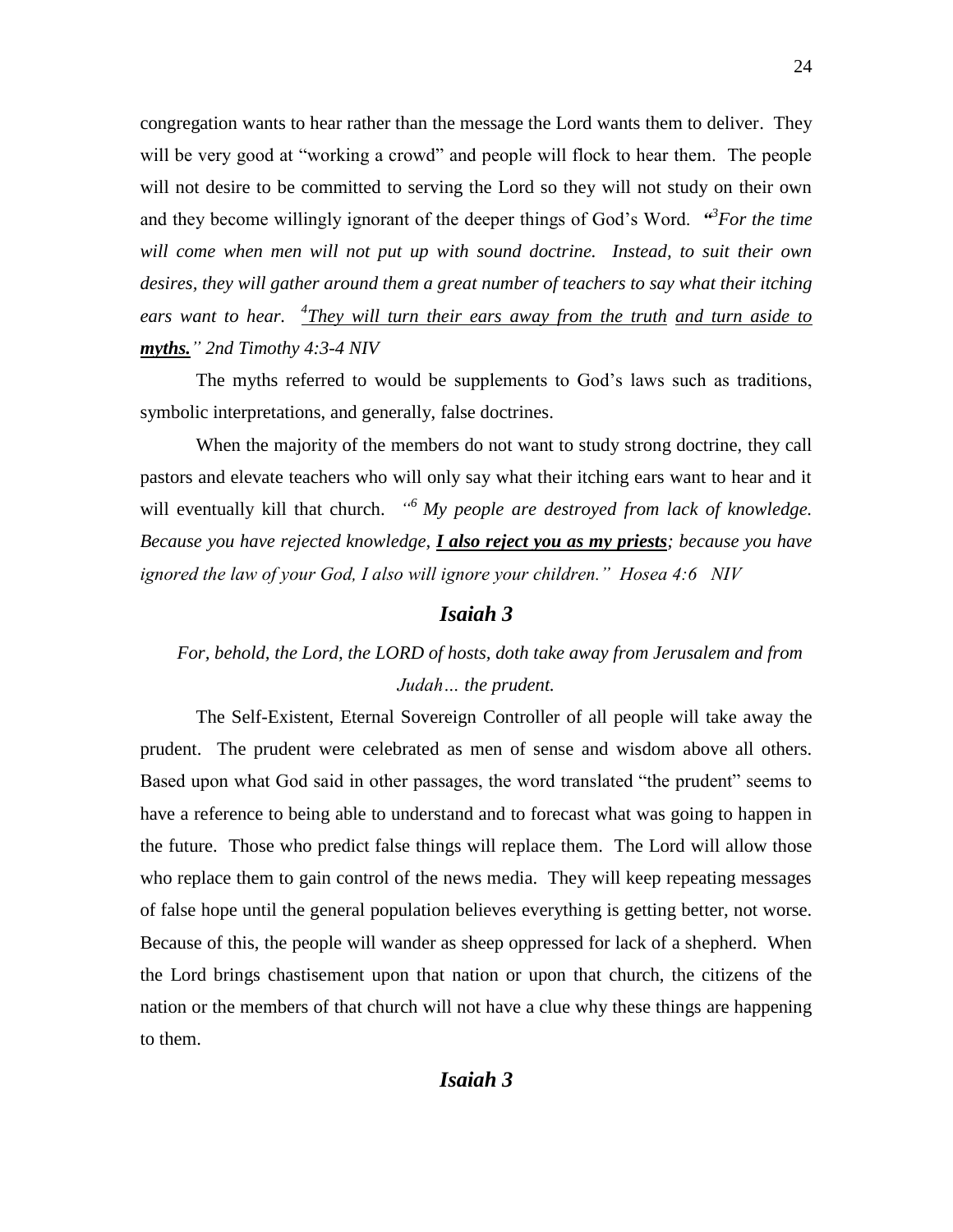congregation wants to hear rather than the message the Lord wants them to deliver. They will be very good at "working a crowd" and people will flock to hear them. The people will not desire to be committed to serving the Lord so they will not study on their own and they become willingly ignorant of the deeper things of God's Word. ***"***[3]*For the time will come when men will not put up with sound doctrine. Instead, to suit their own desires, they will gather around them a great number of teachers to say what their itching ears want to hear.* [4]*<u>They will turn their ears away from the truth</u> <u>and turn aside to</u>* ***<u>myths.</u>****" 2nd Timothy 4:3-4 NIV*

The myths referred to would be supplements to God's laws such as traditions, symbolic interpretations, and generally, false doctrines.

When the majority of the members do not want to study strong doctrine, they call pastors and elevate teachers who will only say what their itching ears want to hear and it will eventually kill that church. *"*[6] *My people are destroyed from lack of knowledge. Because you have rejected knowledge,* ***<u>I also reject you as my priests</u>****; because you have ignored the law of your God, I also will ignore your children." Hosea 4:6 NIV*

## *Isaiah 3*

*For, behold, the Lord, the LORD of hosts, doth take away from Jerusalem and from Judah… the prudent.*

The Self-Existent, Eternal Sovereign Controller of all people will take away the prudent. The prudent were celebrated as men of sense and wisdom above all others. Based upon what God said in other passages, the word translated "the prudent" seems to have a reference to being able to understand and to forecast what was going to happen in the future. Those who predict false things will replace them. The Lord will allow those who replace them to gain control of the news media. They will keep repeating messages of false hope until the general population believes everything is getting better, not worse. Because of this, the people will wander as sheep oppressed for lack of a shepherd. When the Lord brings chastisement upon that nation or upon that church, the citizens of the nation or the members of that church will not have a clue why these things are happening to them.

## *Isaiah 3*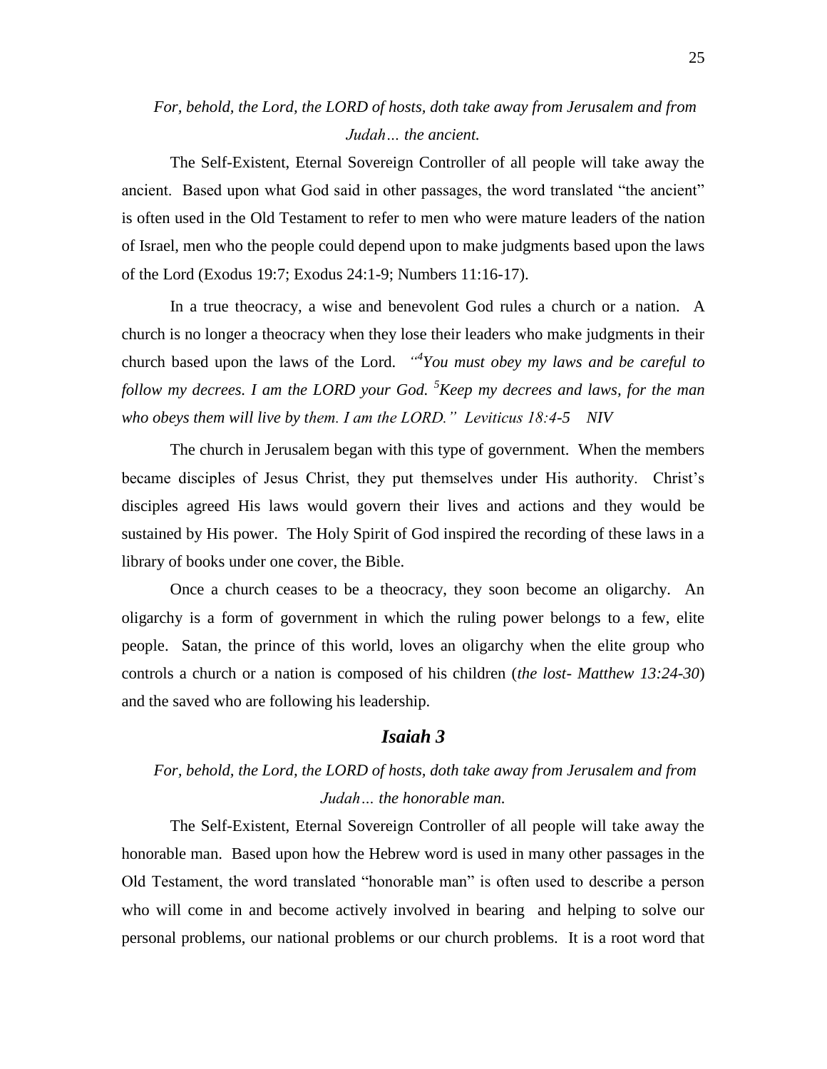*For, behold, the Lord, the LORD of hosts, doth take away from Jerusalem and from Judah… the ancient.*

The Self-Existent, Eternal Sovereign Controller of all people will take away the ancient. Based upon what God said in other passages, the word translated "the ancient" is often used in the Old Testament to refer to men who were mature leaders of the nation of Israel, men who the people could depend upon to make judgments based upon the laws of the Lord (Exodus 19:7; Exodus 24:1-9; Numbers 11:16-17).

In a true theocracy, a wise and benevolent God rules a church or a nation. A church is no longer a theocracy when they lose their leaders who make judgments in their church based upon the laws of the Lord. *"[4]You must obey my laws and be careful to follow my decrees. I am the LORD your God. [5]Keep my decrees and laws, for the man who obeys them will live by them. I am the LORD." Leviticus 18:4-5 NIV*

The church in Jerusalem began with this type of government. When the members became disciples of Jesus Christ, they put themselves under His authority. Christ's disciples agreed His laws would govern their lives and actions and they would be sustained by His power. The Holy Spirit of God inspired the recording of these laws in a library of books under one cover, the Bible.

Once a church ceases to be a theocracy, they soon become an oligarchy. An oligarchy is a form of government in which the ruling power belongs to a few, elite people. Satan, the prince of this world, loves an oligarchy when the elite group who controls a church or a nation is composed of his children (*the lost- Matthew 13:24-30*) and the saved who are following his leadership.

## *Isaiah 3*

*For, behold, the Lord, the LORD of hosts, doth take away from Jerusalem and from Judah… the honorable man.*

The Self-Existent, Eternal Sovereign Controller of all people will take away the honorable man. Based upon how the Hebrew word is used in many other passages in the Old Testament, the word translated "honorable man" is often used to describe a person who will come in and become actively involved in bearing and helping to solve our personal problems, our national problems or our church problems. It is a root word that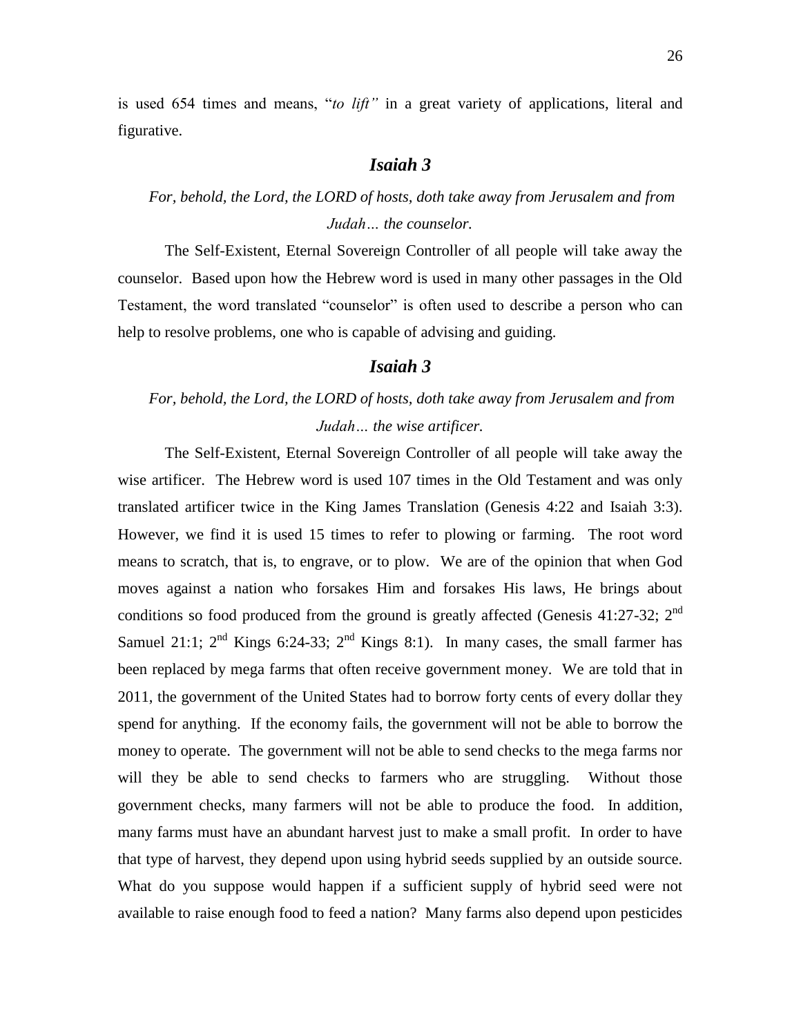is used 654 times and means, "*to lift"* in a great variety of applications, literal and figurative.

## *Isaiah 3*

*For, behold, the Lord, the LORD of hosts, doth take away from Jerusalem and from Judah… the counselor.*

The Self-Existent, Eternal Sovereign Controller of all people will take away the counselor. Based upon how the Hebrew word is used in many other passages in the Old Testament, the word translated "counselor" is often used to describe a person who can help to resolve problems, one who is capable of advising and guiding.

## *Isaiah 3*

*For, behold, the Lord, the LORD of hosts, doth take away from Jerusalem and from Judah… the wise artificer.*

The Self-Existent, Eternal Sovereign Controller of all people will take away the wise artificer. The Hebrew word is used 107 times in the Old Testament and was only translated artificer twice in the King James Translation (Genesis 4:22 and Isaiah 3:3). However, we find it is used 15 times to refer to plowing or farming. The root word means to scratch, that is, to engrave, or to plow. We are of the opinion that when God moves against a nation who forsakes Him and forsakes His laws, He brings about conditions so food produced from the ground is greatly affected (Genesis 41:27-32; 2nd Samuel 21:1; 2nd Kings 6:24-33; 2nd Kings 8:1). In many cases, the small farmer has been replaced by mega farms that often receive government money. We are told that in 2011, the government of the United States had to borrow forty cents of every dollar they spend for anything. If the economy fails, the government will not be able to borrow the money to operate. The government will not be able to send checks to the mega farms nor will they be able to send checks to farmers who are struggling. Without those government checks, many farmers will not be able to produce the food. In addition, many farms must have an abundant harvest just to make a small profit. In order to have that type of harvest, they depend upon using hybrid seeds supplied by an outside source. What do you suppose would happen if a sufficient supply of hybrid seed were not available to raise enough food to feed a nation? Many farms also depend upon pesticides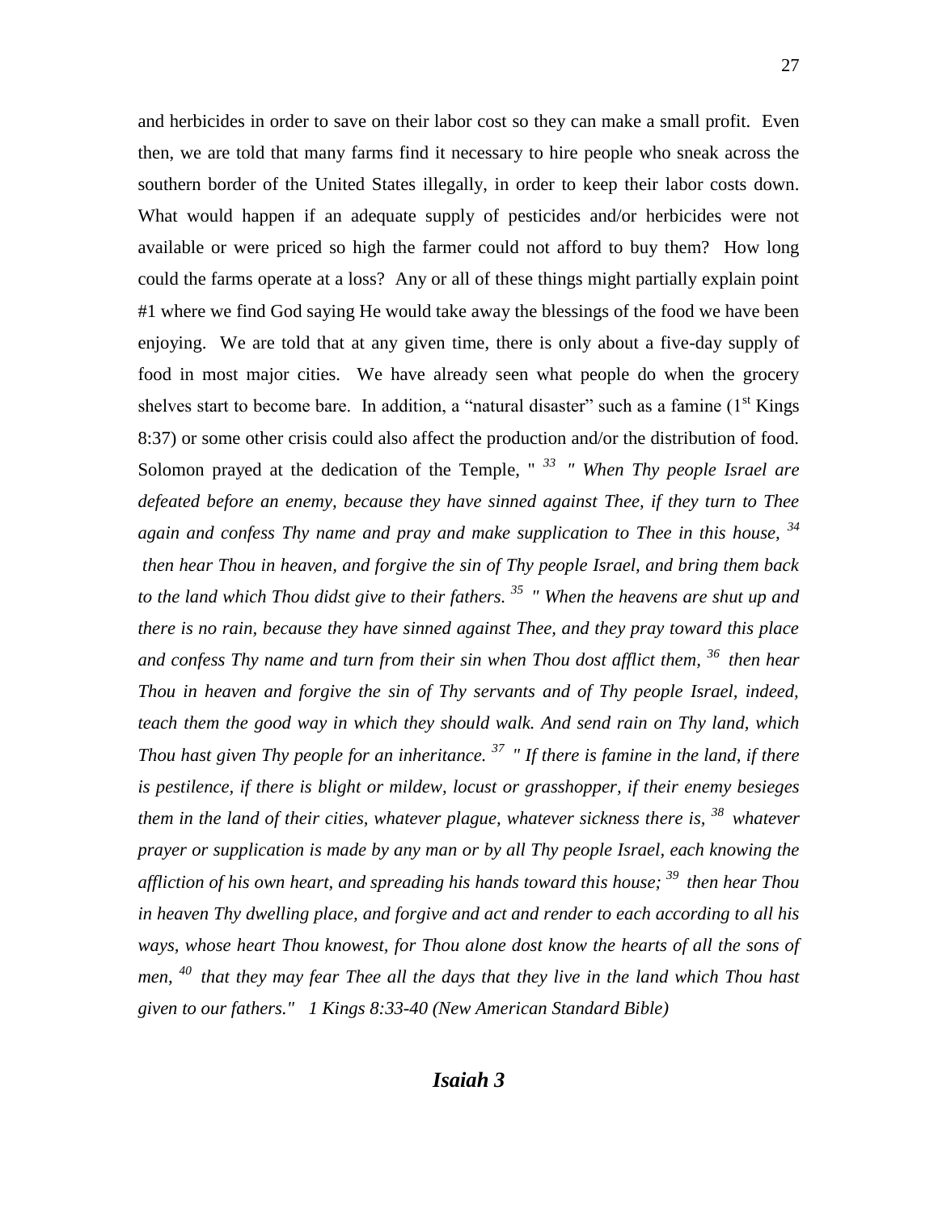and herbicides in order to save on their labor cost so they can make a small profit. Even then, we are told that many farms find it necessary to hire people who sneak across the southern border of the United States illegally, in order to keep their labor costs down. What would happen if an adequate supply of pesticides and/or herbicides were not available or were priced so high the farmer could not afford to buy them? How long could the farms operate at a loss? Any or all of these things might partially explain point #1 where we find God saying He would take away the blessings of the food we have been enjoying. We are told that at any given time, there is only about a five-day supply of food in most major cities. We have already seen what people do when the grocery shelves start to become bare. In addition, a "natural disaster" such as a famine (1st Kings 8:37) or some other crisis could also affect the production and/or the distribution of food. Solomon prayed at the dedication of the Temple, " *[33] " When Thy people Israel are defeated before an enemy, because they have sinned against Thee, if they turn to Thee again and confess Thy name and pray and make supplication to Thee in this house, [34] then hear Thou in heaven, and forgive the sin of Thy people Israel, and bring them back to the land which Thou didst give to their fathers. [35] " When the heavens are shut up and there is no rain, because they have sinned against Thee, and they pray toward this place and confess Thy name and turn from their sin when Thou dost afflict them, [36] then hear Thou in heaven and forgive the sin of Thy servants and of Thy people Israel, indeed, teach them the good way in which they should walk. And send rain on Thy land, which Thou hast given Thy people for an inheritance. [37] " If there is famine in the land, if there is pestilence, if there is blight or mildew, locust or grasshopper, if their enemy besieges them in the land of their cities, whatever plague, whatever sickness there is, [38] whatever prayer or supplication is made by any man or by all Thy people Israel, each knowing the affliction of his own heart, and spreading his hands toward this house; [39] then hear Thou in heaven Thy dwelling place, and forgive and act and render to each according to all his ways, whose heart Thou knowest, for Thou alone dost know the hearts of all the sons of men, [40] that they may fear Thee all the days that they live in the land which Thou hast given to our fathers." 1 Kings 8:33-40 (New American Standard Bible)*

## *Isaiah 3*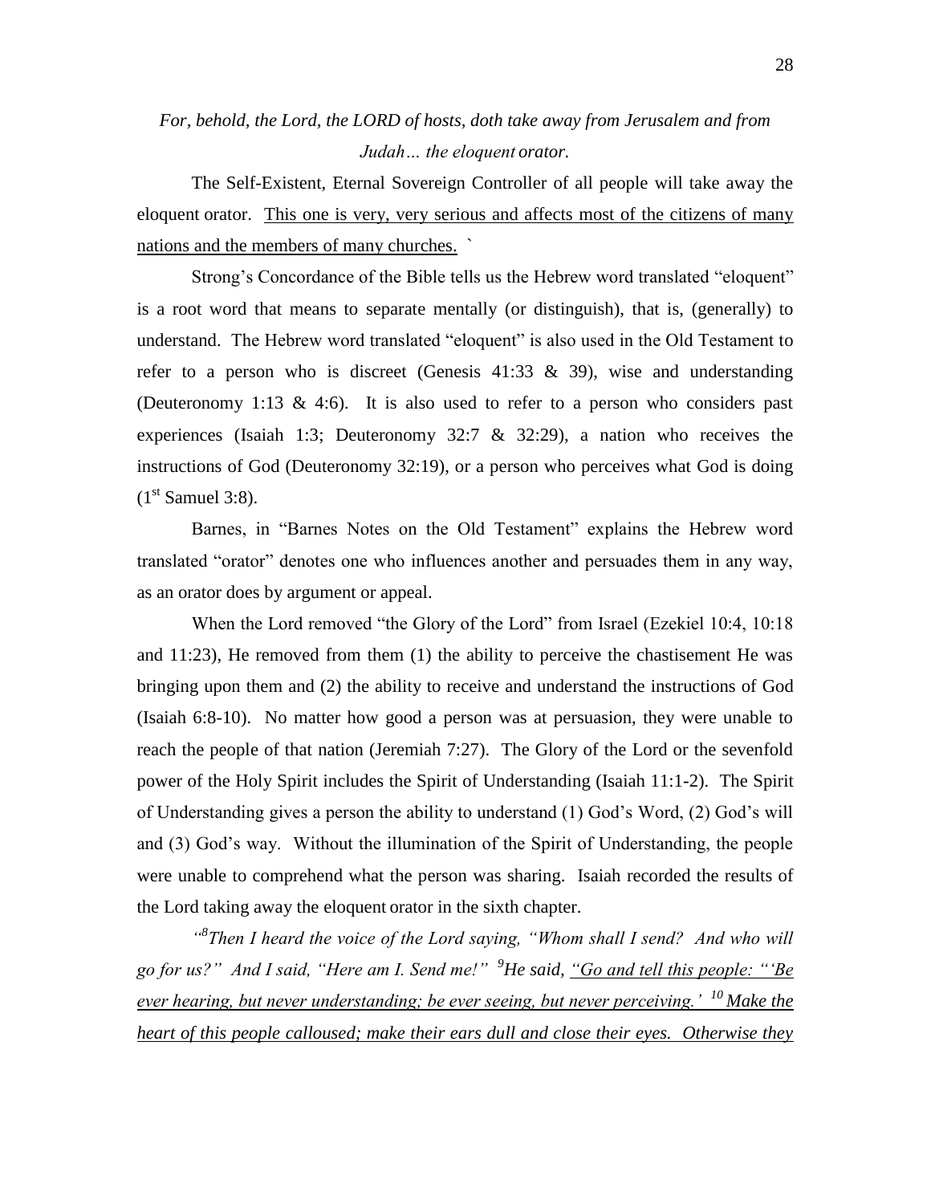*For, behold, the Lord, the LORD of hosts, doth take away from Jerusalem and from Judah… the eloquent orator.*

The Self-Existent, Eternal Sovereign Controller of all people will take away the eloquent orator. <u>This one is very, very serious and affects most of the citizens of many nations and the members of many churches.</u> `

Strong's Concordance of the Bible tells us the Hebrew word translated "eloquent" is a root word that means to separate mentally (or distinguish), that is, (generally) to understand. The Hebrew word translated "eloquent" is also used in the Old Testament to refer to a person who is discreet (Genesis 41:33 & 39), wise and understanding (Deuteronomy 1:13 & 4:6). It is also used to refer to a person who considers past experiences (Isaiah 1:3; Deuteronomy 32:7 & 32:29), a nation who receives the instructions of God (Deuteronomy 32:19), or a person who perceives what God is doing (1st Samuel 3:8).

Barnes, in "Barnes Notes on the Old Testament" explains the Hebrew word translated "orator" denotes one who influences another and persuades them in any way, as an orator does by argument or appeal.

When the Lord removed "the Glory of the Lord" from Israel (Ezekiel 10:4, 10:18 and 11:23), He removed from them (1) the ability to perceive the chastisement He was bringing upon them and (2) the ability to receive and understand the instructions of God (Isaiah 6:8-10). No matter how good a person was at persuasion, they were unable to reach the people of that nation (Jeremiah 7:27). The Glory of the Lord or the sevenfold power of the Holy Spirit includes the Spirit of Understanding (Isaiah 11:1-2). The Spirit of Understanding gives a person the ability to understand (1) God's Word, (2) God's will and (3) God's way. Without the illumination of the Spirit of Understanding, the people were unable to comprehend what the person was sharing. Isaiah recorded the results of the Lord taking away the eloquent orator in the sixth chapter.

*"[8]Then I heard the voice of the Lord saying, "Whom shall I send? And who will go for us?" And I said, "Here am I. Send me!" [9]He said, <u>"Go and tell this people: "'Be ever hearing, but never understanding; be ever seeing, but never perceiving.' [10] Make the heart of this people calloused; make their ears dull and close their eyes. Otherwise they</u>*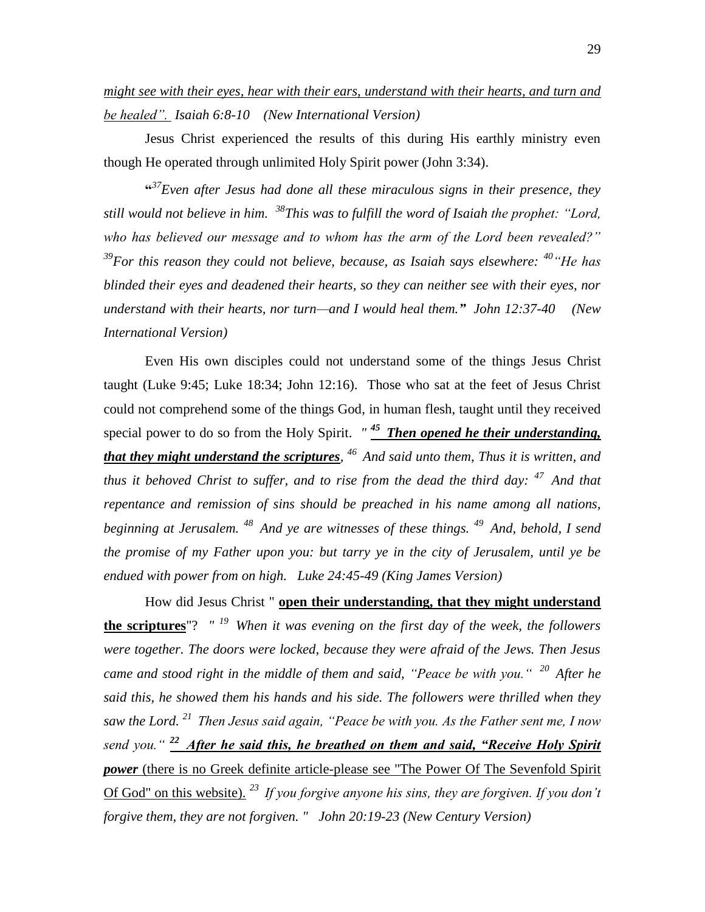<u>*might see with their eyes, hear with their ears, understand with their hearts, and turn and be healed".*</u> *Isaiah 6:8-10 (New International Version)*

Jesus Christ experienced the results of this during His earthly ministry even though He operated through unlimited Holy Spirit power (John 3:34).

**"***[37]Even after Jesus had done all these miraculous signs in their presence, they still would not believe in him. [38]This was to fulfill the word of Isaiah the prophet: "Lord, who has believed our message and to whom has the arm of the Lord been revealed?" [39]For this reason they could not believe, because, as Isaiah says elsewhere: [40]"He has blinded their eyes and deadened their hearts, so they can neither see with their eyes, nor understand with their hearts, nor turn—and I would heal them."* ***"*** *John 12:37-40 (New International Version)*

Even His own disciples could not understand some of the things Jesus Christ taught (Luke 9:45; Luke 18:34; John 12:16). Those who sat at the feet of Jesus Christ could not comprehend some of the things God, in human flesh, taught until they received special power to do so from the Holy Spirit. *" [45]* ***<u>Then opened he their understanding, that they might understand the scriptures</u>****, [46] And said unto them, Thus it is written, and thus it behoved Christ to suffer, and to rise from the dead the third day: [47] And that repentance and remission of sins should be preached in his name among all nations, beginning at Jerusalem. [48] And ye are witnesses of these things. [49] And, behold, I send the promise of my Father upon you: but tarry ye in the city of Jerusalem, until ye be endued with power from on high. Luke 24:45-49 (King James Version)*

How did Jesus Christ " **<u>open their understanding, that they might understand the scriptures</u>**"? *" [19] When it was evening on the first day of the week, the followers were together. The doors were locked, because they were afraid of the Jews. Then Jesus came and stood right in the middle of them and said, "Peace be with you." [20] After he said this, he showed them his hands and his side. The followers were thrilled when they saw the Lord. [21] Then Jesus said again, "Peace be with you. As the Father sent me, I now send you." [22]* ***<u>After he said this, he breathed on them and said, "Receive Holy Spirit power</u>*** <u>(there is no Greek definite article-please see "The Power Of The Sevenfold Spirit Of God" on this website).</u> *[23] If you forgive anyone his sins, they are forgiven. If you don't forgive them, they are not forgiven. " John 20:19-23 (New Century Version)*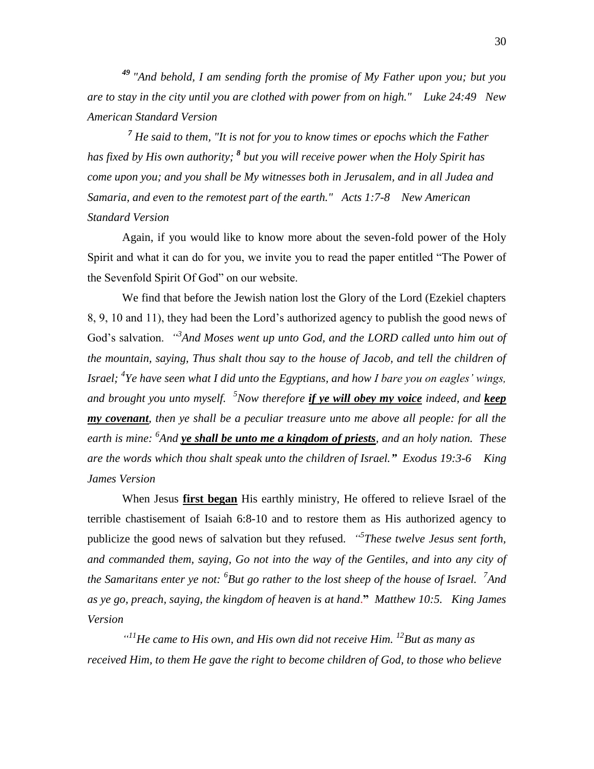*[49] "And behold, I am sending forth the promise of My Father upon you; but you are to stay in the city until you are clothed with power from on high." Luke 24:49 New American Standard Version*

*[7] He said to them, "It is not for you to know times or epochs which the Father has fixed by His own authority; [8] but you will receive power when the Holy Spirit has come upon you; and you shall be My witnesses both in Jerusalem, and in all Judea and Samaria, and even to the remotest part of the earth." Acts 1:7-8 New American Standard Version*

Again, if you would like to know more about the seven-fold power of the Holy Spirit and what it can do for you, we invite you to read the paper entitled "The Power of the Sevenfold Spirit Of God" on our website.

We find that before the Jewish nation lost the Glory of the Lord (Ezekiel chapters 8, 9, 10 and 11), they had been the Lord's authorized agency to publish the good news of God's salvation. *"[3]And Moses went up unto God, and the LORD called unto him out of the mountain, saying, Thus shalt thou say to the house of Jacob, and tell the children of Israel; [4]Ye have seen what I did unto the Egyptians, and how I bare you on eagles' wings, and brought you unto myself. [5]Now therefore **<u>if ye will obey my voice</u>** indeed, and **<u>keep my covenant</u>**, then ye shall be a peculiar treasure unto me above all people: for all the earth is mine: [6]And **<u>ye shall be unto me a kingdom of priests</u>**, and an holy nation. These are the words which thou shalt speak unto the children of Israel." Exodus 19:3-6 King James Version*

When Jesus **<u>first began</u>** His earthly ministry, He offered to relieve Israel of the terrible chastisement of Isaiah 6:8-10 and to restore them as His authorized agency to publicize the good news of salvation but they refused. *"[5]These twelve Jesus sent forth, and commanded them, saying, Go not into the way of the Gentiles, and into any city of the Samaritans enter ye not: [6]But go rather to the lost sheep of the house of Israel. [7]And as ye go, preach, saying, the kingdom of heaven is at hand."* *Matthew 10:5. King James Version*

*"[11]He came to His own, and His own did not receive Him. [12]But as many as received Him, to them He gave the right to become children of God, to those who believe*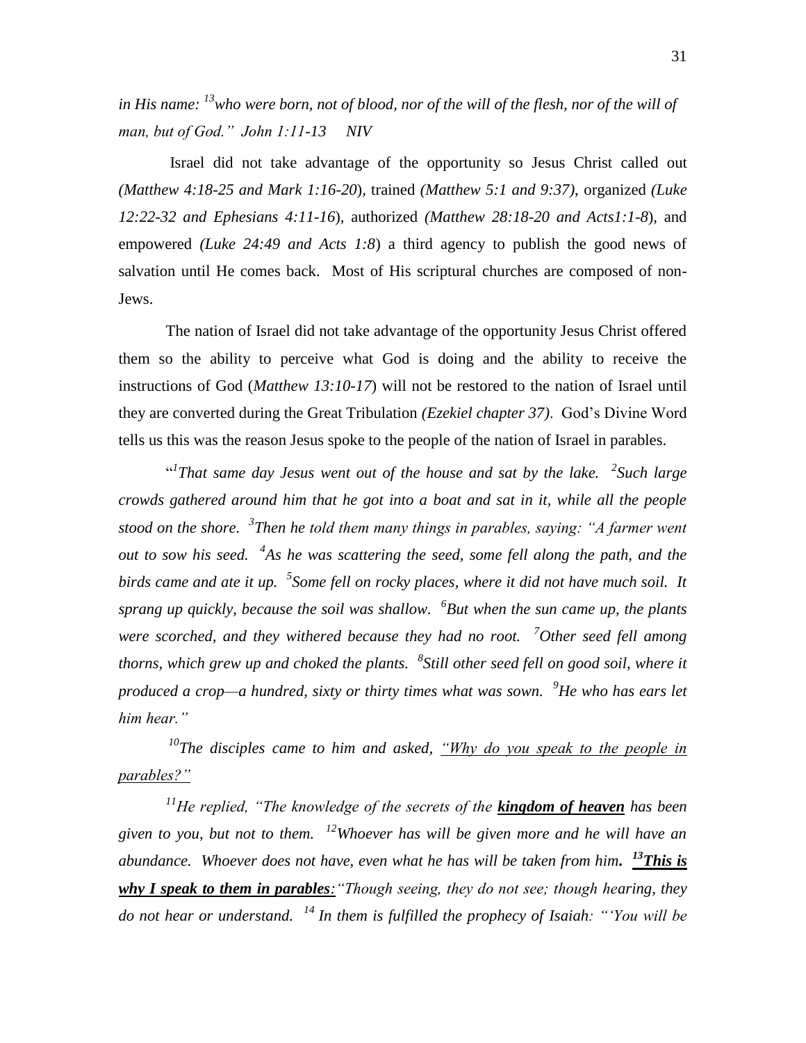*in His name: [13]who were born, not of blood, nor of the will of the flesh, nor of the will of man, but of God." John 1:11-13 NIV*

Israel did not take advantage of the opportunity so Jesus Christ called out *(Matthew 4:18-25 and Mark 1:16-20*), trained *(Matthew 5:1 and 9:37)*, organized *(Luke 12:22-32 and Ephesians 4:11-16*), authorized *(Matthew 28:18-20 and Acts1:1-8*), and empowered *(Luke 24:49 and Acts 1:8*) a third agency to publish the good news of salvation until He comes back. Most of His scriptural churches are composed of non-Jews.

The nation of Israel did not take advantage of the opportunity Jesus Christ offered them so the ability to perceive what God is doing and the ability to receive the instructions of God (*Matthew 13:10-17*) will not be restored to the nation of Israel until they are converted during the Great Tribulation *(Ezekiel chapter 37)*. God's Divine Word tells us this was the reason Jesus spoke to the people of the nation of Israel in parables.

"*[1]That same day Jesus went out of the house and sat by the lake. [2]Such large crowds gathered around him that he got into a boat and sat in it, while all the people stood on the shore. [3]Then he told them many things in parables, saying: "A farmer went out to sow his seed. [4]As he was scattering the seed, some fell along the path, and the birds came and ate it up. [5]Some fell on rocky places, where it did not have much soil. It sprang up quickly, because the soil was shallow. [6]But when the sun came up, the plants were scorched, and they withered because they had no root. [7]Other seed fell among thorns, which grew up and choked the plants. [8]Still other seed fell on good soil, where it produced a crop—a hundred, sixty or thirty times what was sown. [9]He who has ears let him hear."*

*[10]The disciples came to him and asked, <u>"Why do you speak to the people in parables?"</u>*

*[11]He replied, "The knowledge of the secrets of the **<u>kingdom of heaven</u>** has been given to you, but not to them. [12]Whoever has will be given more and he will have an abundance. Whoever does not have, even what he has will be taken from him. **<u>[13]This is why I speak to them in parables</u>**:"Though seeing, they do not see; though hearing, they do not hear or understand. [14] In them is fulfilled the prophecy of Isaiah: "'You will be*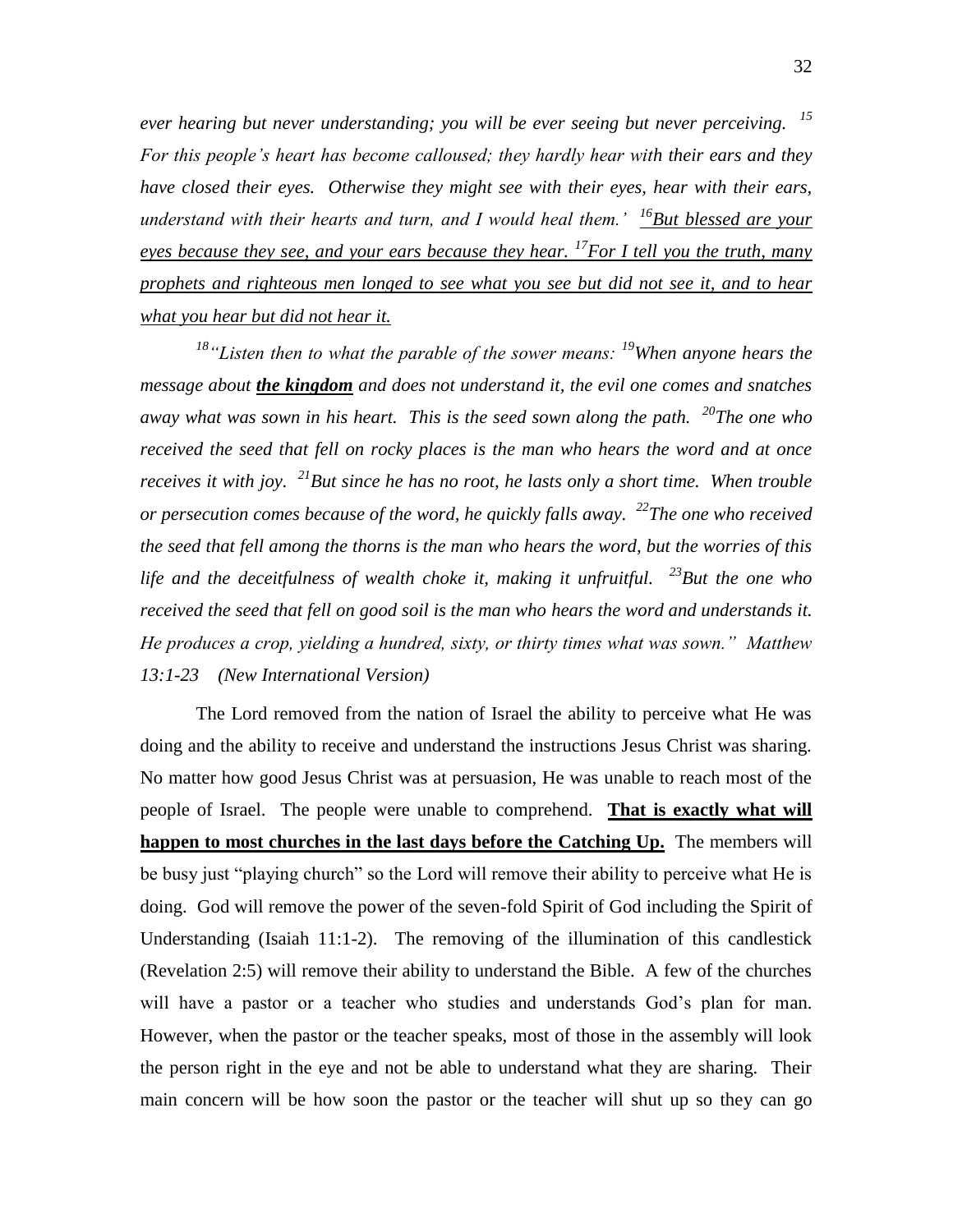*ever hearing but never understanding; you will be ever seeing but never perceiving.* [15] *For this people's heart has become calloused; they hardly hear with their ears and they have closed their eyes. Otherwise they might see with their eyes, hear with their ears, understand with their hearts and turn, and I would heal them.'* [16]<u>*But blessed are your eyes because they see, and your ears because they hear.*</u> [17]<u>*For I tell you the truth, many prophets and righteous men longed to see what you see but did not see it, and to hear what you hear but did not hear it.*</u>

[18]*"Listen then to what the parable of the sower means:* [19]*When anyone hears the message about* ***<u>the kingdom</u>*** *and does not understand it, the evil one comes and snatches away what was sown in his heart. This is the seed sown along the path.* [20]*The one who received the seed that fell on rocky places is the man who hears the word and at once receives it with joy.* [21]*But since he has no root, he lasts only a short time. When trouble or persecution comes because of the word, he quickly falls away.* [22]*The one who received the seed that fell among the thorns is the man who hears the word, but the worries of this life and the deceitfulness of wealth choke it, making it unfruitful.* [23]*But the one who received the seed that fell on good soil is the man who hears the word and understands it. He produces a crop, yielding a hundred, sixty, or thirty times what was sown." Matthew 13:1-23 (New International Version)*

The Lord removed from the nation of Israel the ability to perceive what He was doing and the ability to receive and understand the instructions Jesus Christ was sharing. No matter how good Jesus Christ was at persuasion, He was unable to reach most of the people of Israel. The people were unable to comprehend. **<u>That is exactly what will happen to most churches in the last days before the Catching Up.</u>** The members will be busy just "playing church" so the Lord will remove their ability to perceive what He is doing. God will remove the power of the seven-fold Spirit of God including the Spirit of Understanding (Isaiah 11:1-2). The removing of the illumination of this candlestick (Revelation 2:5) will remove their ability to understand the Bible. A few of the churches will have a pastor or a teacher who studies and understands God's plan for man. However, when the pastor or the teacher speaks, most of those in the assembly will look the person right in the eye and not be able to understand what they are sharing. Their main concern will be how soon the pastor or the teacher will shut up so they can go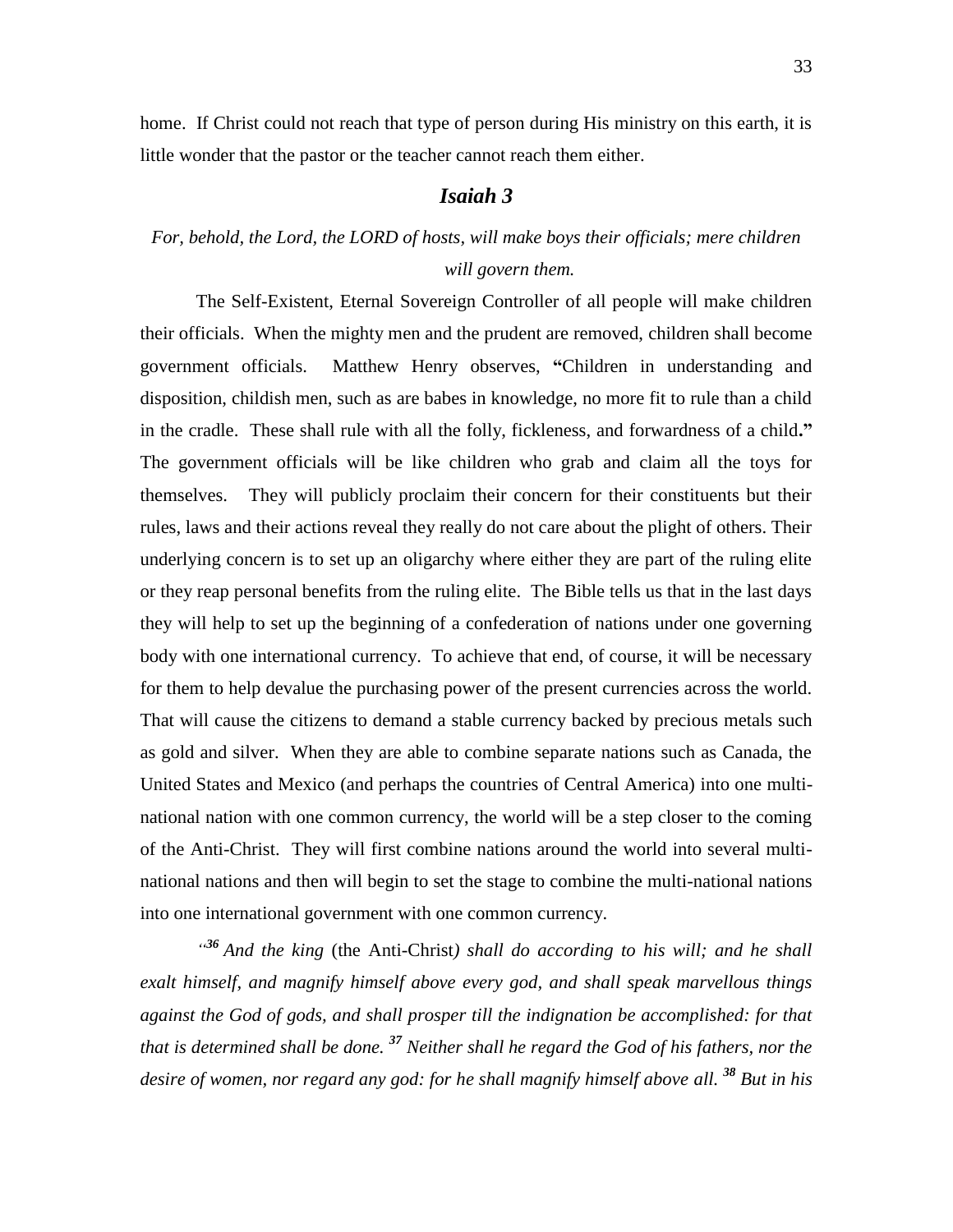home. If Christ could not reach that type of person during His ministry on this earth, it is little wonder that the pastor or the teacher cannot reach them either.

## *Isaiah 3*

*For, behold, the Lord, the LORD of hosts, will make boys their officials; mere children will govern them.*

The Self-Existent, Eternal Sovereign Controller of all people will make children their officials. When the mighty men and the prudent are removed, children shall become government officials. Matthew Henry observes, **"**Children in understanding and disposition, childish men, such as are babes in knowledge, no more fit to rule than a child in the cradle. These shall rule with all the folly, fickleness, and forwardness of a child**."** The government officials will be like children who grab and claim all the toys for themselves. They will publicly proclaim their concern for their constituents but their rules, laws and their actions reveal they really do not care about the plight of others. Their underlying concern is to set up an oligarchy where either they are part of the ruling elite or they reap personal benefits from the ruling elite. The Bible tells us that in the last days they will help to set up the beginning of a confederation of nations under one governing body with one international currency. To achieve that end, of course, it will be necessary for them to help devalue the purchasing power of the present currencies across the world. That will cause the citizens to demand a stable currency backed by precious metals such as gold and silver. When they are able to combine separate nations such as Canada, the United States and Mexico (and perhaps the countries of Central America) into one multi-national nation with one common currency, the world will be a step closer to the coming of the Anti-Christ. They will first combine nations around the world into several multi-national nations and then will begin to set the stage to combine the multi-national nations into one international government with one common currency.

"***36*** *And the king* (the Anti-Christ*) shall do according to his will; and he shall exalt himself, and magnify himself above every god, and shall speak marvellous things against the God of gods, and shall prosper till the indignation be accomplished: for that that is determined shall be done.* ***37*** *Neither shall he regard the God of his fathers, nor the desire of women, nor regard any god: for he shall magnify himself above all.* ***38*** *But in his*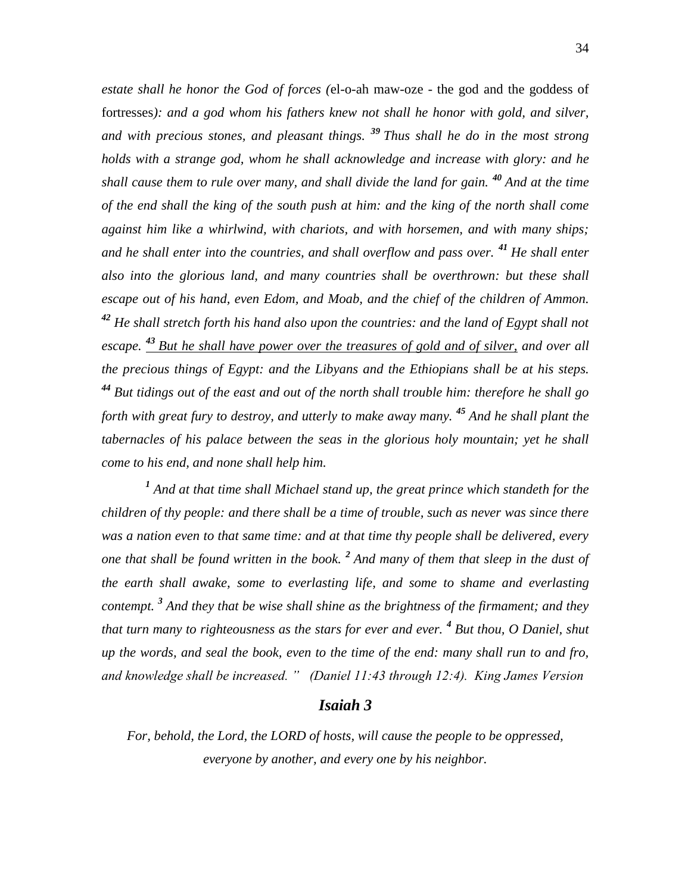*estate shall he honor the God of forces (*el-o-ah maw-oze - the god and the goddess of fortresses*): and a god whom his fathers knew not shall he honor with gold, and silver, and with precious stones, and pleasant things.* [39] *Thus shall he do in the most strong holds with a strange god, whom he shall acknowledge and increase with glory: and he shall cause them to rule over many, and shall divide the land for gain.* [40] *And at the time of the end shall the king of the south push at him: and the king of the north shall come against him like a whirlwind, with chariots, and with horsemen, and with many ships; and he shall enter into the countries, and shall overflow and pass over.* [41] *He shall enter also into the glorious land, and many countries shall be overthrown: but these shall escape out of his hand, even Edom, and Moab, and the chief of the children of Ammon.* [42] *He shall stretch forth his hand also upon the countries: and the land of Egypt shall not escape.* [43] *<u>But he shall have power over the treasures of gold and of silver,</u> and over all the precious things of Egypt: and the Libyans and the Ethiopians shall be at his steps.* [44] *But tidings out of the east and out of the north shall trouble him: therefore he shall go forth with great fury to destroy, and utterly to make away many.* [45] *And he shall plant the tabernacles of his palace between the seas in the glorious holy mountain; yet he shall come to his end, and none shall help him.*

[1] *And at that time shall Michael stand up, the great prince which standeth for the children of thy people: and there shall be a time of trouble, such as never was since there was a nation even to that same time: and at that time thy people shall be delivered, every one that shall be found written in the book.* [2] *And many of them that sleep in the dust of the earth shall awake, some to everlasting life, and some to shame and everlasting contempt.* [3] *And they that be wise shall shine as the brightness of the firmament; and they that turn many to righteousness as the stars for ever and ever.* [4] *But thou, O Daniel, shut up the words, and seal the book, even to the time of the end: many shall run to and fro, and knowledge shall be increased." (Daniel 11:43 through 12:4). King James Version*

## *Isaiah 3*

*For, behold, the Lord, the LORD of hosts, will cause the people to be oppressed, everyone by another, and every one by his neighbor.*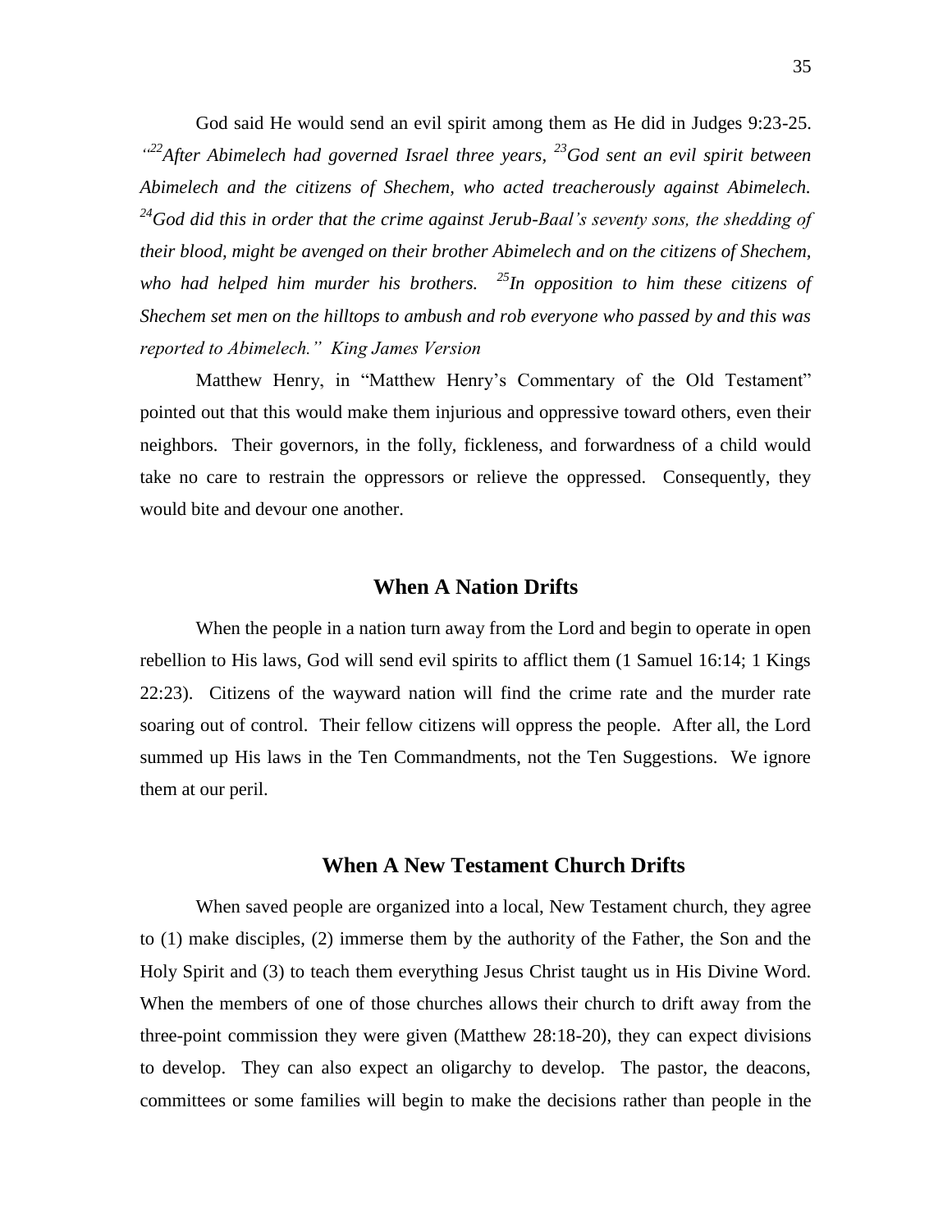God said He would send an evil spirit among them as He did in Judges 9:23-25. *"[22]After Abimelech had governed Israel three years, [23]God sent an evil spirit between Abimelech and the citizens of Shechem, who acted treacherously against Abimelech. [24]God did this in order that the crime against Jerub-Baal's seventy sons, the shedding of their blood, might be avenged on their brother Abimelech and on the citizens of Shechem, who had helped him murder his brothers. [25]In opposition to him these citizens of Shechem set men on the hilltops to ambush and rob everyone who passed by and this was reported to Abimelech." King James Version*

Matthew Henry, in "Matthew Henry's Commentary of the Old Testament" pointed out that this would make them injurious and oppressive toward others, even their neighbors. Their governors, in the folly, fickleness, and forwardness of a child would take no care to restrain the oppressors or relieve the oppressed. Consequently, they would bite and devour one another.

## When A Nation Drifts

When the people in a nation turn away from the Lord and begin to operate in open rebellion to His laws, God will send evil spirits to afflict them (1 Samuel 16:14; 1 Kings 22:23). Citizens of the wayward nation will find the crime rate and the murder rate soaring out of control. Their fellow citizens will oppress the people. After all, the Lord summed up His laws in the Ten Commandments, not the Ten Suggestions. We ignore them at our peril.

## When A New Testament Church Drifts

When saved people are organized into a local, New Testament church, they agree to (1) make disciples, (2) immerse them by the authority of the Father, the Son and the Holy Spirit and (3) to teach them everything Jesus Christ taught us in His Divine Word. When the members of one of those churches allows their church to drift away from the three-point commission they were given (Matthew 28:18-20), they can expect divisions to develop. They can also expect an oligarchy to develop. The pastor, the deacons, committees or some families will begin to make the decisions rather than people in the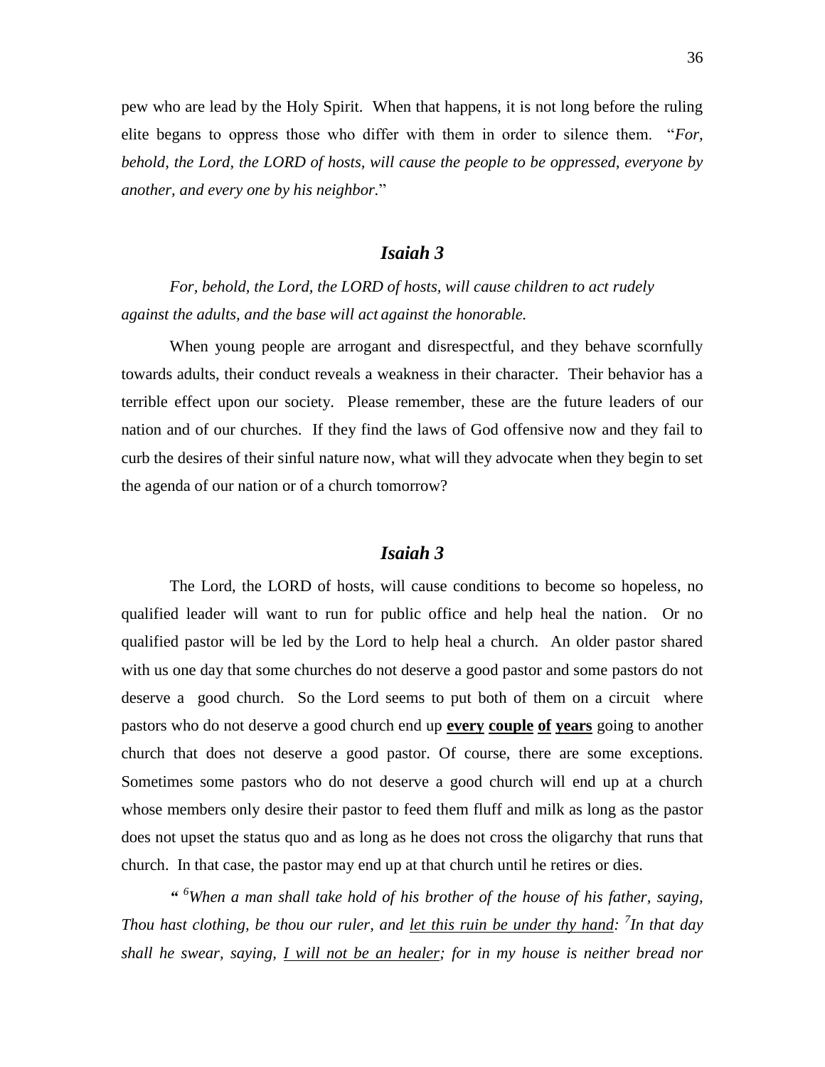pew who are lead by the Holy Spirit. When that happens, it is not long before the ruling elite begans to oppress those who differ with them in order to silence them. "*For, behold, the Lord, the LORD of hosts, will cause the people to be oppressed, everyone by another, and every one by his neighbor.*"

## *Isaiah 3*

*For, behold, the Lord, the LORD of hosts, will cause children to act rudely against the adults, and the base will act against the honorable.*

When young people are arrogant and disrespectful, and they behave scornfully towards adults, their conduct reveals a weakness in their character. Their behavior has a terrible effect upon our society. Please remember, these are the future leaders of our nation and of our churches. If they find the laws of God offensive now and they fail to curb the desires of their sinful nature now, what will they advocate when they begin to set the agenda of our nation or of a church tomorrow?

## *Isaiah 3*

The Lord, the LORD of hosts, will cause conditions to become so hopeless, no qualified leader will want to run for public office and help heal the nation. Or no qualified pastor will be led by the Lord to help heal a church. An older pastor shared with us one day that some churches do not deserve a good pastor and some pastors do not deserve a good church. So the Lord seems to put both of them on a circuit where pastors who do not deserve a good church end up <u>**every**</u> <u>**couple**</u> <u>**of**</u> <u>**years**</u> going to another church that does not deserve a good pastor. Of course, there are some exceptions. Sometimes some pastors who do not deserve a good church will end up at a church whose members only desire their pastor to feed them fluff and milk as long as the pastor does not upset the status quo and as long as he does not cross the oligarchy that runs that church. In that case, the pastor may end up at that church until he retires or dies.

*" [6]When a man shall take hold of his brother of the house of his father, saying, Thou hast clothing, be thou our ruler, and <u>let this ruin be under thy hand</u>: [7]In that day shall he swear, saying, <u>I will not be an healer</u>; for in my house is neither bread nor*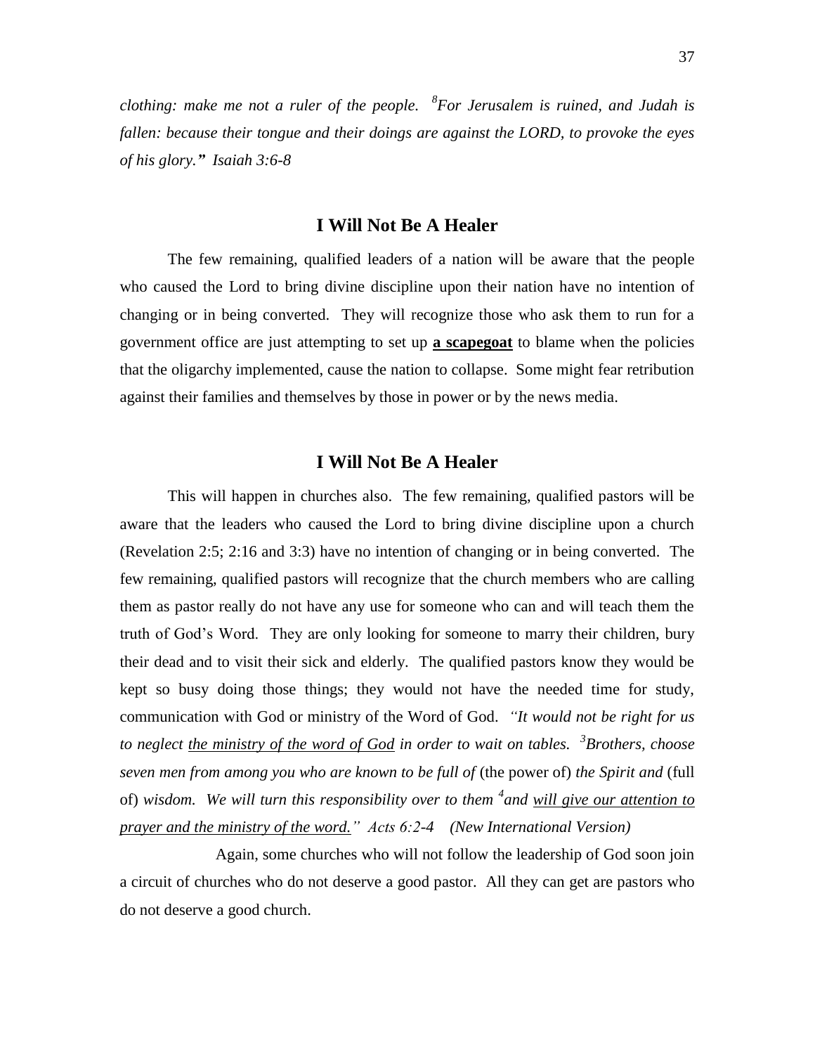*clothing: make me not a ruler of the people. [8]For Jerusalem is ruined, and Judah is fallen: because their tongue and their doings are against the LORD, to provoke the eyes of his glory." Isaiah 3:6-8*

## I Will Not Be A Healer

The few remaining, qualified leaders of a nation will be aware that the people who caused the Lord to bring divine discipline upon their nation have no intention of changing or in being converted. They will recognize those who ask them to run for a government office are just attempting to set up **<u>a scapegoat</u>** to blame when the policies that the oligarchy implemented, cause the nation to collapse. Some might fear retribution against their families and themselves by those in power or by the news media.

## I Will Not Be A Healer

This will happen in churches also. The few remaining, qualified pastors will be aware that the leaders who caused the Lord to bring divine discipline upon a church (Revelation 2:5; 2:16 and 3:3) have no intention of changing or in being converted. The few remaining, qualified pastors will recognize that the church members who are calling them as pastor really do not have any use for someone who can and will teach them the truth of God's Word. They are only looking for someone to marry their children, bury their dead and to visit their sick and elderly. The qualified pastors know they would be kept so busy doing those things; they would not have the needed time for study, communication with God or ministry of the Word of God. *"It would not be right for us to neglect <u>the ministry of the word of God</u> in order to wait on tables. [3]Brothers, choose seven men from among you who are known to be full of* (the power of) *the Spirit and* (full of) *wisdom. We will turn this responsibility over to them [4]and <u>will give our attention to prayer and the ministry of the word.</u>" Acts 6:2-4 (New International Version)*

Again, some churches who will not follow the leadership of God soon join a circuit of churches who do not deserve a good pastor. All they can get are pastors who do not deserve a good church.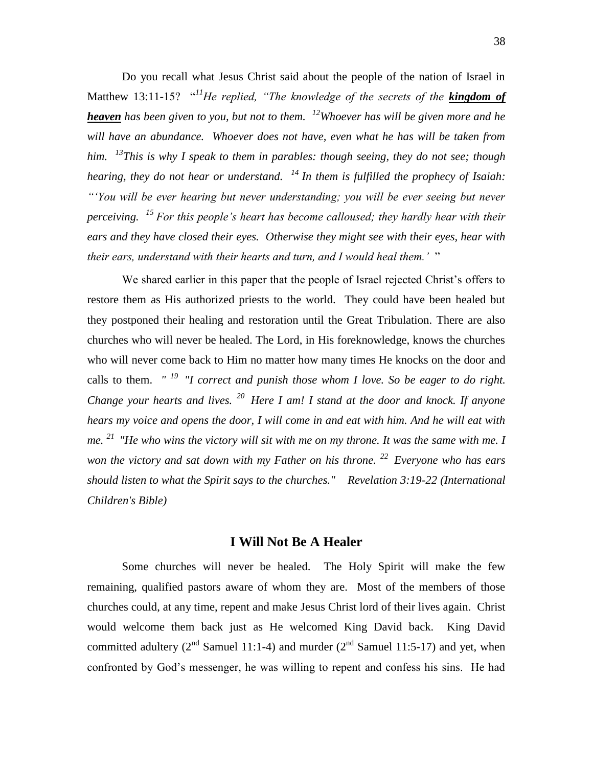Do you recall what Jesus Christ said about the people of the nation of Israel in Matthew 13:11-15? "[11]*He replied, "The knowledge of the secrets of the* ***kingdom of heaven*** *has been given to you, but not to them.* [12]*Whoever has will be given more and he will have an abundance. Whoever does not have, even what he has will be taken from him.* [13]*This is why I speak to them in parables: though seeing, they do not see; though hearing, they do not hear or understand.* [14] *In them is fulfilled the prophecy of Isaiah: "'You will be ever hearing but never understanding; you will be ever seeing but never perceiving.* [15] *For this people's heart has become calloused; they hardly hear with their ears and they have closed their eyes. Otherwise they might see with their eyes, hear with their ears, understand with their hearts and turn, and I would heal them.'* "

We shared earlier in this paper that the people of Israel rejected Christ's offers to restore them as His authorized priests to the world. They could have been healed but they postponed their healing and restoration until the Great Tribulation. There are also churches who will never be healed. The Lord, in His foreknowledge, knows the churches who will never come back to Him no matter how many times He knocks on the door and calls to them. *" [19] "I correct and punish those whom I love. So be eager to do right. Change your hearts and lives.* [20] *Here I am! I stand at the door and knock. If anyone hears my voice and opens the door, I will come in and eat with him. And he will eat with me.* [21] *"He who wins the victory will sit with me on my throne. It was the same with me. I won the victory and sat down with my Father on his throne.* [22] *Everyone who has ears should listen to what the Spirit says to the churches." Revelation 3:19-22 (International Children's Bible)*

## I Will Not Be A Healer

Some churches will never be healed. The Holy Spirit will make the few remaining, qualified pastors aware of whom they are. Most of the members of those churches could, at any time, repent and make Jesus Christ lord of their lives again. Christ would welcome them back just as He welcomed King David back. King David committed adultery (2nd Samuel 11:1-4) and murder (2nd Samuel 11:5-17) and yet, when confronted by God's messenger, he was willing to repent and confess his sins. He had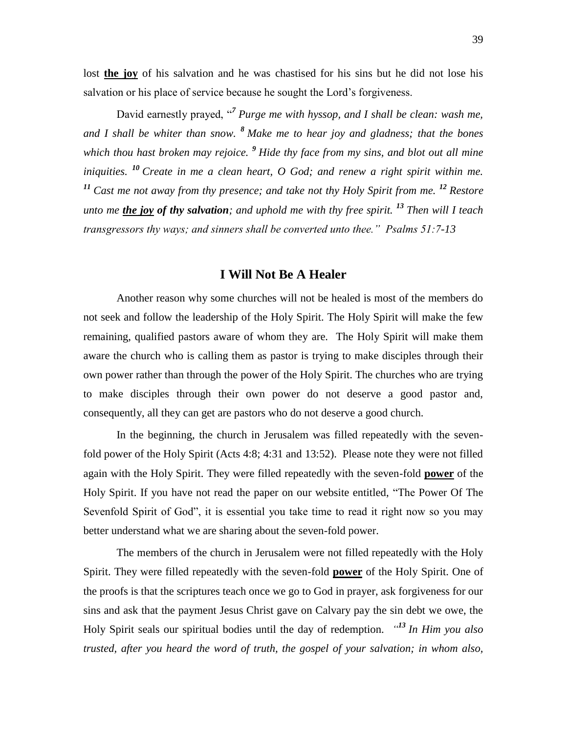lost **the joy** of his salvation and he was chastised for his sins but he did not lose his salvation or his place of service because he sought the Lord's forgiveness.

David earnestly prayed, "*[7] Purge me with hyssop, and I shall be clean: wash me, and I shall be whiter than snow. [8] Make me to hear joy and gladness; that the bones which thou hast broken may rejoice. [9] Hide thy face from my sins, and blot out all mine iniquities. [10] Create in me a clean heart, O God; and renew a right spirit within me. [11] Cast me not away from thy presence; and take not thy Holy Spirit from me. [12] Restore unto me **the joy of thy salvation**; and uphold me with thy free spirit. [13] Then will I teach transgressors thy ways; and sinners shall be converted unto thee." Psalms 51:7-13*

## I Will Not Be A Healer

Another reason why some churches will not be healed is most of the members do not seek and follow the leadership of the Holy Spirit. The Holy Spirit will make the few remaining, qualified pastors aware of whom they are. The Holy Spirit will make them aware the church who is calling them as pastor is trying to make disciples through their own power rather than through the power of the Holy Spirit. The churches who are trying to make disciples through their own power do not deserve a good pastor and, consequently, all they can get are pastors who do not deserve a good church.

In the beginning, the church in Jerusalem was filled repeatedly with the seven-fold power of the Holy Spirit (Acts 4:8; 4:31 and 13:52). Please note they were not filled again with the Holy Spirit. They were filled repeatedly with the seven-fold **power** of the Holy Spirit. If you have not read the paper on our website entitled, "The Power Of The Sevenfold Spirit of God", it is essential you take time to read it right now so you may better understand what we are sharing about the seven-fold power.

The members of the church in Jerusalem were not filled repeatedly with the Holy Spirit. They were filled repeatedly with the seven-fold **power** of the Holy Spirit. One of the proofs is that the scriptures teach once we go to God in prayer, ask forgiveness for our sins and ask that the payment Jesus Christ gave on Calvary pay the sin debt we owe, the Holy Spirit seals our spiritual bodies until the day of redemption. "*[13] In Him you also trusted, after you heard the word of truth, the gospel of your salvation; in whom also,*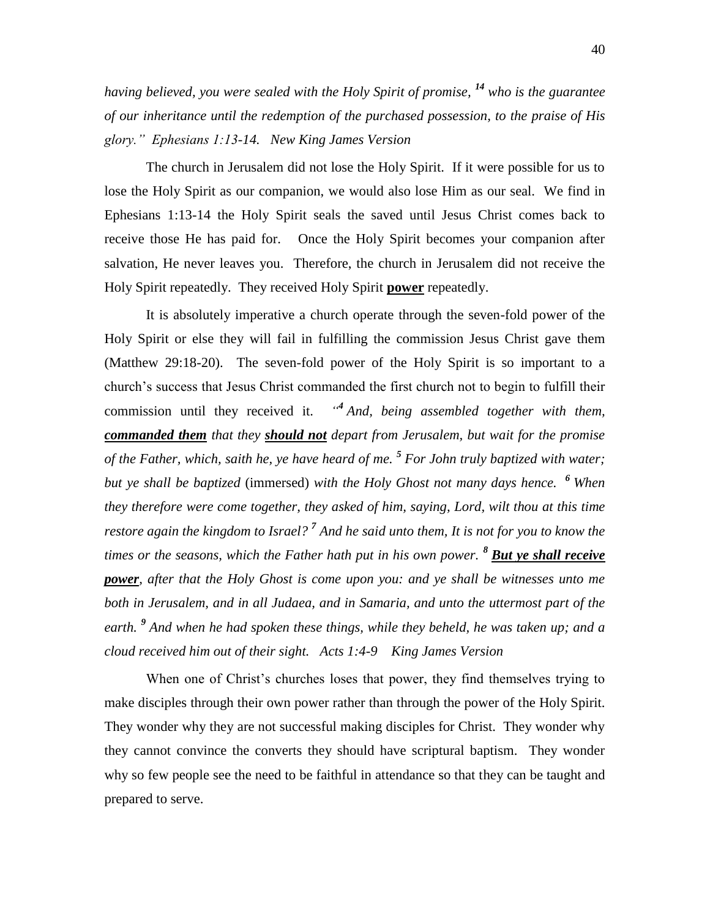*having believed, you were sealed with the Holy Spirit of promise, [14] who is the guarantee of our inheritance until the redemption of the purchased possession, to the praise of His glory." Ephesians 1:13-14. New King James Version*

The church in Jerusalem did not lose the Holy Spirit. If it were possible for us to lose the Holy Spirit as our companion, we would also lose Him as our seal. We find in Ephesians 1:13-14 the Holy Spirit seals the saved until Jesus Christ comes back to receive those He has paid for. Once the Holy Spirit becomes your companion after salvation, He never leaves you. Therefore, the church in Jerusalem did not receive the Holy Spirit repeatedly. They received Holy Spirit **power** repeatedly.

It is absolutely imperative a church operate through the seven-fold power of the Holy Spirit or else they will fail in fulfilling the commission Jesus Christ gave them (Matthew 29:18-20). The seven-fold power of the Holy Spirit is so important to a church's success that Jesus Christ commanded the first church not to begin to fulfill their commission until they received it. *"[4] And, being assembled together with them,* ***commanded them*** *that they* ***should not*** *depart from Jerusalem, but wait for the promise of the Father, which, saith he, ye have heard of me. [5] For John truly baptized with water; but ye shall be baptized* (immersed) *with the Holy Ghost not many days hence. [6] When they therefore were come together, they asked of him, saying, Lord, wilt thou at this time restore again the kingdom to Israel? [7] And he said unto them, It is not for you to know the times or the seasons, which the Father hath put in his own power. [8]* ***But ye shall receive power****, after that the Holy Ghost is come upon you: and ye shall be witnesses unto me both in Jerusalem, and in all Judaea, and in Samaria, and unto the uttermost part of the earth. [9] And when he had spoken these things, while they beheld, he was taken up; and a cloud received him out of their sight. Acts 1:4-9 King James Version*

When one of Christ's churches loses that power, they find themselves trying to make disciples through their own power rather than through the power of the Holy Spirit. They wonder why they are not successful making disciples for Christ. They wonder why they cannot convince the converts they should have scriptural baptism. They wonder why so few people see the need to be faithful in attendance so that they can be taught and prepared to serve.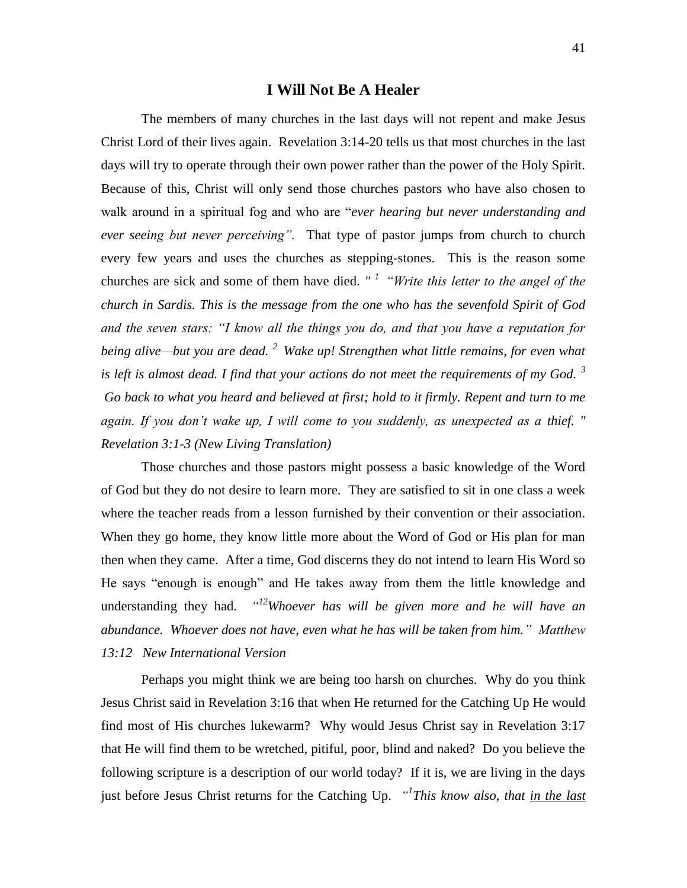## I Will Not Be A Healer

The members of many churches in the last days will not repent and make Jesus Christ Lord of their lives again. Revelation 3:14-20 tells us that most churches in the last days will try to operate through their own power rather than the power of the Holy Spirit. Because of this, Christ will only send those churches pastors who have also chosen to walk around in a spiritual fog and who are "*ever hearing but never understanding and ever seeing but never perceiving".* That type of pastor jumps from church to church every few years and uses the churches as stepping-stones. This is the reason some churches are sick and some of them have died. *" [1] "Write this letter to the angel of the church in Sardis. This is the message from the one who has the sevenfold Spirit of God and the seven stars: "I know all the things you do, and that you have a reputation for being alive—but you are dead. [2] Wake up! Strengthen what little remains, for even what is left is almost dead. I find that your actions do not meet the requirements of my God. [3] Go back to what you heard and believed at first; hold to it firmly. Repent and turn to me again. If you don't wake up, I will come to you suddenly, as unexpected as a thief. " Revelation 3:1-3 (New Living Translation)*

Those churches and those pastors might possess a basic knowledge of the Word of God but they do not desire to learn more. They are satisfied to sit in one class a week where the teacher reads from a lesson furnished by their convention or their association. When they go home, they know little more about the Word of God or His plan for man then when they came. After a time, God discerns they do not intend to learn His Word so He says "enough is enough" and He takes away from them the little knowledge and understanding they had. *"[12]Whoever has will be given more and he will have an abundance. Whoever does not have, even what he has will be taken from him." Matthew 13:12 New International Version*

Perhaps you might think we are being too harsh on churches. Why do you think Jesus Christ said in Revelation 3:16 that when He returned for the Catching Up He would find most of His churches lukewarm? Why would Jesus Christ say in Revelation 3:17 that He will find them to be wretched, pitiful, poor, blind and naked? Do you believe the following scripture is a description of our world today? If it is, we are living in the days just before Jesus Christ returns for the Catching Up. *"[1]This know also, that <u>in the last</u>*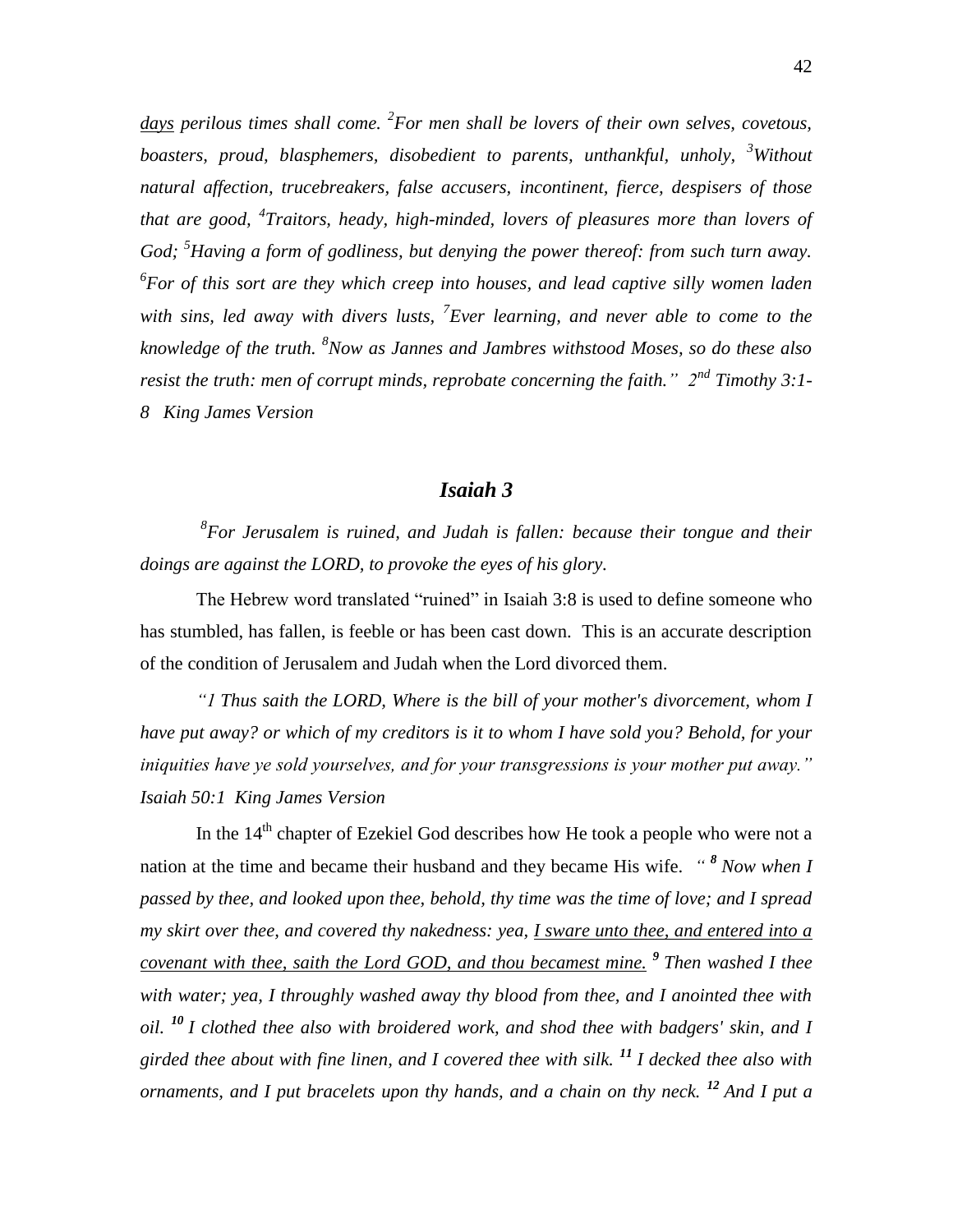*<u>days</u> perilous times shall come. [2]For men shall be lovers of their own selves, covetous, boasters, proud, blasphemers, disobedient to parents, unthankful, unholy, [3]Without natural affection, trucebreakers, false accusers, incontinent, fierce, despisers of those that are good, [4]Traitors, heady, high-minded, lovers of pleasures more than lovers of God; [5]Having a form of godliness, but denying the power thereof: from such turn away. [6]For of this sort are they which creep into houses, and lead captive silly women laden with sins, led away with divers lusts, [7]Ever learning, and never able to come to the knowledge of the truth. [8]Now as Jannes and Jambres withstood Moses, so do these also resist the truth: men of corrupt minds, reprobate concerning the faith." 2nd Timothy 3:1-8 King James Version*

## *Isaiah 3*

*[8]For Jerusalem is ruined, and Judah is fallen: because their tongue and their doings are against the LORD, to provoke the eyes of his glory.*

The Hebrew word translated "ruined" in Isaiah 3:8 is used to define someone who has stumbled, has fallen, is feeble or has been cast down. This is an accurate description of the condition of Jerusalem and Judah when the Lord divorced them.

*"1 Thus saith the LORD, Where is the bill of your mother's divorcement, whom I have put away? or which of my creditors is it to whom I have sold you? Behold, for your iniquities have ye sold yourselves, and for your transgressions is your mother put away." Isaiah 50:1 King James Version*

In the 14th chapter of Ezekiel God describes how He took a people who were not a nation at the time and became their husband and they became His wife. *" **8** Now when I passed by thee, and looked upon thee, behold, thy time was the time of love; and I spread my skirt over thee, and covered thy nakedness: yea, <u>I sware unto thee, and entered into a covenant with thee, saith the Lord GOD, and thou becamest mine.</u> **9** Then washed I thee with water; yea, I throughly washed away thy blood from thee, and I anointed thee with oil. **10** I clothed thee also with broidered work, and shod thee with badgers' skin, and I girded thee about with fine linen, and I covered thee with silk. **11** I decked thee also with ornaments, and I put bracelets upon thy hands, and a chain on thy neck. **12** And I put a*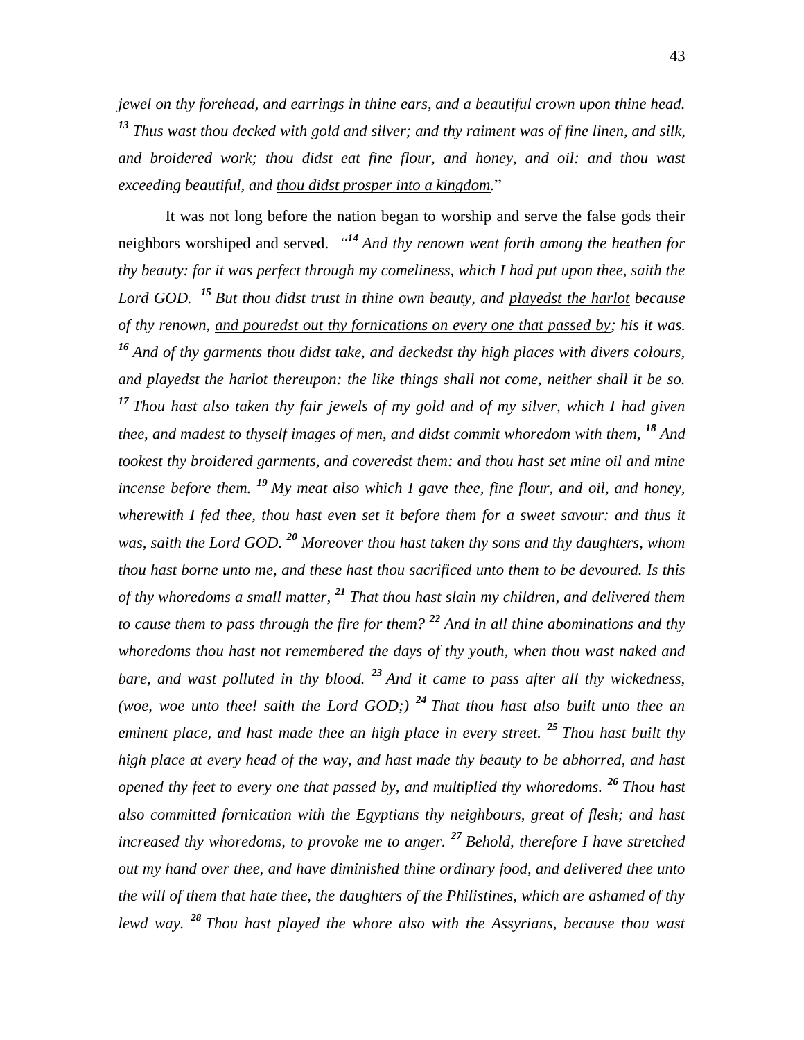*jewel on thy forehead, and earrings in thine ears, and a beautiful crown upon thine head. [13] Thus wast thou decked with gold and silver; and thy raiment was of fine linen, and silk, and broidered work; thou didst eat fine flour, and honey, and oil: and thou wast exceeding beautiful, and <u>thou didst prosper into a kingdom</u>.*"

It was not long before the nation began to worship and serve the false gods their neighbors worshiped and served. "*[14] And thy renown went forth among the heathen for thy beauty: for it was perfect through my comeliness, which I had put upon thee, saith the Lord GOD. [15] But thou didst trust in thine own beauty, and <u>playedst the harlot</u> because of thy renown, <u>and pouredst out thy fornications on every one that passed by</u>; his it was. [16] And of thy garments thou didst take, and deckedst thy high places with divers colours, and playedst the harlot thereupon: the like things shall not come, neither shall it be so. [17] Thou hast also taken thy fair jewels of my gold and of my silver, which I had given thee, and madest to thyself images of men, and didst commit whoredom with them, [18] And tookest thy broidered garments, and coveredst them: and thou hast set mine oil and mine incense before them. [19] My meat also which I gave thee, fine flour, and oil, and honey, wherewith I fed thee, thou hast even set it before them for a sweet savour: and thus it was, saith the Lord GOD. [20] Moreover thou hast taken thy sons and thy daughters, whom thou hast borne unto me, and these hast thou sacrificed unto them to be devoured. Is this of thy whoredoms a small matter, [21] That thou hast slain my children, and delivered them to cause them to pass through the fire for them? [22] And in all thine abominations and thy whoredoms thou hast not remembered the days of thy youth, when thou wast naked and bare, and wast polluted in thy blood. [23] And it came to pass after all thy wickedness, (woe, woe unto thee! saith the Lord GOD;) [24] That thou hast also built unto thee an eminent place, and hast made thee an high place in every street. [25] Thou hast built thy high place at every head of the way, and hast made thy beauty to be abhorred, and hast opened thy feet to every one that passed by, and multiplied thy whoredoms. [26] Thou hast also committed fornication with the Egyptians thy neighbours, great of flesh; and hast increased thy whoredoms, to provoke me to anger. [27] Behold, therefore I have stretched out my hand over thee, and have diminished thine ordinary food, and delivered thee unto the will of them that hate thee, the daughters of the Philistines, which are ashamed of thy lewd way. [28] Thou hast played the whore also with the Assyrians, because thou wast*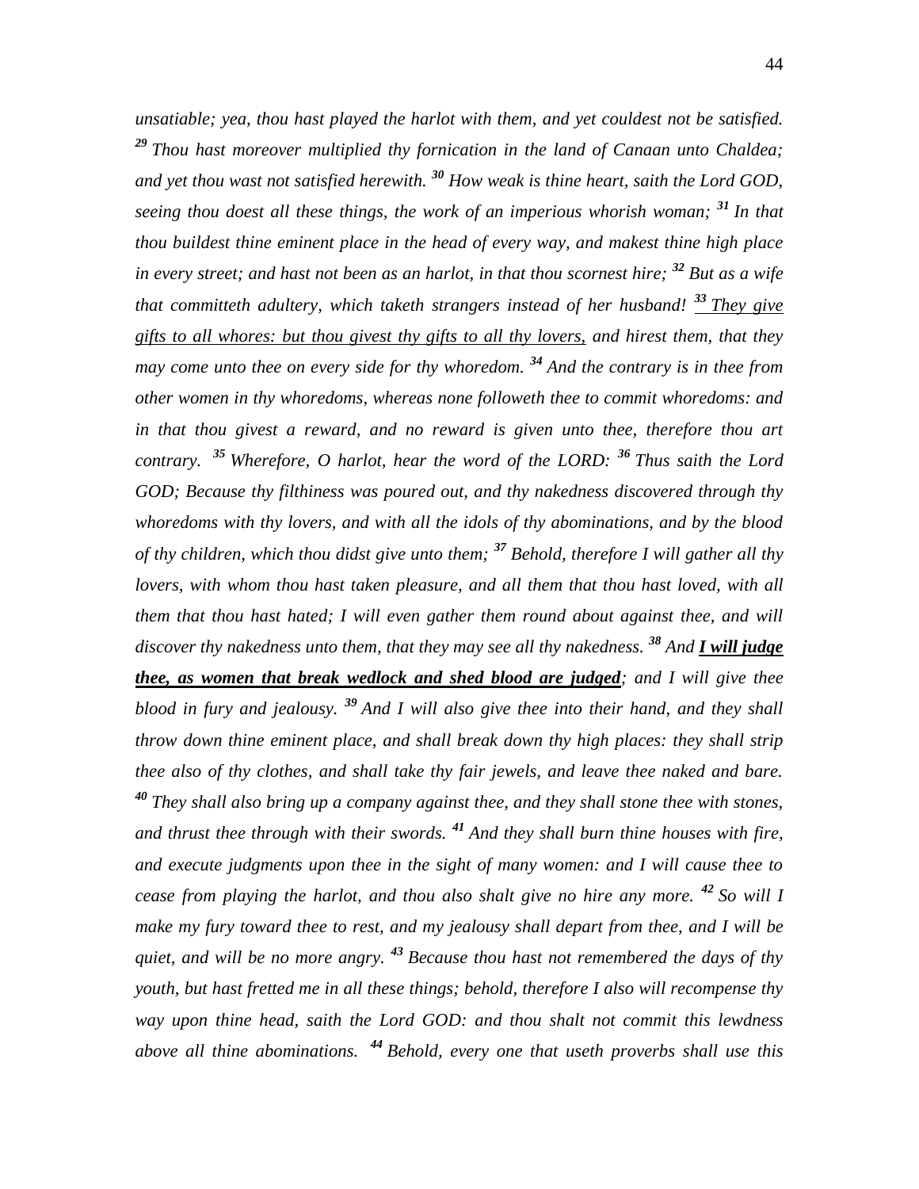*unsatiable; yea, thou hast played the harlot with them, and yet couldest not be satisfied.* [29] *Thou hast moreover multiplied thy fornication in the land of Canaan unto Chaldea; and yet thou wast not satisfied herewith.* [30] *How weak is thine heart, saith the Lord GOD, seeing thou doest all these things, the work of an imperious whorish woman;* [31] *In that thou buildest thine eminent place in the head of every way, and makest thine high place in every street; and hast not been as an harlot, in that thou scornest hire;* [32] *But as a wife that committeth adultery, which taketh strangers instead of her husband!* [33] <u>*They give gifts to all whores: but thou givest thy gifts to all thy lovers,*</u> *and hirest them, that they may come unto thee on every side for thy whoredom.* [34] *And the contrary is in thee from other women in thy whoredoms, whereas none followeth thee to commit whoredoms: and in that thou givest a reward, and no reward is given unto thee, therefore thou art contrary.* [35] *Wherefore, O harlot, hear the word of the LORD:* [36] *Thus saith the Lord GOD; Because thy filthiness was poured out, and thy nakedness discovered through thy whoredoms with thy lovers, and with all the idols of thy abominations, and by the blood of thy children, which thou didst give unto them;* [37] *Behold, therefore I will gather all thy lovers, with whom thou hast taken pleasure, and all them that thou hast loved, with all them that thou hast hated; I will even gather them round about against thee, and will discover thy nakedness unto them, that they may see all thy nakedness.* [38] *And* <u>***I will judge thee, as women that break wedlock and shed blood are judged***</u>*; and I will give thee blood in fury and jealousy.* [39] *And I will also give thee into their hand, and they shall throw down thine eminent place, and shall break down thy high places: they shall strip thee also of thy clothes, and shall take thy fair jewels, and leave thee naked and bare.* [40] *They shall also bring up a company against thee, and they shall stone thee with stones, and thrust thee through with their swords.* [41] *And they shall burn thine houses with fire, and execute judgments upon thee in the sight of many women: and I will cause thee to cease from playing the harlot, and thou also shalt give no hire any more.* [42] *So will I make my fury toward thee to rest, and my jealousy shall depart from thee, and I will be quiet, and will be no more angry.* [43] *Because thou hast not remembered the days of thy youth, but hast fretted me in all these things; behold, therefore I also will recompense thy way upon thine head, saith the Lord GOD: and thou shalt not commit this lewdness above all thine abominations.* [44] *Behold, every one that useth proverbs shall use this*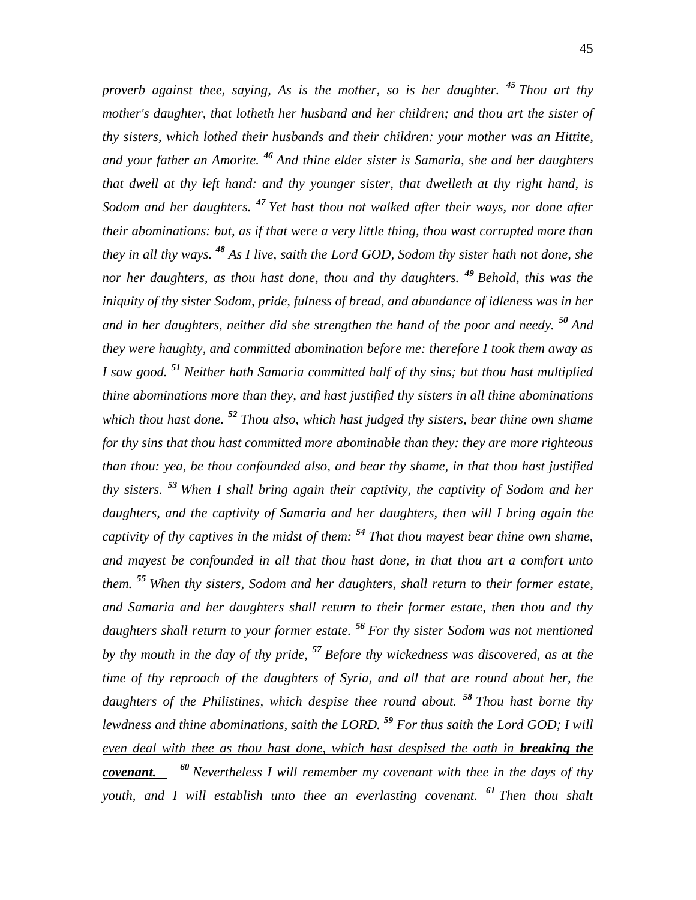*proverb against thee, saying, As is the mother, so is her daughter.* [45] *Thou art thy mother's daughter, that lotheth her husband and her children; and thou art the sister of thy sisters, which lothed their husbands and their children: your mother was an Hittite, and your father an Amorite.* [46] *And thine elder sister is Samaria, she and her daughters that dwell at thy left hand: and thy younger sister, that dwelleth at thy right hand, is Sodom and her daughters.* [47] *Yet hast thou not walked after their ways, nor done after their abominations: but, as if that were a very little thing, thou wast corrupted more than they in all thy ways.* [48] *As I live, saith the Lord GOD, Sodom thy sister hath not done, she nor her daughters, as thou hast done, thou and thy daughters.* [49] *Behold, this was the iniquity of thy sister Sodom, pride, fulness of bread, and abundance of idleness was in her and in her daughters, neither did she strengthen the hand of the poor and needy.* [50] *And they were haughty, and committed abomination before me: therefore I took them away as I saw good.* [51] *Neither hath Samaria committed half of thy sins; but thou hast multiplied thine abominations more than they, and hast justified thy sisters in all thine abominations which thou hast done.* [52] *Thou also, which hast judged thy sisters, bear thine own shame for thy sins that thou hast committed more abominable than they: they are more righteous than thou: yea, be thou confounded also, and bear thy shame, in that thou hast justified thy sisters.* [53] *When I shall bring again their captivity, the captivity of Sodom and her daughters, and the captivity of Samaria and her daughters, then will I bring again the captivity of thy captives in the midst of them:* [54] *That thou mayest bear thine own shame, and mayest be confounded in all that thou hast done, in that thou art a comfort unto them.* [55] *When thy sisters, Sodom and her daughters, shall return to their former estate, and Samaria and her daughters shall return to their former estate, then thou and thy daughters shall return to your former estate.* [56] *For thy sister Sodom was not mentioned by thy mouth in the day of thy pride,* [57] *Before thy wickedness was discovered, as at the time of thy reproach of the daughters of Syria, and all that are round about her, the daughters of the Philistines, which despise thee round about.* [58] *Thou hast borne thy lewdness and thine abominations, saith the LORD.* [59] *For thus saith the Lord GOD; I will even deal with thee as thou hast done, which hast despised the oath in* ***breaking the covenant.*** [60] *Nevertheless I will remember my covenant with thee in the days of thy youth, and I will establish unto thee an everlasting covenant.* [61] *Then thou shalt*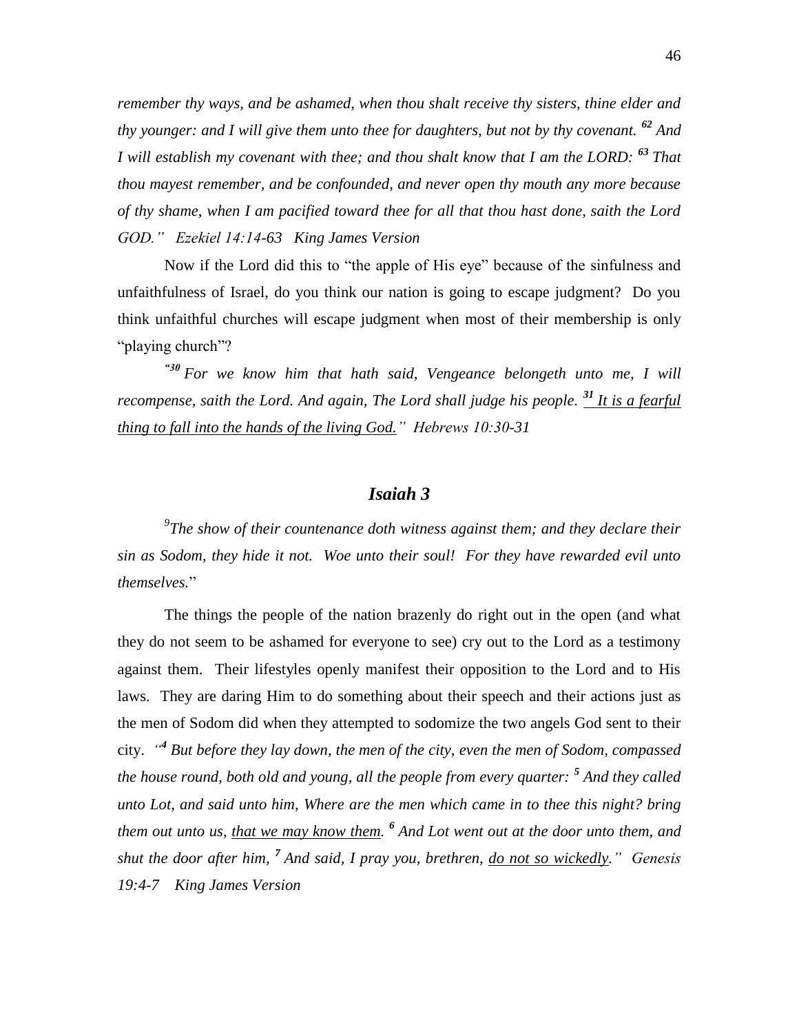*remember thy ways, and be ashamed, when thou shalt receive thy sisters, thine elder and thy younger: and I will give them unto thee for daughters, but not by thy covenant. [62] And I will establish my covenant with thee; and thou shalt know that I am the LORD: [63] That thou mayest remember, and be confounded, and never open thy mouth any more because of thy shame, when I am pacified toward thee for all that thou hast done, saith the Lord GOD." Ezekiel 14:14-63 King James Version*

Now if the Lord did this to "the apple of His eye" because of the sinfulness and unfaithfulness of Israel, do you think our nation is going to escape judgment? Do you think unfaithful churches will escape judgment when most of their membership is only "playing church"?

*"[30] For we know him that hath said, Vengeance belongeth unto me, I will recompense, saith the Lord. And again, The Lord shall judge his people. <u>[31] It is a fearful thing to fall into the hands of the living God.</u>" Hebrews 10:30-31*

## *Isaiah 3*

*[9]The show of their countenance doth witness against them; and they declare their sin as Sodom, they hide it not. Woe unto their soul! For they have rewarded evil unto themselves.*"

The things the people of the nation brazenly do right out in the open (and what they do not seem to be ashamed for everyone to see) cry out to the Lord as a testimony against them. Their lifestyles openly manifest their opposition to the Lord and to His laws. They are daring Him to do something about their speech and their actions just as the men of Sodom did when they attempted to sodomize the two angels God sent to their city. *"[4] But before they lay down, the men of the city, even the men of Sodom, compassed the house round, both old and young, all the people from every quarter: [5] And they called unto Lot, and said unto him, Where are the men which came in to thee this night? bring them out unto us, <u>that we may know them</u>. [6] And Lot went out at the door unto them, and shut the door after him, [7] And said, I pray you, brethren, <u>do not so wickedly</u>." Genesis 19:4-7 King James Version*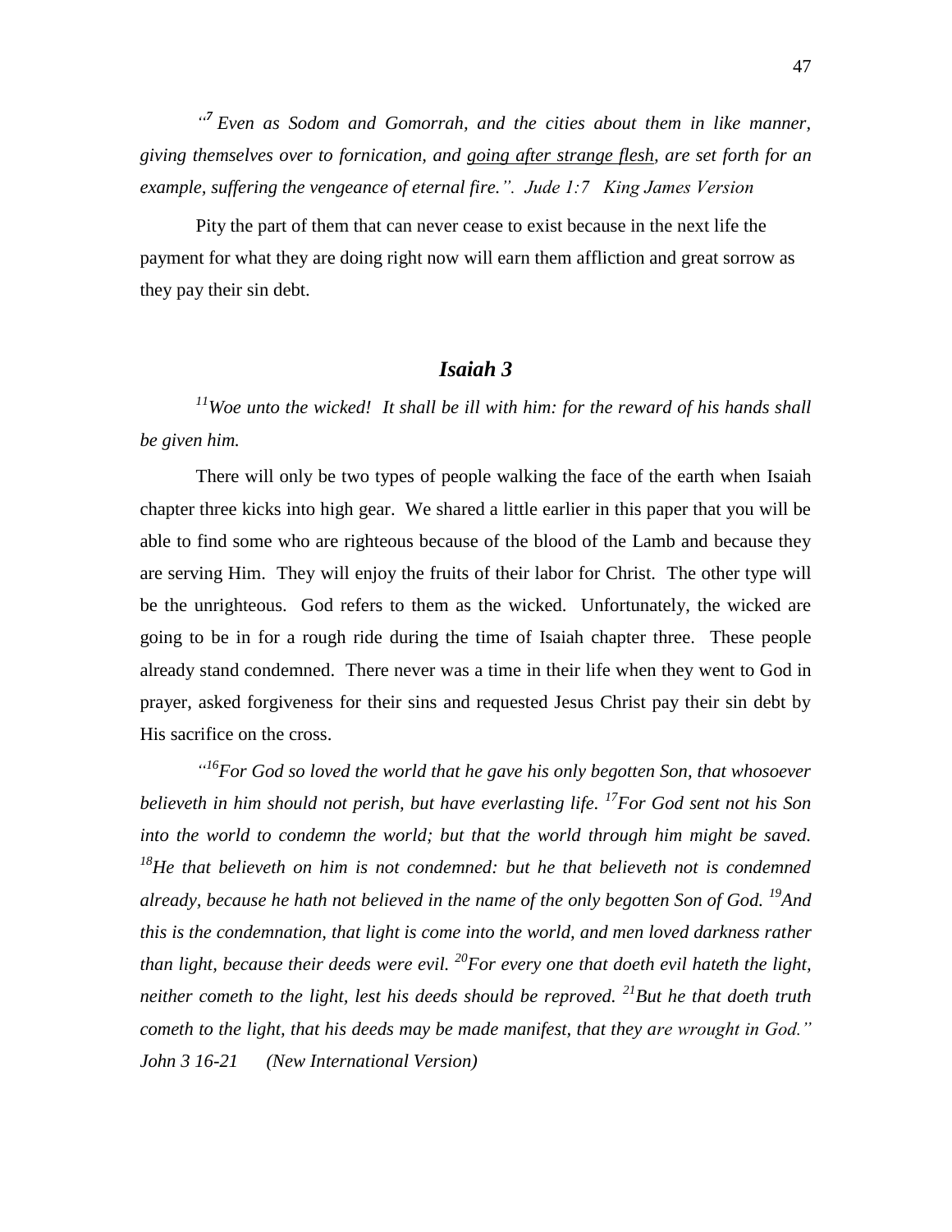*"[7] Even as Sodom and Gomorrah, and the cities about them in like manner, giving themselves over to fornication, and going after strange flesh, are set forth for an example, suffering the vengeance of eternal fire.". Jude 1:7 King James Version*

Pity the part of them that can never cease to exist because in the next life the payment for what they are doing right now will earn them affliction and great sorrow as they pay their sin debt.

## *Isaiah 3*

*[11]Woe unto the wicked! It shall be ill with him: for the reward of his hands shall be given him.*

There will only be two types of people walking the face of the earth when Isaiah chapter three kicks into high gear. We shared a little earlier in this paper that you will be able to find some who are righteous because of the blood of the Lamb and because they are serving Him. They will enjoy the fruits of their labor for Christ. The other type will be the unrighteous. God refers to them as the wicked. Unfortunately, the wicked are going to be in for a rough ride during the time of Isaiah chapter three. These people already stand condemned. There never was a time in their life when they went to God in prayer, asked forgiveness for their sins and requested Jesus Christ pay their sin debt by His sacrifice on the cross.

*"[16]For God so loved the world that he gave his only begotten Son, that whosoever believeth in him should not perish, but have everlasting life. [17]For God sent not his Son into the world to condemn the world; but that the world through him might be saved. [18]He that believeth on him is not condemned: but he that believeth not is condemned already, because he hath not believed in the name of the only begotten Son of God. [19]And this is the condemnation, that light is come into the world, and men loved darkness rather than light, because their deeds were evil. [20]For every one that doeth evil hateth the light, neither cometh to the light, lest his deeds should be reproved. [21]But he that doeth truth cometh to the light, that his deeds may be made manifest, that they are wrought in God." John 3 16-21 (New International Version)*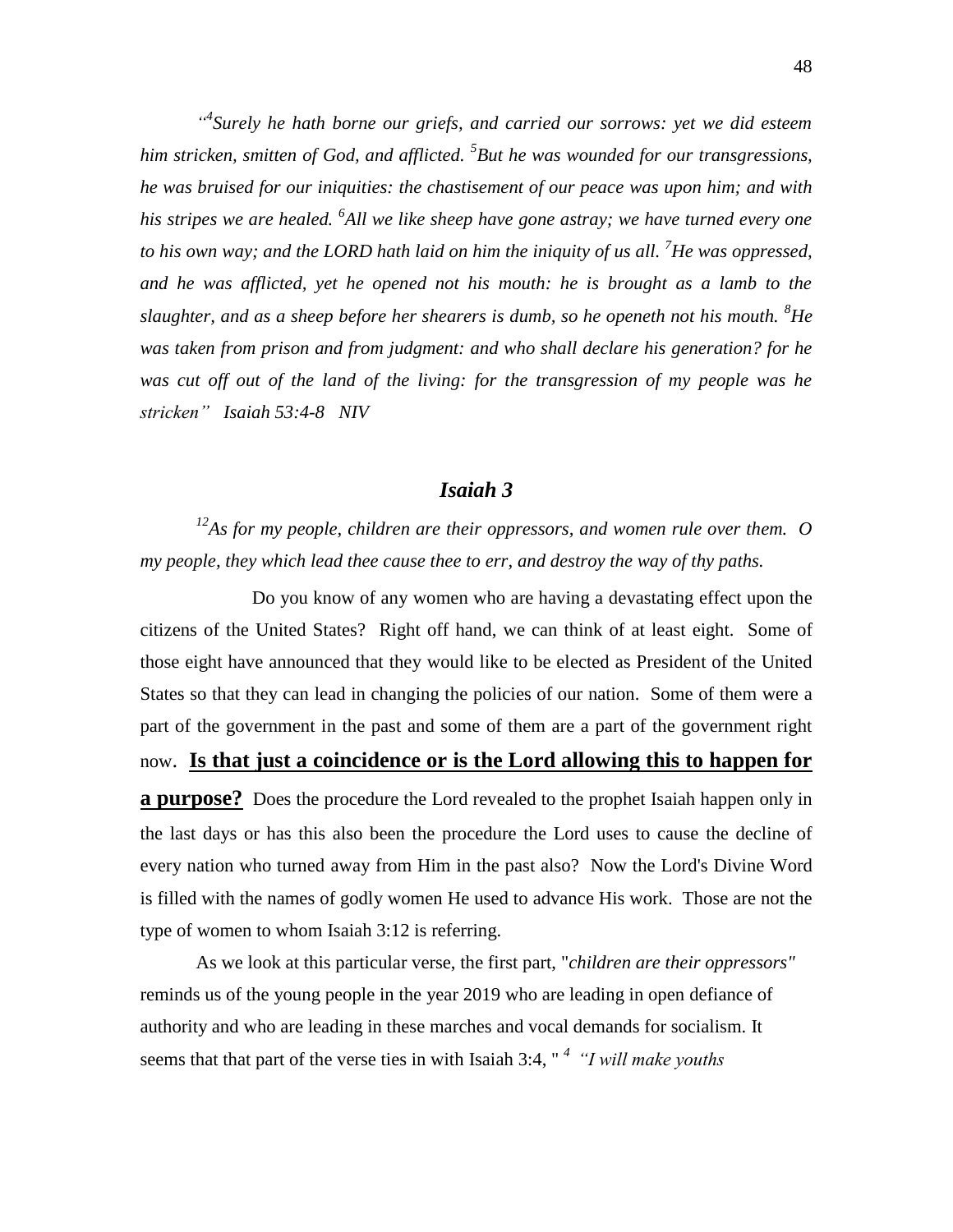*"[4]Surely he hath borne our griefs, and carried our sorrows: yet we did esteem him stricken, smitten of God, and afflicted. [5]But he was wounded for our transgressions, he was bruised for our iniquities: the chastisement of our peace was upon him; and with his stripes we are healed. [6]All we like sheep have gone astray; we have turned every one to his own way; and the LORD hath laid on him the iniquity of us all. [7]He was oppressed, and he was afflicted, yet he opened not his mouth: he is brought as a lamb to the slaughter, and as a sheep before her shearers is dumb, so he openeth not his mouth. [8]He was taken from prison and from judgment: and who shall declare his generation? for he was cut off out of the land of the living: for the transgression of my people was he stricken" Isaiah 53:4-8 NIV*

## *Isaiah 3*

*[12]As for my people, children are their oppressors, and women rule over them. O my people, they which lead thee cause thee to err, and destroy the way of thy paths.*

Do you know of any women who are having a devastating effect upon the citizens of the United States? Right off hand, we can think of at least eight. Some of those eight have announced that they would like to be elected as President of the United States so that they can lead in changing the policies of our nation. Some of them were a part of the government in the past and some of them are a part of the government right now. **Is that just a coincidence or is the Lord allowing this to happen for a purpose?** Does the procedure the Lord revealed to the prophet Isaiah happen only in the last days or has this also been the procedure the Lord uses to cause the decline of every nation who turned away from Him in the past also? Now the Lord's Divine Word is filled with the names of godly women He used to advance His work. Those are not the type of women to whom Isaiah 3:12 is referring.

As we look at this particular verse, the first part, "*children are their oppressors"* reminds us of the young people in the year 2019 who are leading in open defiance of authority and who are leading in these marches and vocal demands for socialism. It seems that that part of the verse ties in with Isaiah 3:4, " [4] *"I will make youths*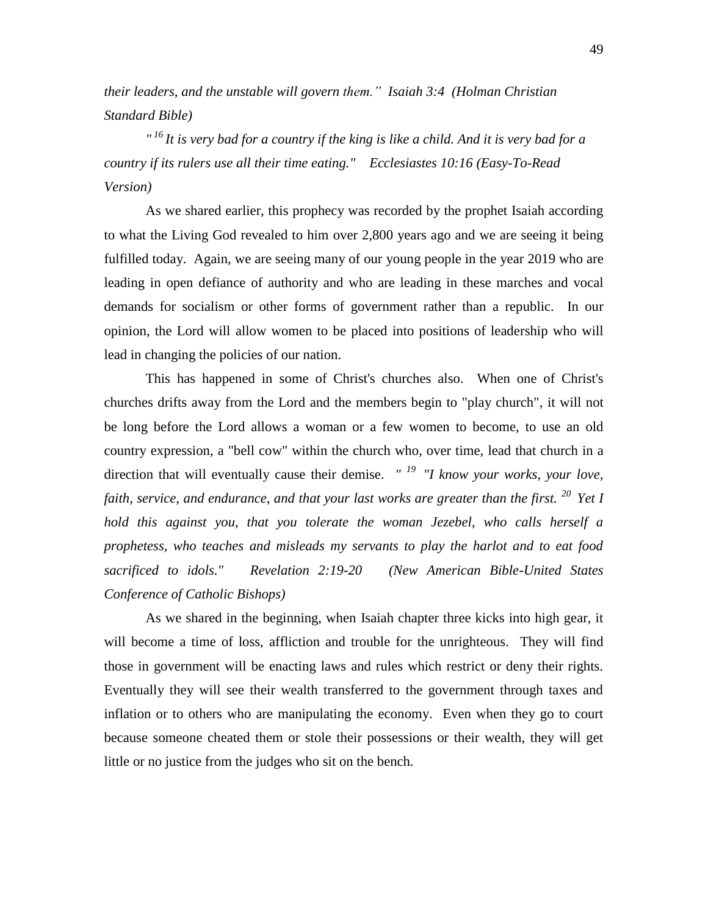*their leaders, and the unstable will govern them." Isaiah 3:4 (Holman Christian Standard Bible)*

*"[16] It is very bad for a country if the king is like a child. And it is very bad for a country if its rulers use all their time eating." Ecclesiastes 10:16 (Easy-To-Read Version)*

As we shared earlier, this prophecy was recorded by the prophet Isaiah according to what the Living God revealed to him over 2,800 years ago and we are seeing it being fulfilled today. Again, we are seeing many of our young people in the year 2019 who are leading in open defiance of authority and who are leading in these marches and vocal demands for socialism or other forms of government rather than a republic. In our opinion, the Lord will allow women to be placed into positions of leadership who will lead in changing the policies of our nation.

This has happened in some of Christ's churches also. When one of Christ's churches drifts away from the Lord and the members begin to "play church", it will not be long before the Lord allows a woman or a few women to become, to use an old country expression, a "bell cow" within the church who, over time, lead that church in a direction that will eventually cause their demise. *"[19] "I know your works, your love, faith, service, and endurance, and that your last works are greater than the first. [20] Yet I hold this against you, that you tolerate the woman Jezebel, who calls herself a prophetess, who teaches and misleads my servants to play the harlot and to eat food sacrificed to idols." Revelation 2:19-20 (New American Bible-United States Conference of Catholic Bishops)*

As we shared in the beginning, when Isaiah chapter three kicks into high gear, it will become a time of loss, affliction and trouble for the unrighteous. They will find those in government will be enacting laws and rules which restrict or deny their rights. Eventually they will see their wealth transferred to the government through taxes and inflation or to others who are manipulating the economy. Even when they go to court because someone cheated them or stole their possessions or their wealth, they will get little or no justice from the judges who sit on the bench.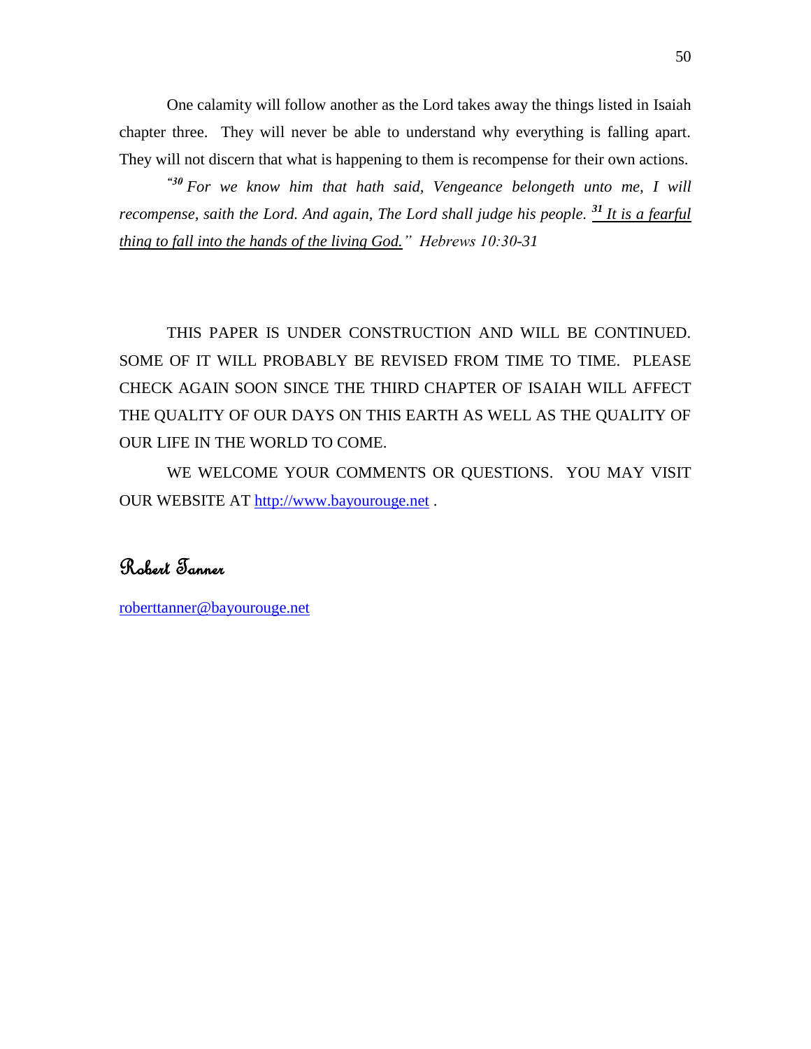One calamity will follow another as the Lord takes away the things listed in Isaiah chapter three. They will never be able to understand why everything is falling apart. They will not discern that what is happening to them is recompense for their own actions.

*"[30] For we know him that hath said, Vengeance belongeth unto me, I will recompense, saith the Lord. And again, The Lord shall judge his people. [31] <u>It is a fearful thing to fall into the hands of the living God.</u>" Hebrews 10:30-31*

THIS PAPER IS UNDER CONSTRUCTION AND WILL BE CONTINUED. SOME OF IT WILL PROBABLY BE REVISED FROM TIME TO TIME. PLEASE CHECK AGAIN SOON SINCE THE THIRD CHAPTER OF ISAIAH WILL AFFECT THE QUALITY OF OUR DAYS ON THIS EARTH AS WELL AS THE QUALITY OF OUR LIFE IN THE WORLD TO COME.

WE WELCOME YOUR COMMENTS OR QUESTIONS. YOU MAY VISIT OUR WEBSITE AT http://www.bayourouge.net .

Robert Tanner

roberttanner@bayourouge.net